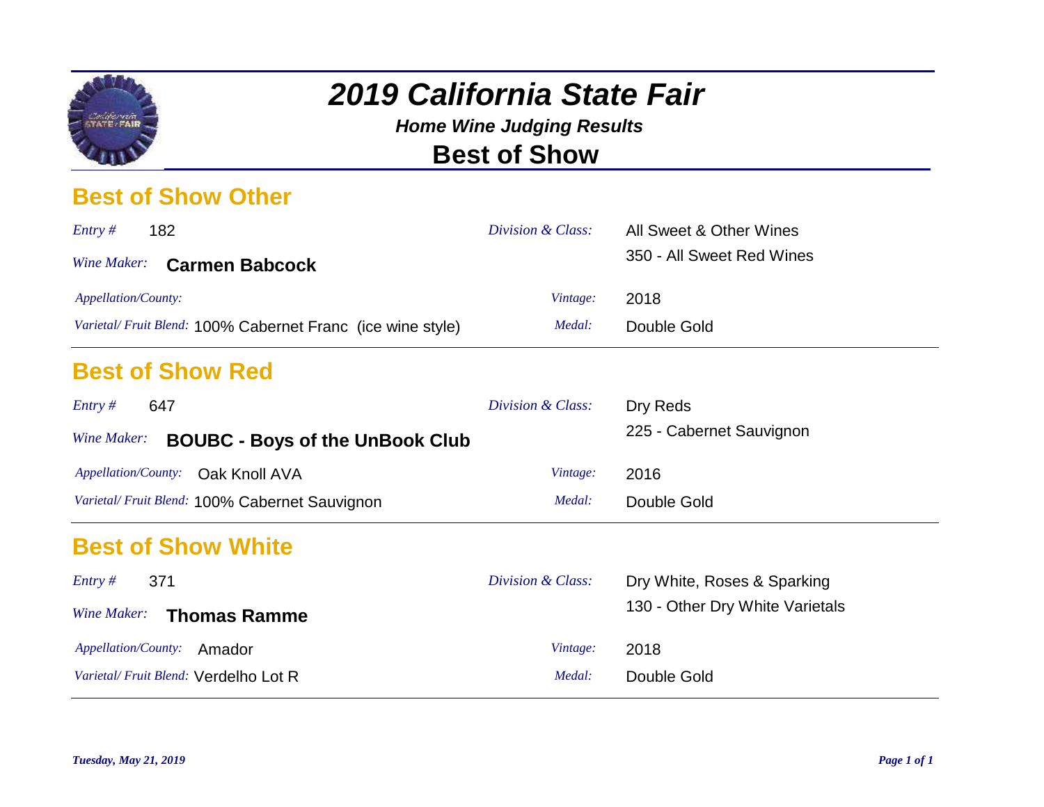# *2019 California State Fair*

### *Home Wine Judging Results*

## Best of Show

## Best of Show Other

*Entry #* 182

*Wine Maker:* **Carmen Babcock**

*Appellation/County:*

*Varietal/ Fruit Blend:* 100% Cabernet Franc (ice wine style)

*Division & Class:* All Sweet & Other Wines
350 - All Sweet Red Wines

*Vintage:* 2018

*Medal:* Double Gold

---

## Best of Show Red

*Entry #* 647

*Wine Maker:* **BOUBC - Boys of the UnBook Club**

*Appellation/County:* Oak Knoll AVA

*Varietal/ Fruit Blend:* 100% Cabernet Sauvignon

*Division & Class:* Dry Reds
225 - Cabernet Sauvignon

*Vintage:* 2016

*Medal:* Double Gold

---

## Best of Show White

*Entry #* 371

*Wine Maker:* **Thomas Ramme**

*Appellation/County:* Amador

*Varietal/ Fruit Blend:* Verdelho Lot R

*Division & Class:* Dry White, Roses & Sparking
130 - Other Dry White Varietals

*Vintage:* 2018

*Medal:* Double Gold

---

***Tuesday, May 21, 2019***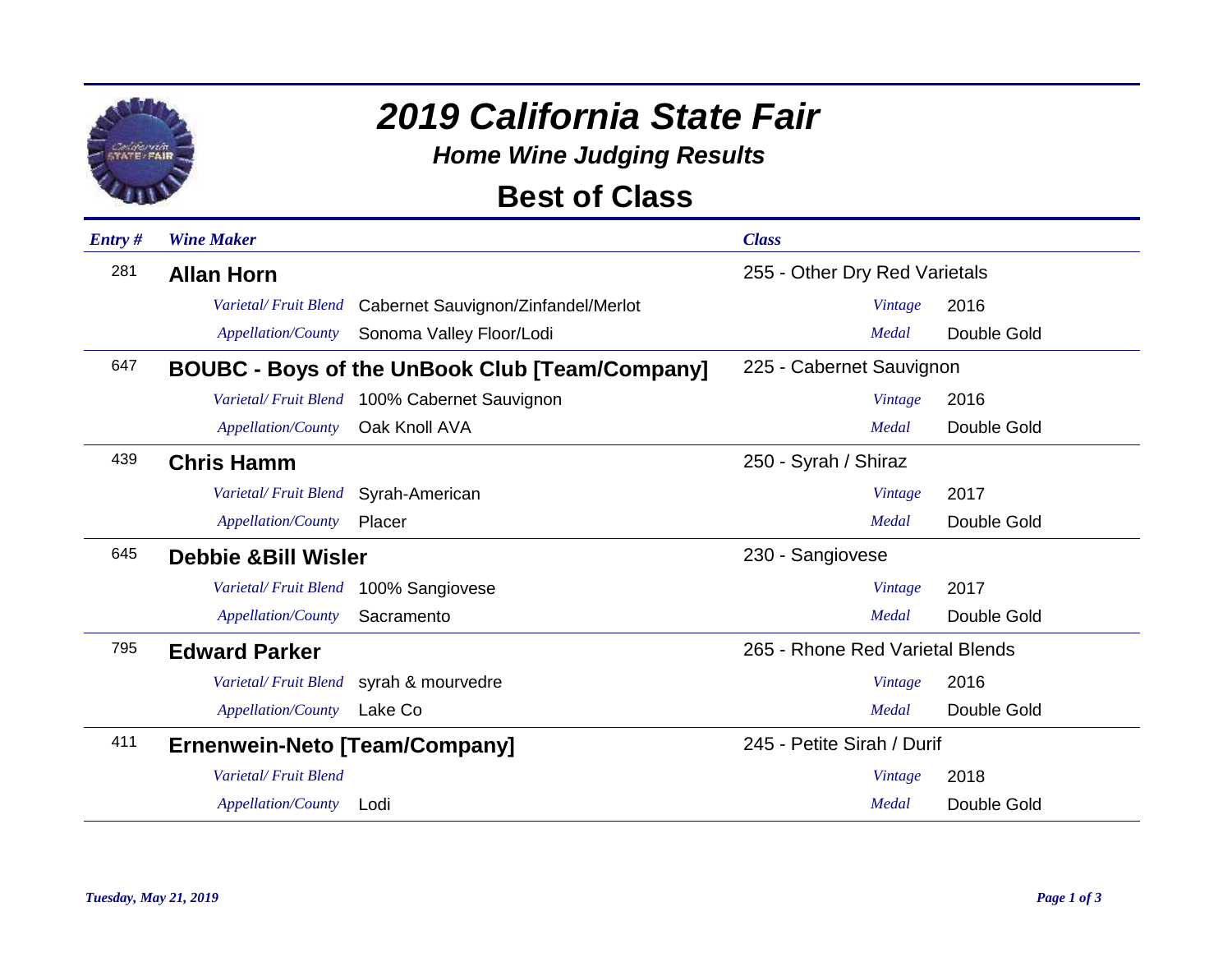# 2019 California State Fair

## Home Wine Judging Results

## Best of Class

| Entry # | Wine Maker | | Class | | |
|---|---|---|---|---|---|
| 281 | **Allan Horn** | | 255 - Other Dry Red Varietals | | |
| | *Varietal/ Fruit Blend* | Cabernet Sauvignon/Zinfandel/Merlot | | *Vintage* | 2016 |
| | *Appellation/County* | Sonoma Valley Floor/Lodi | | *Medal* | Double Gold |
| 647 | **BOUBC - Boys of the UnBook Club [Team/Company]** | | 225 - Cabernet Sauvignon | | |
| | *Varietal/ Fruit Blend* | 100% Cabernet Sauvignon | | *Vintage* | 2016 |
| | *Appellation/County* | Oak Knoll AVA | | *Medal* | Double Gold |
| 439 | **Chris Hamm** | | 250 - Syrah / Shiraz | | |
| | *Varietal/ Fruit Blend* | Syrah-American | | *Vintage* | 2017 |
| | *Appellation/County* | Placer | | *Medal* | Double Gold |
| 645 | **Debbie &Bill Wisler** | | 230 - Sangiovese | | |
| | *Varietal/ Fruit Blend* | 100% Sangiovese | | *Vintage* | 2017 |
| | *Appellation/County* | Sacramento | | *Medal* | Double Gold |
| 795 | **Edward Parker** | | 265 - Rhone Red Varietal Blends | | |
| | *Varietal/ Fruit Blend* | syrah & mourvedre | | *Vintage* | 2016 |
| | *Appellation/County* | Lake Co | | *Medal* | Double Gold |
| 411 | **Ernenwein-Neto [Team/Company]** | | 245 - Petite Sirah / Durif | | |
| | *Varietal/ Fruit Blend* | | | *Vintage* | 2018 |
| | *Appellation/County* | Lodi | | *Medal* | Double Gold |

*Tuesday, May 21, 2019*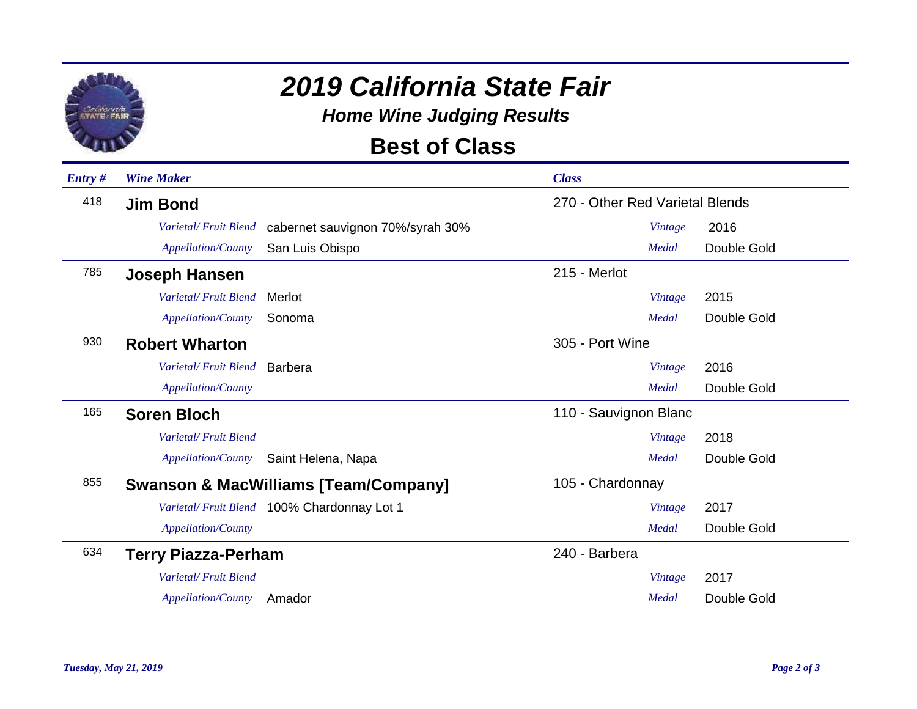# 2019 California State Fair

## Home Wine Judging Results

## Best of Class

| Entry # | Wine Maker | | Class | | |
|---|---|---|---|---|---|
| 418 | **Jim Bond** | | 270 - Other Red Varietal Blends | | |
| | *Varietal/ Fruit Blend* | cabernet sauvignon 70%/syrah 30% | | *Vintage* | 2016 |
| | *Appellation/County* | San Luis Obispo | | *Medal* | Double Gold |
| 785 | **Joseph Hansen** | | 215 - Merlot | | |
| | *Varietal/ Fruit Blend* | Merlot | | *Vintage* | 2015 |
| | *Appellation/County* | Sonoma | | *Medal* | Double Gold |
| 930 | **Robert Wharton** | | 305 - Port Wine | | |
| | *Varietal/ Fruit Blend* | Barbera | | *Vintage* | 2016 |
| | *Appellation/County* | | | *Medal* | Double Gold |
| 165 | **Soren Bloch** | | 110 - Sauvignon Blanc | | |
| | *Varietal/ Fruit Blend* | | | *Vintage* | 2018 |
| | *Appellation/County* | Saint Helena, Napa | | *Medal* | Double Gold |
| 855 | **Swanson & MacWilliams [Team/Company]** | | 105 - Chardonnay | | |
| | *Varietal/ Fruit Blend* | 100% Chardonnay Lot 1 | | *Vintage* | 2017 |
| | *Appellation/County* | | | *Medal* | Double Gold |
| 634 | **Terry Piazza-Perham** | | 240 - Barbera | | |
| | *Varietal/ Fruit Blend* | | | *Vintage* | 2017 |
| | *Appellation/County* | Amador | | *Medal* | Double Gold |

*Tuesday, May 21, 2019*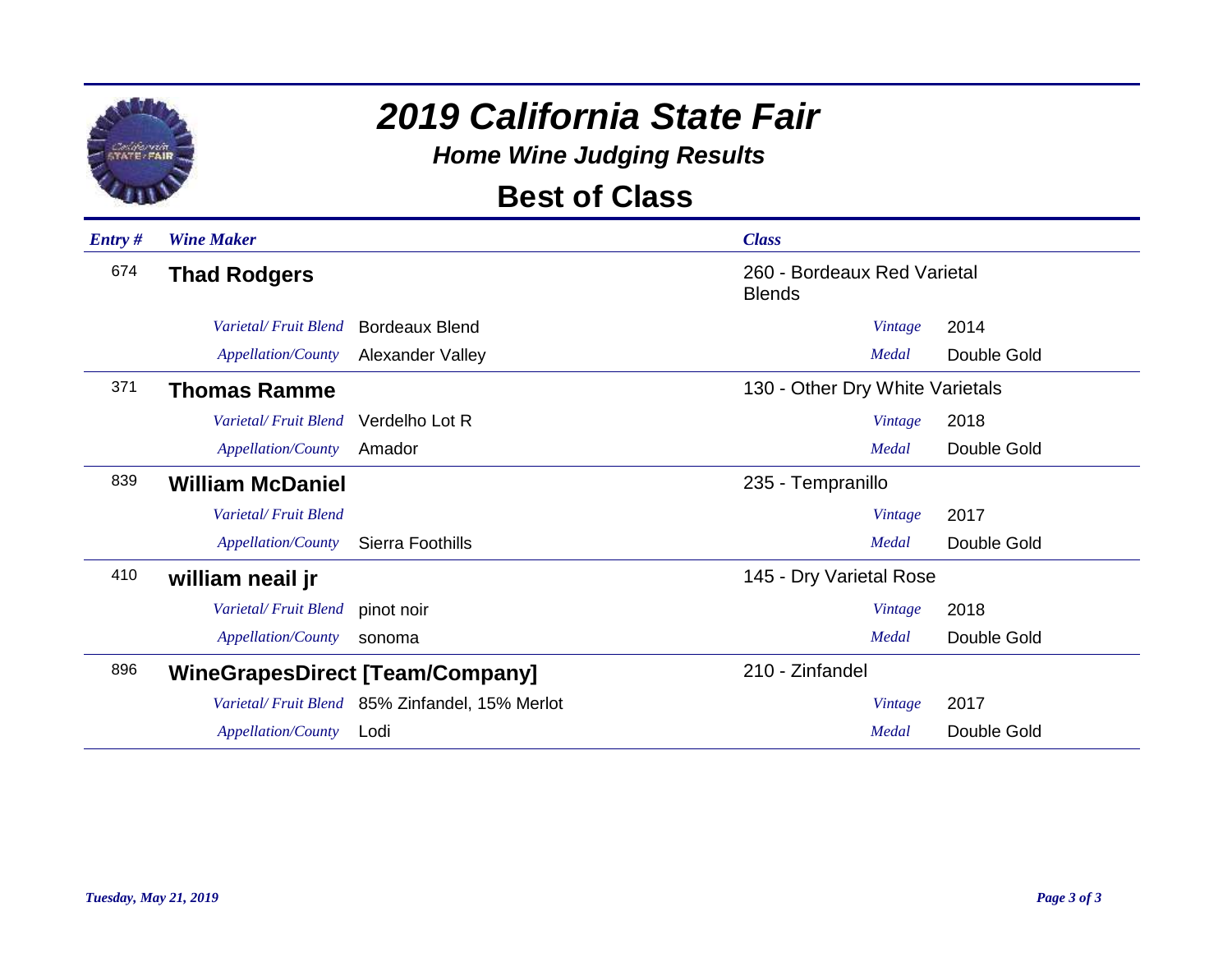# 2019 California State Fair

### Home Wine Judging Results

## Best of Class

| Entry # | Wine Maker | Varietal/ Fruit Blend | Appellation/County | Class | Vintage | Medal |
|---|---|---|---|---|---|---|
| 674 | **Thad Rodgers** | Bordeaux Blend | Alexander Valley | 260 - Bordeaux Red Varietal Blends | 2014 | Double Gold |
| 371 | **Thomas Ramme** | Verdelho Lot R | Amador | 130 - Other Dry White Varietals | 2018 | Double Gold |
| 839 | **William McDaniel** | | Sierra Foothills | 235 - Tempranillo | 2017 | Double Gold |
| 410 | **william neail jr** | pinot noir | sonoma | 145 - Dry Varietal Rose | 2018 | Double Gold |
| 896 | **WineGrapesDirect [Team/Company]** | 85% Zinfandel, 15% Merlot | Lodi | 210 - Zinfandel | 2017 | Double Gold |

*Tuesday, May 21, 2019*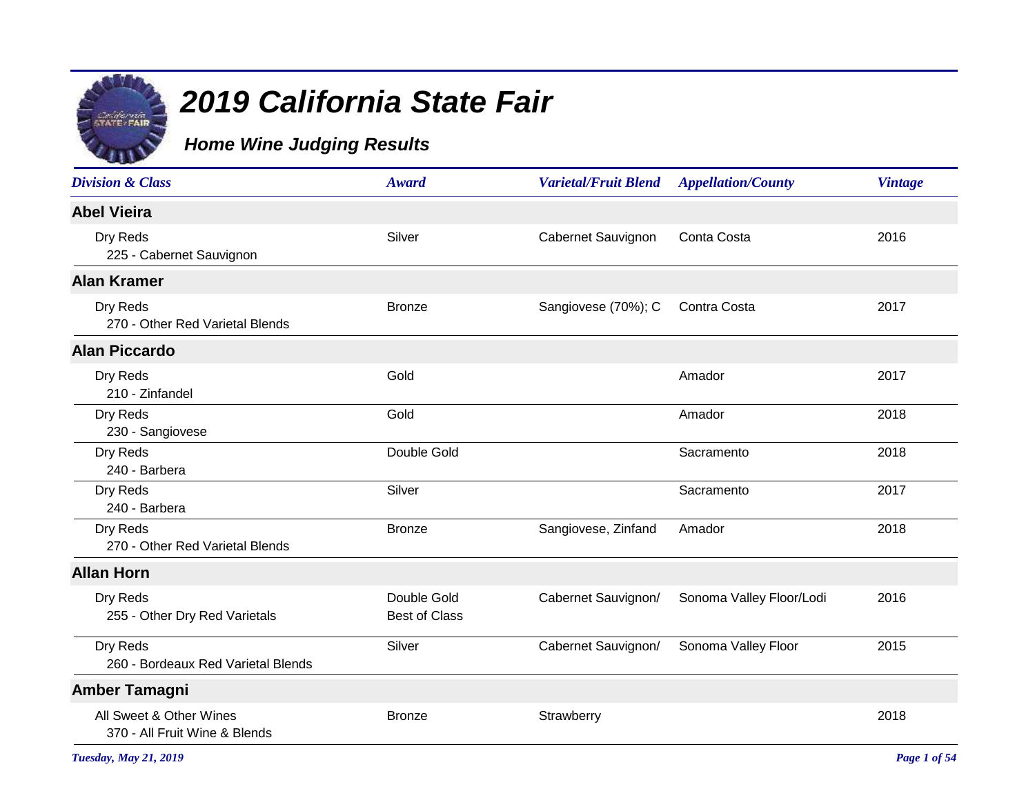# 2019 California State Fair

## Home Wine Judging Results

| Division & Class | Award | Varietal/Fruit Blend | Appellation/County | Vintage |
|---|---|---|---|---|
| **Abel Vieira** | | | | |
| Dry Reds<br>225 - Cabernet Sauvignon | Silver | Cabernet Sauvignon | Conta Costa | 2016 |
| **Alan Kramer** | | | | |
| Dry Reds<br>270 - Other Red Varietal Blends | Bronze | Sangiovese (70%); C | Contra Costa | 2017 |
| **Alan Piccardo** | | | | |
| Dry Reds<br>210 - Zinfandel | Gold | | Amador | 2017 |
| Dry Reds<br>230 - Sangiovese | Gold | | Amador | 2018 |
| Dry Reds<br>240 - Barbera | Double Gold | | Sacramento | 2018 |
| Dry Reds<br>240 - Barbera | Silver | | Sacramento | 2017 |
| Dry Reds<br>270 - Other Red Varietal Blends | Bronze | Sangiovese, Zinfand | Amador | 2018 |
| **Allan Horn** | | | | |
| Dry Reds<br>255 - Other Dry Red Varietals | Double Gold<br>Best of Class | Cabernet Sauvignon/ | Sonoma Valley Floor/Lodi | 2016 |
| Dry Reds<br>260 - Bordeaux Red Varietal Blends | Silver | Cabernet Sauvignon/ | Sonoma Valley Floor | 2015 |
| **Amber Tamagni** | | | | |
| All Sweet & Other Wines<br>370 - All Fruit Wine & Blends | Bronze | Strawberry | | 2018 |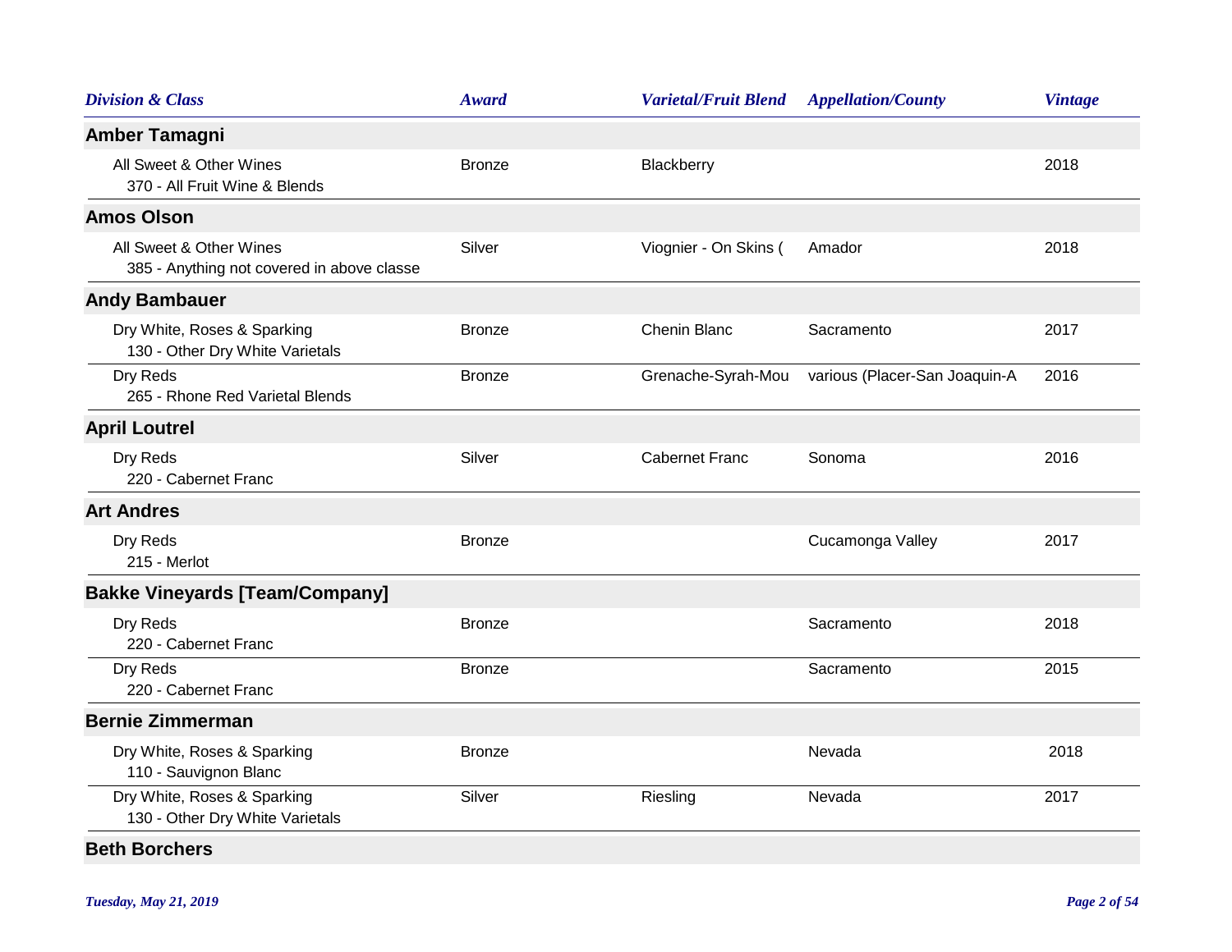| Division & Class | Award | Varietal/Fruit Blend | Appellation/County | Vintage |
|---|---|---|---|---|
| **Amber Tamagni** | | | | |
| All Sweet & Other Wines<br>370 - All Fruit Wine & Blends | Bronze | Blackberry | | 2018 |
| **Amos Olson** | | | | |
| All Sweet & Other Wines<br>385 - Anything not covered in above classe | Silver | Viognier - On Skins ( | Amador | 2018 |
| **Andy Bambauer** | | | | |
| Dry White, Roses & Sparking<br>130 - Other Dry White Varietals | Bronze | Chenin Blanc | Sacramento | 2017 |
| Dry Reds<br>265 - Rhone Red Varietal Blends | Bronze | Grenache-Syrah-Mou | various (Placer-San Joaquin-A | 2016 |
| **April Loutrel** | | | | |
| Dry Reds<br>220 - Cabernet Franc | Silver | Cabernet Franc | Sonoma | 2016 |
| **Art Andres** | | | | |
| Dry Reds<br>215 - Merlot | Bronze | | Cucamonga Valley | 2017 |
| **Bakke Vineyards [Team/Company]** | | | | |
| Dry Reds<br>220 - Cabernet Franc | Bronze | | Sacramento | 2018 |
| Dry Reds<br>220 - Cabernet Franc | Bronze | | Sacramento | 2015 |
| **Bernie Zimmerman** | | | | |
| Dry White, Roses & Sparking<br>110 - Sauvignon Blanc | Bronze | | Nevada | 2018 |
| Dry White, Roses & Sparking<br>130 - Other Dry White Varietals | Silver | Riesling | Nevada | 2017 |
| **Beth Borchers** | | | | |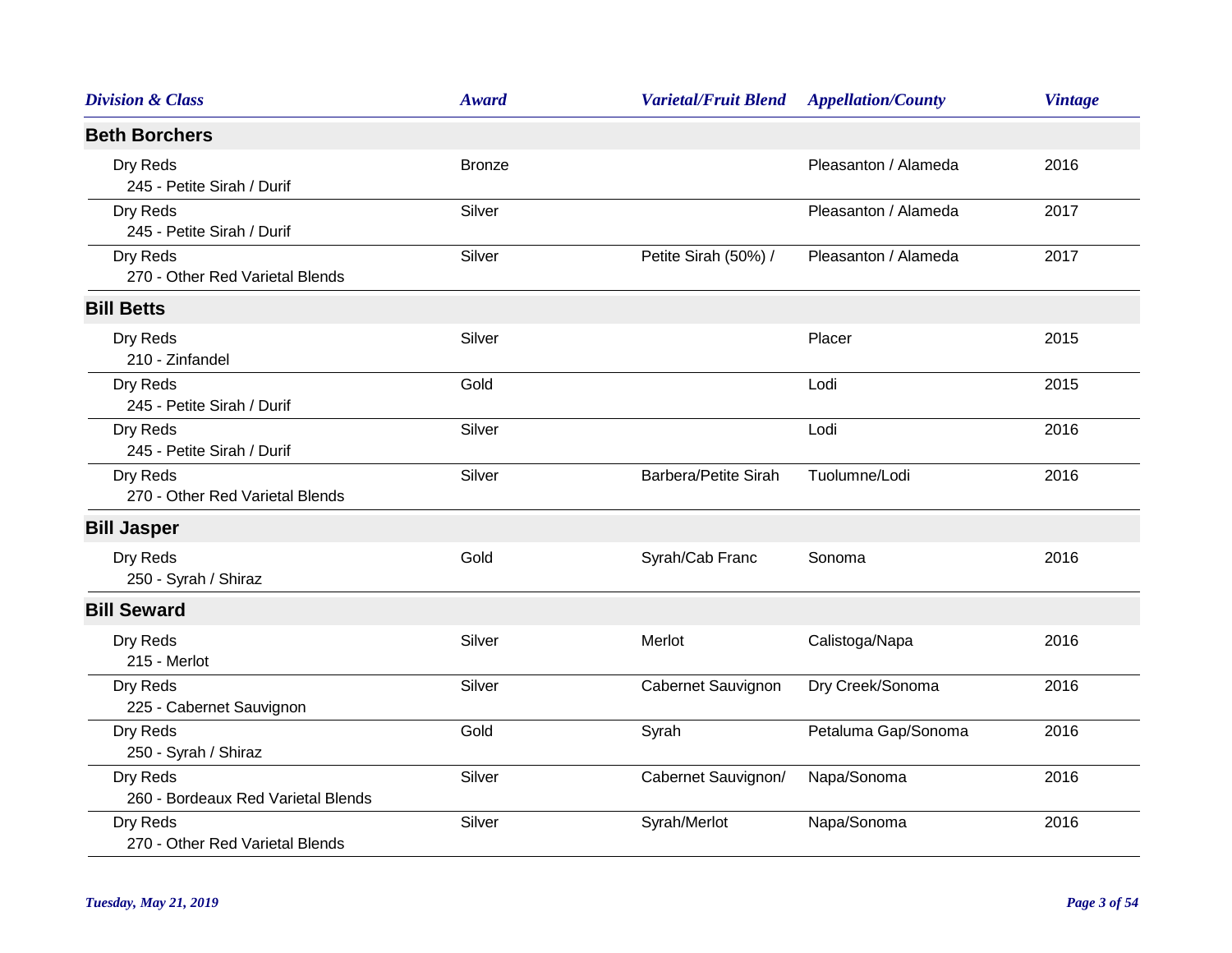| Division & Class | Award | Varietal/Fruit Blend | Appellation/County | Vintage |
|---|---|---|---|---|
| **Beth Borchers** | | | | |
| Dry Reds<br>245 - Petite Sirah / Durif | Bronze | | Pleasanton / Alameda | 2016 |
| Dry Reds<br>245 - Petite Sirah / Durif | Silver | | Pleasanton / Alameda | 2017 |
| Dry Reds<br>270 - Other Red Varietal Blends | Silver | Petite Sirah (50%) / | Pleasanton / Alameda | 2017 |
| **Bill Betts** | | | | |
| Dry Reds<br>210 - Zinfandel | Silver | | Placer | 2015 |
| Dry Reds<br>245 - Petite Sirah / Durif | Gold | | Lodi | 2015 |
| Dry Reds<br>245 - Petite Sirah / Durif | Silver | | Lodi | 2016 |
| Dry Reds<br>270 - Other Red Varietal Blends | Silver | Barbera/Petite Sirah | Tuolumne/Lodi | 2016 |
| **Bill Jasper** | | | | |
| Dry Reds<br>250 - Syrah / Shiraz | Gold | Syrah/Cab Franc | Sonoma | 2016 |
| **Bill Seward** | | | | |
| Dry Reds<br>215 - Merlot | Silver | Merlot | Calistoga/Napa | 2016 |
| Dry Reds<br>225 - Cabernet Sauvignon | Silver | Cabernet Sauvignon | Dry Creek/Sonoma | 2016 |
| Dry Reds<br>250 - Syrah / Shiraz | Gold | Syrah | Petaluma Gap/Sonoma | 2016 |
| Dry Reds<br>260 - Bordeaux Red Varietal Blends | Silver | Cabernet Sauvignon/ | Napa/Sonoma | 2016 |
| Dry Reds<br>270 - Other Red Varietal Blends | Silver | Syrah/Merlot | Napa/Sonoma | 2016 |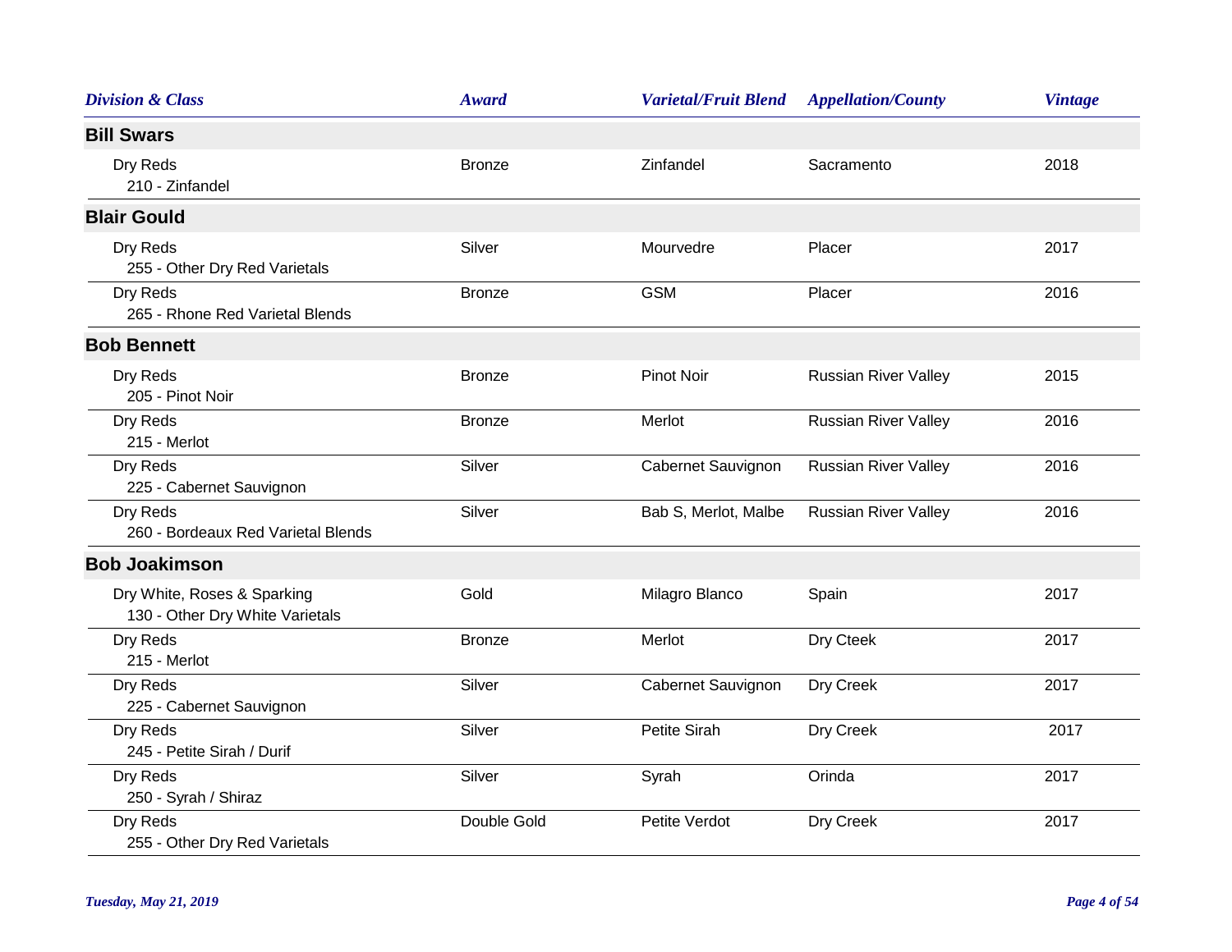| Division & Class | Award | Varietal/Fruit Blend | Appellation/County | Vintage |
|---|---|---|---|---|
| **Bill Swars** | | | | |
| Dry Reds<br>210 - Zinfandel | Bronze | Zinfandel | Sacramento | 2018 |
| **Blair Gould** | | | | |
| Dry Reds<br>255 - Other Dry Red Varietals | Silver | Mourvedre | Placer | 2017 |
| Dry Reds<br>265 - Rhone Red Varietal Blends | Bronze | GSM | Placer | 2016 |
| **Bob Bennett** | | | | |
| Dry Reds<br>205 - Pinot Noir | Bronze | Pinot Noir | Russian River Valley | 2015 |
| Dry Reds<br>215 - Merlot | Bronze | Merlot | Russian River Valley | 2016 |
| Dry Reds<br>225 - Cabernet Sauvignon | Silver | Cabernet Sauvignon | Russian River Valley | 2016 |
| Dry Reds<br>260 - Bordeaux Red Varietal Blends | Silver | Bab S, Merlot, Malbe | Russian River Valley | 2016 |
| **Bob Joakimson** | | | | |
| Dry White, Roses & Sparking<br>130 - Other Dry White Varietals | Gold | Milagro Blanco | Spain | 2017 |
| Dry Reds<br>215 - Merlot | Bronze | Merlot | Dry Cteek | 2017 |
| Dry Reds<br>225 - Cabernet Sauvignon | Silver | Cabernet Sauvignon | Dry Creek | 2017 |
| Dry Reds<br>245 - Petite Sirah / Durif | Silver | Petite Sirah | Dry Creek | 2017 |
| Dry Reds<br>250 - Syrah / Shiraz | Silver | Syrah | Orinda | 2017 |
| Dry Reds<br>255 - Other Dry Red Varietals | Double Gold | Petite Verdot | Dry Creek | 2017 |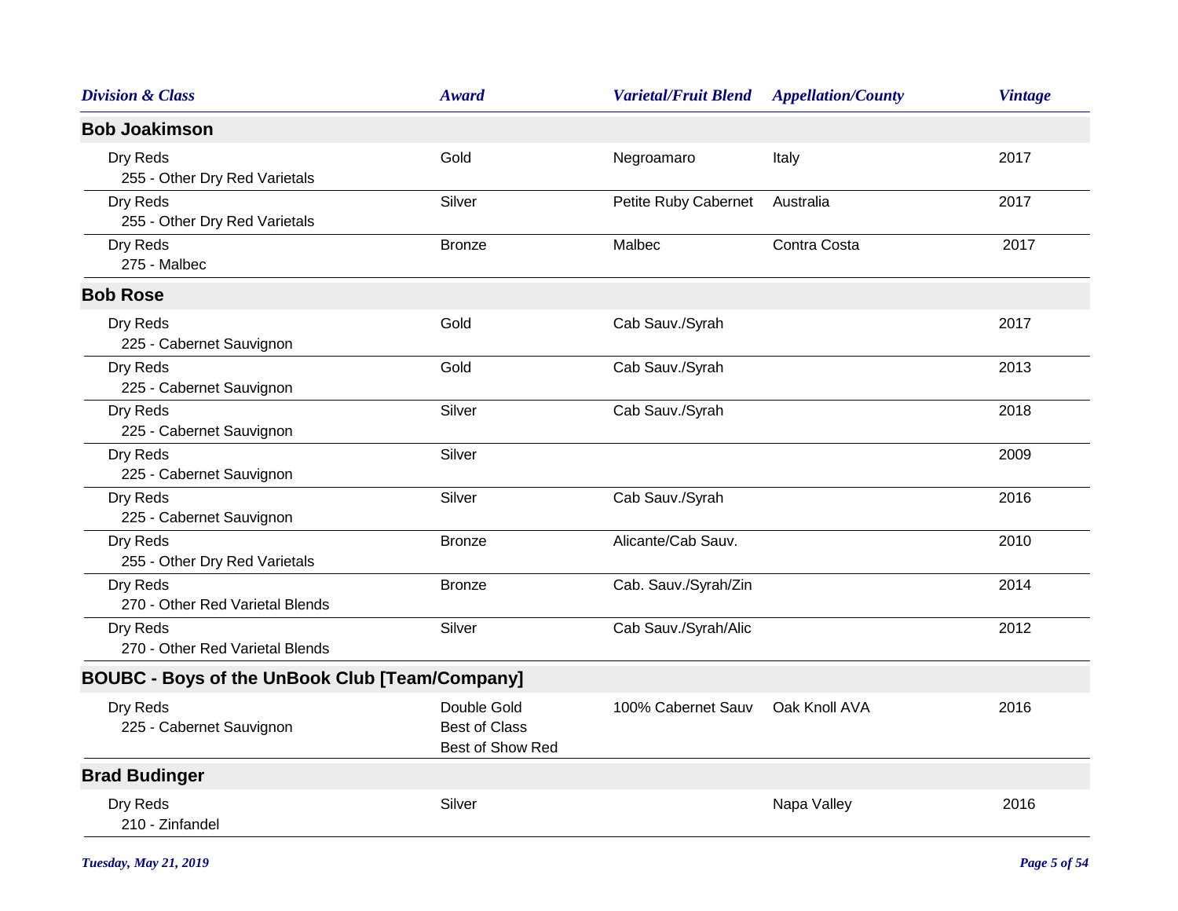| Division & Class | Award | Varietal/Fruit Blend | Appellation/County | Vintage |
|---|---|---|---|---|
| **Bob Joakimson** | | | | |
| Dry Reds<br>255 - Other Dry Red Varietals | Gold | Negroamaro | Italy | 2017 |
| Dry Reds<br>255 - Other Dry Red Varietals | Silver | Petite Ruby Cabernet | Australia | 2017 |
| Dry Reds<br>275 - Malbec | Bronze | Malbec | Contra Costa | 2017 |
| **Bob Rose** | | | | |
| Dry Reds<br>225 - Cabernet Sauvignon | Gold | Cab Sauv./Syrah | | 2017 |
| Dry Reds<br>225 - Cabernet Sauvignon | Gold | Cab Sauv./Syrah | | 2013 |
| Dry Reds<br>225 - Cabernet Sauvignon | Silver | Cab Sauv./Syrah | | 2018 |
| Dry Reds<br>225 - Cabernet Sauvignon | Silver | | | 2009 |
| Dry Reds<br>225 - Cabernet Sauvignon | Silver | Cab Sauv./Syrah | | 2016 |
| Dry Reds<br>255 - Other Dry Red Varietals | Bronze | Alicante/Cab Sauv. | | 2010 |
| Dry Reds<br>270 - Other Red Varietal Blends | Bronze | Cab. Sauv./Syrah/Zin | | 2014 |
| Dry Reds<br>270 - Other Red Varietal Blends | Silver | Cab Sauv./Syrah/Alic | | 2012 |
| **BOUBC - Boys of the UnBook Club [Team/Company]** | | | | |
| Dry Reds<br>225 - Cabernet Sauvignon | Double Gold<br>Best of Class<br>Best of Show Red | 100% Cabernet Sauv | Oak Knoll AVA | 2016 |
| **Brad Budinger** | | | | |
| Dry Reds<br>210 - Zinfandel | Silver | | Napa Valley | 2016 |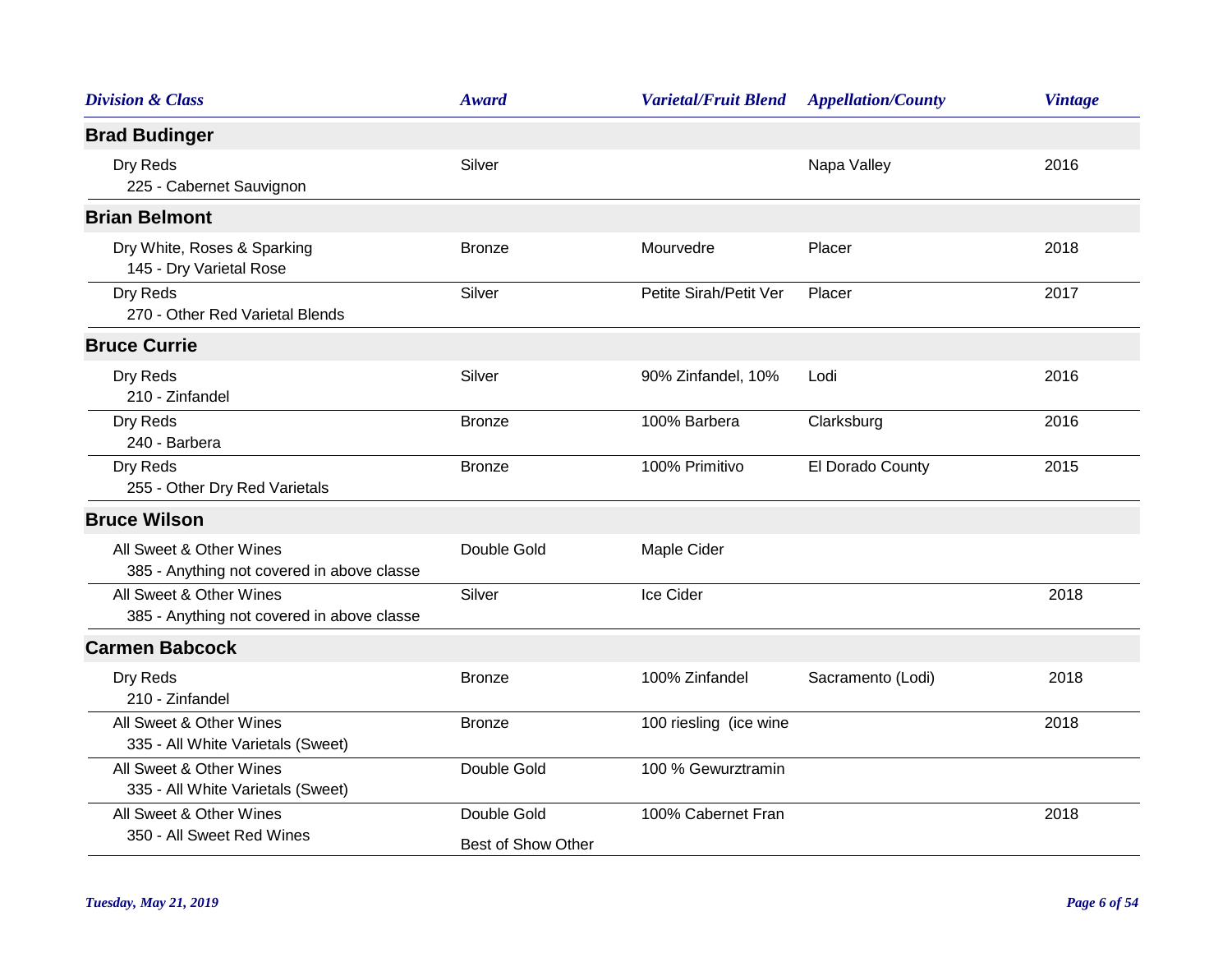| Division & Class | Award | Varietal/Fruit Blend | Appellation/County | Vintage |
|---|---|---|---|---|
| **Brad Budinger** | | | | |
| Dry Reds<br>225 - Cabernet Sauvignon | Silver | | Napa Valley | 2016 |
| **Brian Belmont** | | | | |
| Dry White, Roses & Sparking<br>145 - Dry Varietal Rose | Bronze | Mourvedre | Placer | 2018 |
| Dry Reds<br>270 - Other Red Varietal Blends | Silver | Petite Sirah/Petit Ver | Placer | 2017 |
| **Bruce Currie** | | | | |
| Dry Reds<br>210 - Zinfandel | Silver | 90% Zinfandel, 10% | Lodi | 2016 |
| Dry Reds<br>240 - Barbera | Bronze | 100% Barbera | Clarksburg | 2016 |
| Dry Reds<br>255 - Other Dry Red Varietals | Bronze | 100% Primitivo | El Dorado County | 2015 |
| **Bruce Wilson** | | | | |
| All Sweet & Other Wines<br>385 - Anything not covered in above classe | Double Gold | Maple Cider | | |
| All Sweet & Other Wines<br>385 - Anything not covered in above classe | Silver | Ice Cider | | 2018 |
| **Carmen Babcock** | | | | |
| Dry Reds<br>210 - Zinfandel | Bronze | 100% Zinfandel | Sacramento (Lodi) | 2018 |
| All Sweet & Other Wines<br>335 - All White Varietals (Sweet) | Bronze | 100 riesling (ice wine | | 2018 |
| All Sweet & Other Wines<br>335 - All White Varietals (Sweet) | Double Gold | 100 % Gewurztramin | | |
| All Sweet & Other Wines<br>350 - All Sweet Red Wines | Double Gold<br>Best of Show Other | 100% Cabernet Fran | | 2018 |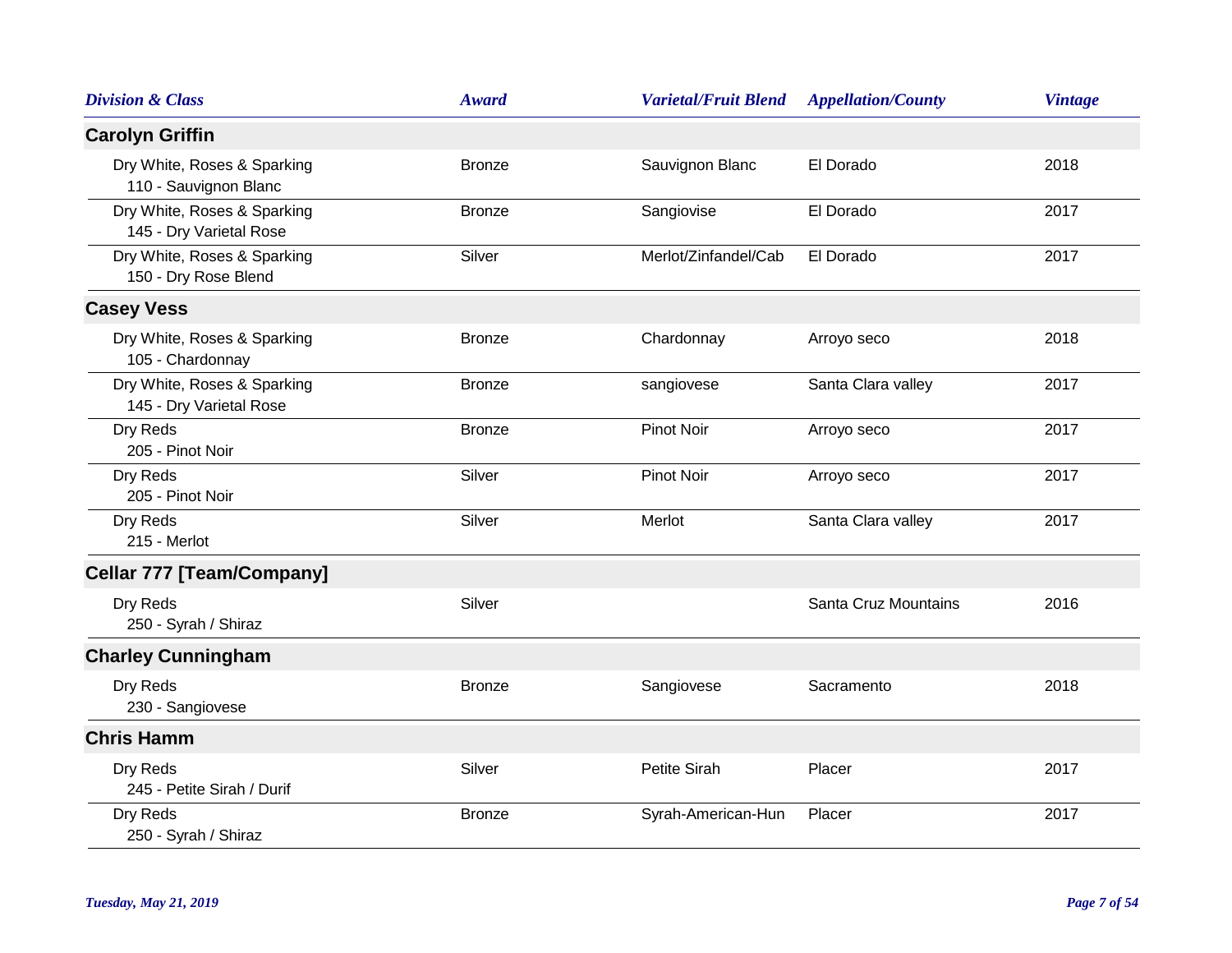| Division & Class | Award | Varietal/Fruit Blend | Appellation/County | Vintage |
|---|---|---|---|---|
| **Carolyn Griffin** | | | | |
| Dry White, Roses & Sparking<br>110 - Sauvignon Blanc | Bronze | Sauvignon Blanc | El Dorado | 2018 |
| Dry White, Roses & Sparking<br>145 - Dry Varietal Rose | Bronze | Sangiovise | El Dorado | 2017 |
| Dry White, Roses & Sparking<br>150 - Dry Rose Blend | Silver | Merlot/Zinfandel/Cab | El Dorado | 2017 |
| **Casey Vess** | | | | |
| Dry White, Roses & Sparking<br>105 - Chardonnay | Bronze | Chardonnay | Arroyo seco | 2018 |
| Dry White, Roses & Sparking<br>145 - Dry Varietal Rose | Bronze | sangiovese | Santa Clara valley | 2017 |
| Dry Reds<br>205 - Pinot Noir | Bronze | Pinot Noir | Arroyo seco | 2017 |
| Dry Reds<br>205 - Pinot Noir | Silver | Pinot Noir | Arroyo seco | 2017 |
| Dry Reds<br>215 - Merlot | Silver | Merlot | Santa Clara valley | 2017 |
| **Cellar 777 [Team/Company]** | | | | |
| Dry Reds<br>250 - Syrah / Shiraz | Silver | | Santa Cruz Mountains | 2016 |
| **Charley Cunningham** | | | | |
| Dry Reds<br>230 - Sangiovese | Bronze | Sangiovese | Sacramento | 2018 |
| **Chris Hamm** | | | | |
| Dry Reds<br>245 - Petite Sirah / Durif | Silver | Petite Sirah | Placer | 2017 |
| Dry Reds<br>250 - Syrah / Shiraz | Bronze | Syrah-American-Hun | Placer | 2017 |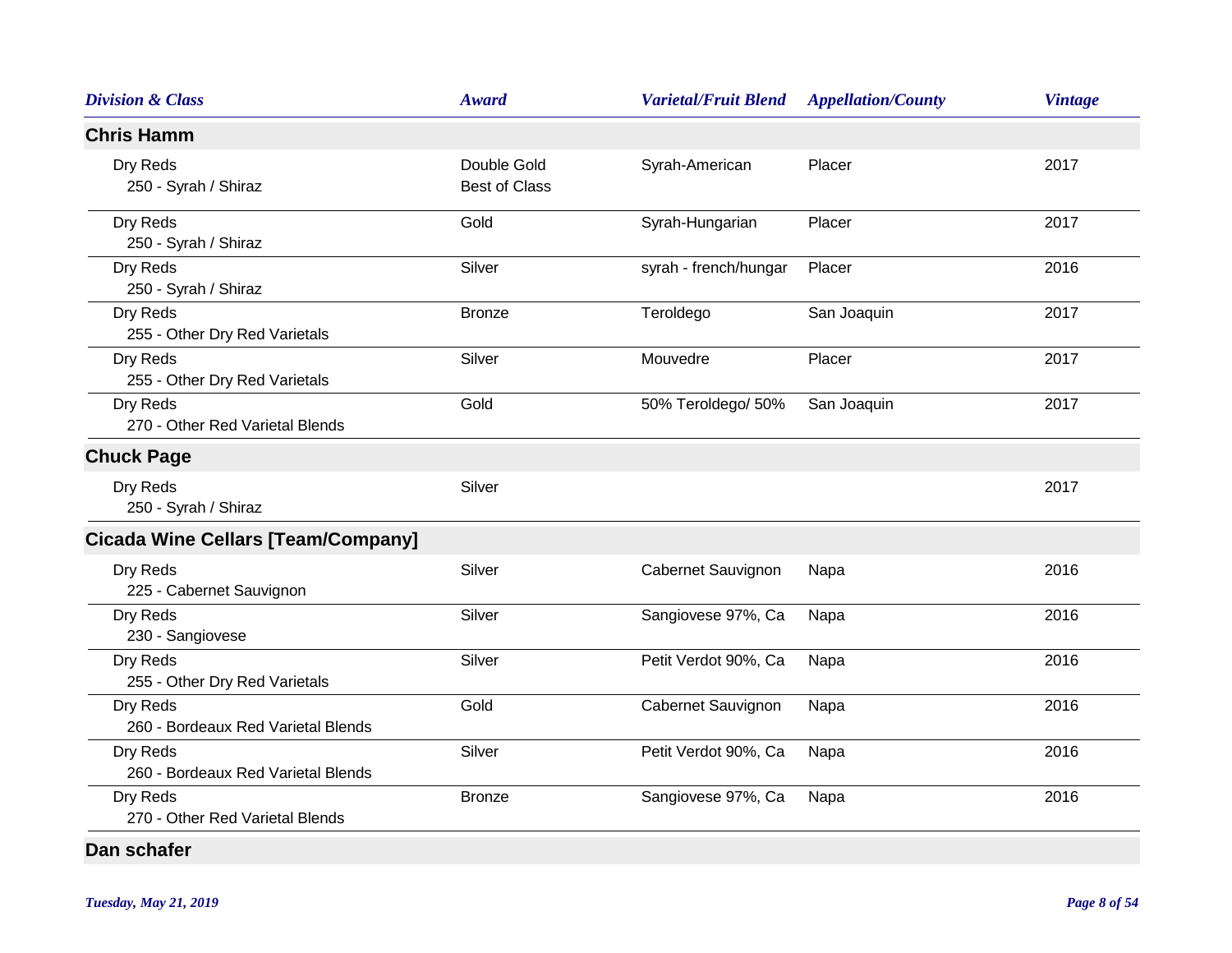| Division & Class | Award | Varietal/Fruit Blend | Appellation/County | Vintage |
|---|---|---|---|---|
| **Chris Hamm** | | | | |
| Dry Reds<br>250 - Syrah / Shiraz | Double Gold<br>Best of Class | Syrah-American | Placer | 2017 |
| Dry Reds<br>250 - Syrah / Shiraz | Gold | Syrah-Hungarian | Placer | 2017 |
| Dry Reds<br>250 - Syrah / Shiraz | Silver | syrah - french/hungar | Placer | 2016 |
| Dry Reds<br>255 - Other Dry Red Varietals | Bronze | Teroldego | San Joaquin | 2017 |
| Dry Reds<br>255 - Other Dry Red Varietals | Silver | Mouvedre | Placer | 2017 |
| Dry Reds<br>270 - Other Red Varietal Blends | Gold | 50% Teroldego/ 50% | San Joaquin | 2017 |
| **Chuck Page** | | | | |
| Dry Reds<br>250 - Syrah / Shiraz | Silver | | | 2017 |
| **Cicada Wine Cellars [Team/Company]** | | | | |
| Dry Reds<br>225 - Cabernet Sauvignon | Silver | Cabernet Sauvignon | Napa | 2016 |
| Dry Reds<br>230 - Sangiovese | Silver | Sangiovese 97%, Ca | Napa | 2016 |
| Dry Reds<br>255 - Other Dry Red Varietals | Silver | Petit Verdot 90%, Ca | Napa | 2016 |
| Dry Reds<br>260 - Bordeaux Red Varietal Blends | Gold | Cabernet Sauvignon | Napa | 2016 |
| Dry Reds<br>260 - Bordeaux Red Varietal Blends | Silver | Petit Verdot 90%, Ca | Napa | 2016 |
| Dry Reds<br>270 - Other Red Varietal Blends | Bronze | Sangiovese 97%, Ca | Napa | 2016 |
| **Dan schafer** | | | | |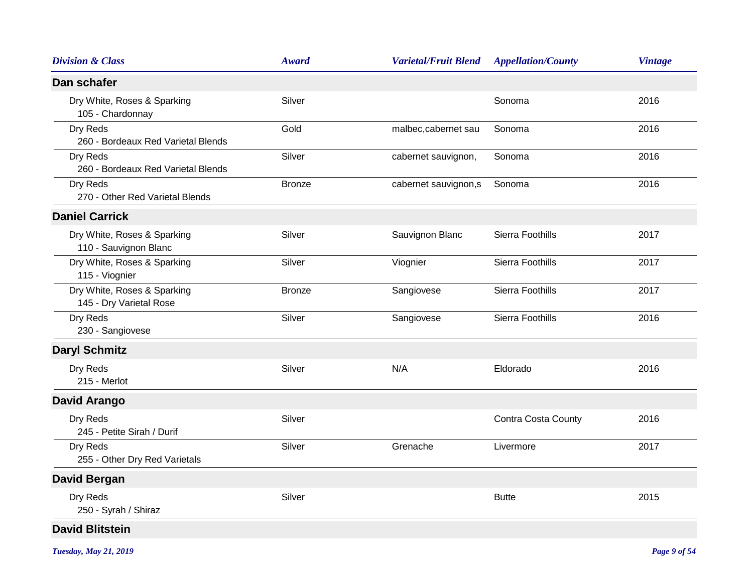| Division & Class | Award | Varietal/Fruit Blend | Appellation/County | Vintage |
|---|---|---|---|---|
| **Dan schafer** | | | | |
| Dry White, Roses & Sparking<br>105 - Chardonnay | Silver | | Sonoma | 2016 |
| Dry Reds<br>260 - Bordeaux Red Varietal Blends | Gold | malbec,cabernet sau | Sonoma | 2016 |
| Dry Reds<br>260 - Bordeaux Red Varietal Blends | Silver | cabernet sauvignon, | Sonoma | 2016 |
| Dry Reds<br>270 - Other Red Varietal Blends | Bronze | cabernet sauvignon,s | Sonoma | 2016 |
| **Daniel Carrick** | | | | |
| Dry White, Roses & Sparking<br>110 - Sauvignon Blanc | Silver | Sauvignon Blanc | Sierra Foothills | 2017 |
| Dry White, Roses & Sparking<br>115 - Viognier | Silver | Viognier | Sierra Foothills | 2017 |
| Dry White, Roses & Sparking<br>145 - Dry Varietal Rose | Bronze | Sangiovese | Sierra Foothills | 2017 |
| Dry Reds<br>230 - Sangiovese | Silver | Sangiovese | Sierra Foothills | 2016 |
| **Daryl Schmitz** | | | | |
| Dry Reds<br>215 - Merlot | Silver | N/A | Eldorado | 2016 |
| **David Arango** | | | | |
| Dry Reds<br>245 - Petite Sirah / Durif | Silver | | Contra Costa County | 2016 |
| Dry Reds<br>255 - Other Dry Red Varietals | Silver | Grenache | Livermore | 2017 |
| **David Bergan** | | | | |
| Dry Reds<br>250 - Syrah / Shiraz | Silver | | Butte | 2015 |
| **David Blitstein** | | | | |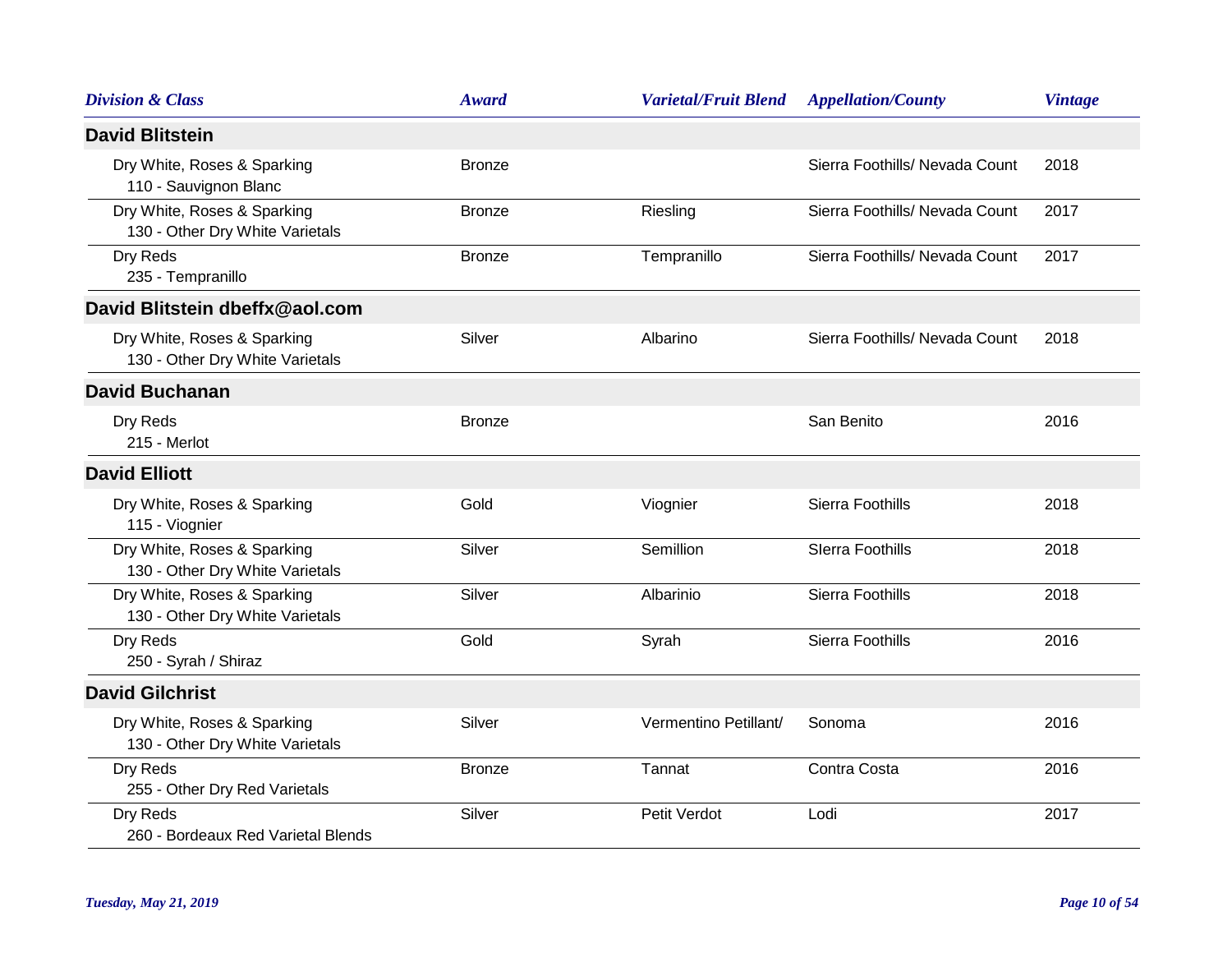| Division & Class | Award | Varietal/Fruit Blend | Appellation/County | Vintage |
|---|---|---|---|---|
| **David Blitstein** | | | | |
| Dry White, Roses & Sparking<br>110 - Sauvignon Blanc | Bronze | | Sierra Foothills/ Nevada Count | 2018 |
| Dry White, Roses & Sparking<br>130 - Other Dry White Varietals | Bronze | Riesling | Sierra Foothills/ Nevada Count | 2017 |
| Dry Reds<br>235 - Tempranillo | Bronze | Tempranillo | Sierra Foothills/ Nevada Count | 2017 |
| **David Blitstein dbeffx@aol.com** | | | | |
| Dry White, Roses & Sparking<br>130 - Other Dry White Varietals | Silver | Albarino | Sierra Foothills/ Nevada Count | 2018 |
| **David Buchanan** | | | | |
| Dry Reds<br>215 - Merlot | Bronze | | San Benito | 2016 |
| **David Elliott** | | | | |
| Dry White, Roses & Sparking<br>115 - Viognier | Gold | Viognier | Sierra Foothills | 2018 |
| Dry White, Roses & Sparking<br>130 - Other Dry White Varietals | Silver | Semillion | SIerra Foothills | 2018 |
| Dry White, Roses & Sparking<br>130 - Other Dry White Varietals | Silver | Albarinio | Sierra Foothills | 2018 |
| Dry Reds<br>250 - Syrah / Shiraz | Gold | Syrah | Sierra Foothills | 2016 |
| **David Gilchrist** | | | | |
| Dry White, Roses & Sparking<br>130 - Other Dry White Varietals | Silver | Vermentino Petillant/ | Sonoma | 2016 |
| Dry Reds<br>255 - Other Dry Red Varietals | Bronze | Tannat | Contra Costa | 2016 |
| Dry Reds<br>260 - Bordeaux Red Varietal Blends | Silver | Petit Verdot | Lodi | 2017 |

*Tuesday, May 21, 2019*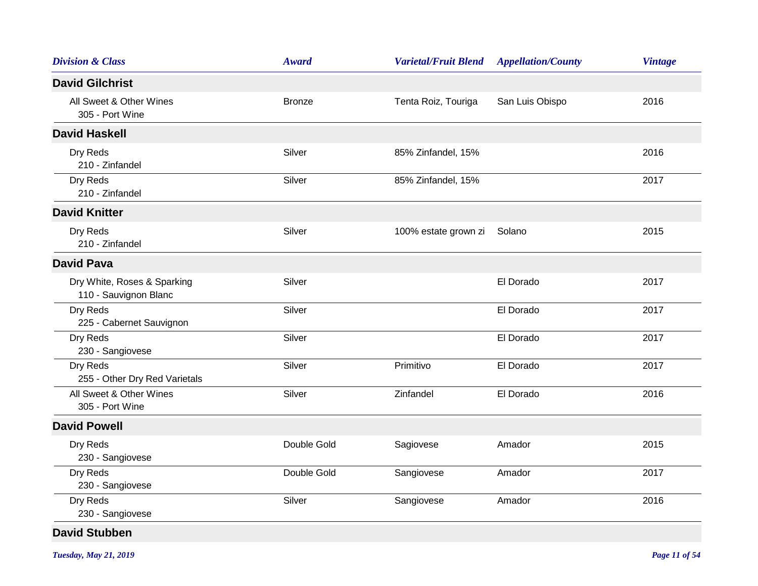| Division & Class | Award | Varietal/Fruit Blend | Appellation/County | Vintage |
|---|---|---|---|---|
| **David Gilchrist** | | | | |
| All Sweet & Other Wines<br>305 - Port Wine | Bronze | Tenta Roiz, Touriga | San Luis Obispo | 2016 |
| **David Haskell** | | | | |
| Dry Reds<br>210 - Zinfandel | Silver | 85% Zinfandel, 15% | | 2016 |
| Dry Reds<br>210 - Zinfandel | Silver | 85% Zinfandel, 15% | | 2017 |
| **David Knitter** | | | | |
| Dry Reds<br>210 - Zinfandel | Silver | 100% estate grown zi | Solano | 2015 |
| **David Pava** | | | | |
| Dry White, Roses & Sparking<br>110 - Sauvignon Blanc | Silver | | El Dorado | 2017 |
| Dry Reds<br>225 - Cabernet Sauvignon | Silver | | El Dorado | 2017 |
| Dry Reds<br>230 - Sangiovese | Silver | | El Dorado | 2017 |
| Dry Reds<br>255 - Other Dry Red Varietals | Silver | Primitivo | El Dorado | 2017 |
| All Sweet & Other Wines<br>305 - Port Wine | Silver | Zinfandel | El Dorado | 2016 |
| **David Powell** | | | | |
| Dry Reds<br>230 - Sangiovese | Double Gold | Sagiovese | Amador | 2015 |
| Dry Reds<br>230 - Sangiovese | Double Gold | Sangiovese | Amador | 2017 |
| Dry Reds<br>230 - Sangiovese | Silver | Sangiovese | Amador | 2016 |
| **David Stubben** | | | | |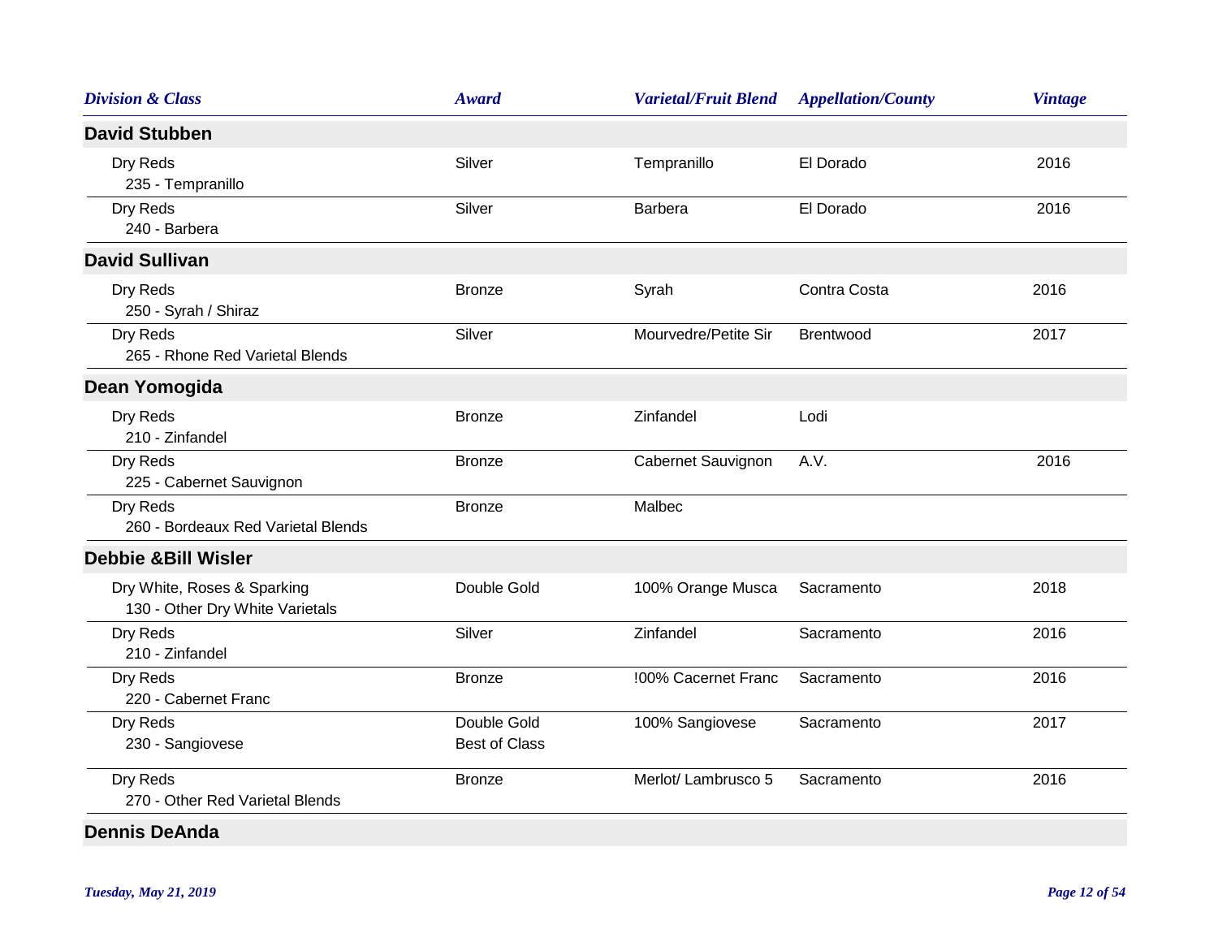| Division & Class | Award | Varietal/Fruit Blend | Appellation/County | Vintage |
|---|---|---|---|---|
| **David Stubben** | | | | |
| Dry Reds<br>235 - Tempranillo | Silver | Tempranillo | El Dorado | 2016 |
| Dry Reds<br>240 - Barbera | Silver | Barbera | El Dorado | 2016 |
| **David Sullivan** | | | | |
| Dry Reds<br>250 - Syrah / Shiraz | Bronze | Syrah | Contra Costa | 2016 |
| Dry Reds<br>265 - Rhone Red Varietal Blends | Silver | Mourvedre/Petite Sir | Brentwood | 2017 |
| **Dean Yomogida** | | | | |
| Dry Reds<br>210 - Zinfandel | Bronze | Zinfandel | Lodi | |
| Dry Reds<br>225 - Cabernet Sauvignon | Bronze | Cabernet Sauvignon | A.V. | 2016 |
| Dry Reds<br>260 - Bordeaux Red Varietal Blends | Bronze | Malbec | | |
| **Debbie &Bill Wisler** | | | | |
| Dry White, Roses & Sparking<br>130 - Other Dry White Varietals | Double Gold | 100% Orange Musca | Sacramento | 2018 |
| Dry Reds<br>210 - Zinfandel | Silver | Zinfandel | Sacramento | 2016 |
| Dry Reds<br>220 - Cabernet Franc | Bronze | !00% Cacernet Franc | Sacramento | 2016 |
| Dry Reds<br>230 - Sangiovese | Double Gold<br>Best of Class | 100% Sangiovese | Sacramento | 2017 |
| Dry Reds<br>270 - Other Red Varietal Blends | Bronze | Merlot/ Lambrusco 5 | Sacramento | 2016 |
| **Dennis DeAnda** | | | | |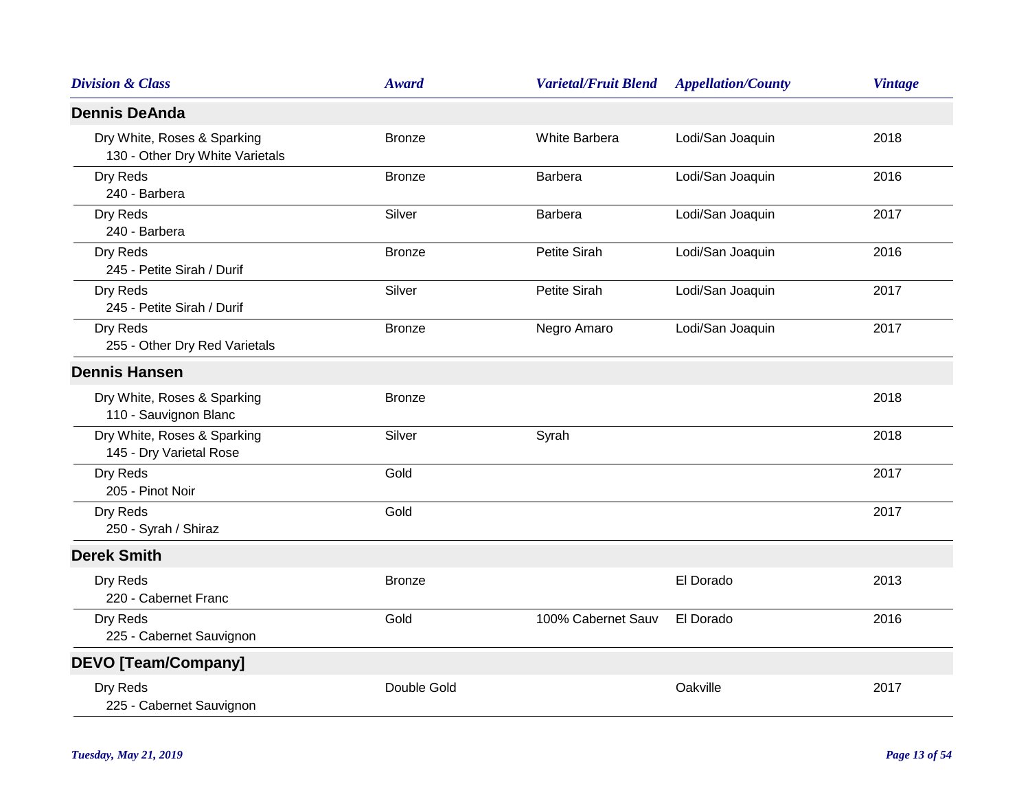| Division & Class | Award | Varietal/Fruit Blend | Appellation/County | Vintage |
|---|---|---|---|---|
| **Dennis DeAnda** | | | | |
| Dry White, Roses & Sparking<br>130 - Other Dry White Varietals | Bronze | White Barbera | Lodi/San Joaquin | 2018 |
| Dry Reds<br>240 - Barbera | Bronze | Barbera | Lodi/San Joaquin | 2016 |
| Dry Reds<br>240 - Barbera | Silver | Barbera | Lodi/San Joaquin | 2017 |
| Dry Reds<br>245 - Petite Sirah / Durif | Bronze | Petite Sirah | Lodi/San Joaquin | 2016 |
| Dry Reds<br>245 - Petite Sirah / Durif | Silver | Petite Sirah | Lodi/San Joaquin | 2017 |
| Dry Reds<br>255 - Other Dry Red Varietals | Bronze | Negro Amaro | Lodi/San Joaquin | 2017 |
| **Dennis Hansen** | | | | |
| Dry White, Roses & Sparking<br>110 - Sauvignon Blanc | Bronze | | | 2018 |
| Dry White, Roses & Sparking<br>145 - Dry Varietal Rose | Silver | Syrah | | 2018 |
| Dry Reds<br>205 - Pinot Noir | Gold | | | 2017 |
| Dry Reds<br>250 - Syrah / Shiraz | Gold | | | 2017 |
| **Derek Smith** | | | | |
| Dry Reds<br>220 - Cabernet Franc | Bronze | | El Dorado | 2013 |
| Dry Reds<br>225 - Cabernet Sauvignon | Gold | 100% Cabernet Sauv | El Dorado | 2016 |
| **DEVO [Team/Company]** | | | | |
| Dry Reds<br>225 - Cabernet Sauvignon | Double Gold | | Oakville | 2017 |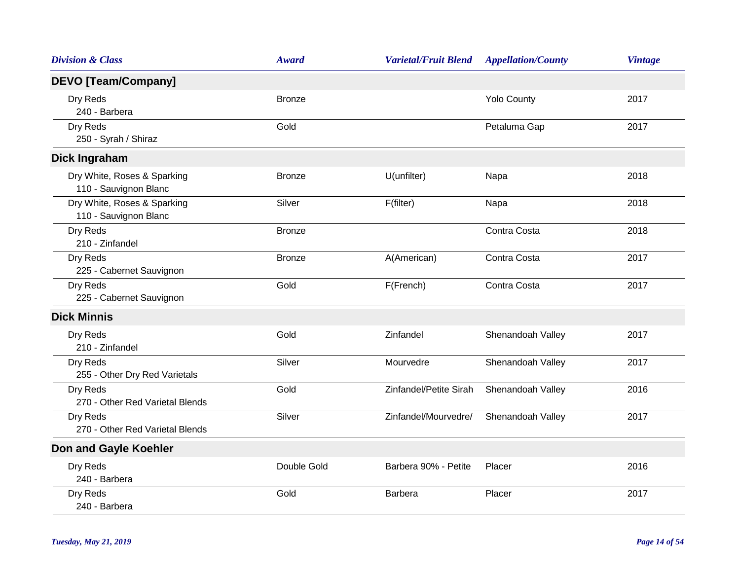| Division & Class | Award | Varietal/Fruit Blend | Appellation/County | Vintage |
|---|---|---|---|---|
| **DEVO [Team/Company]** | | | | |
| Dry Reds<br>240 - Barbera | Bronze | | Yolo County | 2017 |
| Dry Reds<br>250 - Syrah / Shiraz | Gold | | Petaluma Gap | 2017 |
| **Dick Ingraham** | | | | |
| Dry White, Roses & Sparking<br>110 - Sauvignon Blanc | Bronze | U(unfilter) | Napa | 2018 |
| Dry White, Roses & Sparking<br>110 - Sauvignon Blanc | Silver | F(filter) | Napa | 2018 |
| Dry Reds<br>210 - Zinfandel | Bronze | | Contra Costa | 2018 |
| Dry Reds<br>225 - Cabernet Sauvignon | Bronze | A(American) | Contra Costa | 2017 |
| Dry Reds<br>225 - Cabernet Sauvignon | Gold | F(French) | Contra Costa | 2017 |
| **Dick Minnis** | | | | |
| Dry Reds<br>210 - Zinfandel | Gold | Zinfandel | Shenandoah Valley | 2017 |
| Dry Reds<br>255 - Other Dry Red Varietals | Silver | Mourvedre | Shenandoah Valley | 2017 |
| Dry Reds<br>270 - Other Red Varietal Blends | Gold | Zinfandel/Petite Sirah | Shenandoah Valley | 2016 |
| Dry Reds<br>270 - Other Red Varietal Blends | Silver | Zinfandel/Mourvedre/ | Shenandoah Valley | 2017 |
| **Don and Gayle Koehler** | | | | |
| Dry Reds<br>240 - Barbera | Double Gold | Barbera 90% - Petite | Placer | 2016 |
| Dry Reds<br>240 - Barbera | Gold | Barbera | Placer | 2017 |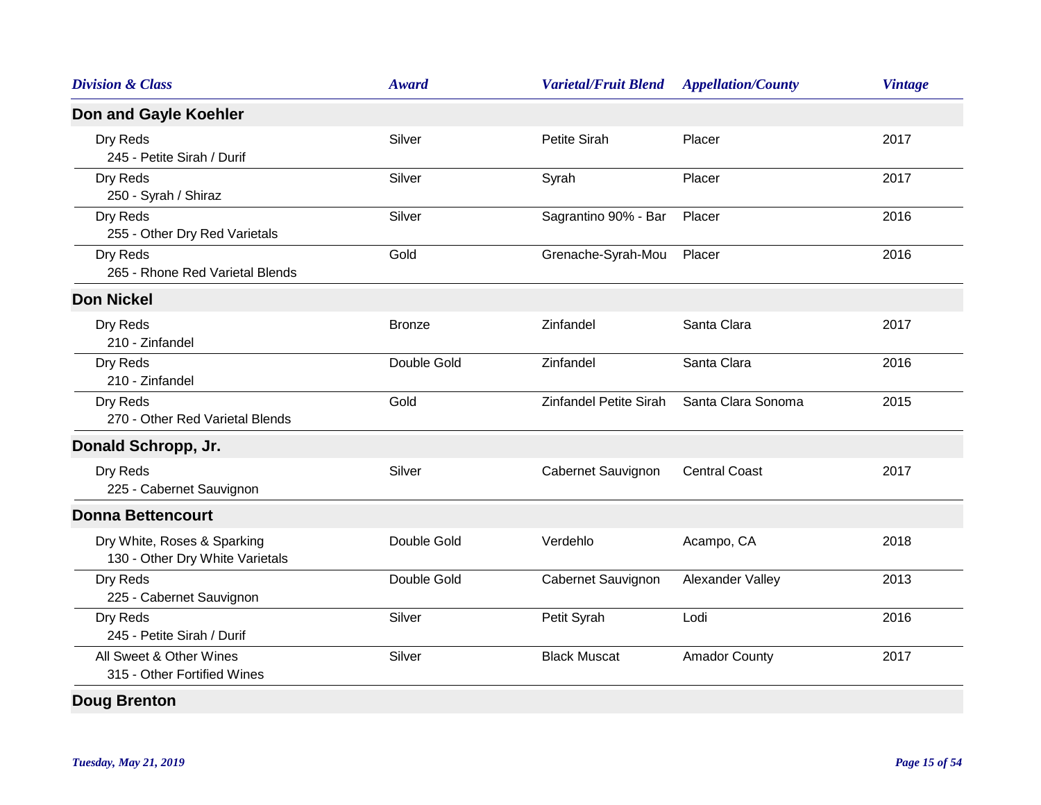| Division & Class | Award | Varietal/Fruit Blend | Appellation/County | Vintage |
|---|---|---|---|---|
| **Don and Gayle Koehler** | | | | |
| Dry Reds<br>245 - Petite Sirah / Durif | Silver | Petite Sirah | Placer | 2017 |
| Dry Reds<br>250 - Syrah / Shiraz | Silver | Syrah | Placer | 2017 |
| Dry Reds<br>255 - Other Dry Red Varietals | Silver | Sagrantino 90% - Bar | Placer | 2016 |
| Dry Reds<br>265 - Rhone Red Varietal Blends | Gold | Grenache-Syrah-Mou | Placer | 2016 |
| **Don Nickel** | | | | |
| Dry Reds<br>210 - Zinfandel | Bronze | Zinfandel | Santa Clara | 2017 |
| Dry Reds<br>210 - Zinfandel | Double Gold | Zinfandel | Santa Clara | 2016 |
| Dry Reds<br>270 - Other Red Varietal Blends | Gold | Zinfandel Petite Sirah | Santa Clara Sonoma | 2015 |
| **Donald Schropp, Jr.** | | | | |
| Dry Reds<br>225 - Cabernet Sauvignon | Silver | Cabernet Sauvignon | Central Coast | 2017 |
| **Donna Bettencourt** | | | | |
| Dry White, Roses & Sparking<br>130 - Other Dry White Varietals | Double Gold | Verdehlo | Acampo, CA | 2018 |
| Dry Reds<br>225 - Cabernet Sauvignon | Double Gold | Cabernet Sauvignon | Alexander Valley | 2013 |
| Dry Reds<br>245 - Petite Sirah / Durif | Silver | Petit Syrah | Lodi | 2016 |
| All Sweet & Other Wines<br>315 - Other Fortified Wines | Silver | Black Muscat | Amador County | 2017 |
| **Doug Brenton** | | | | |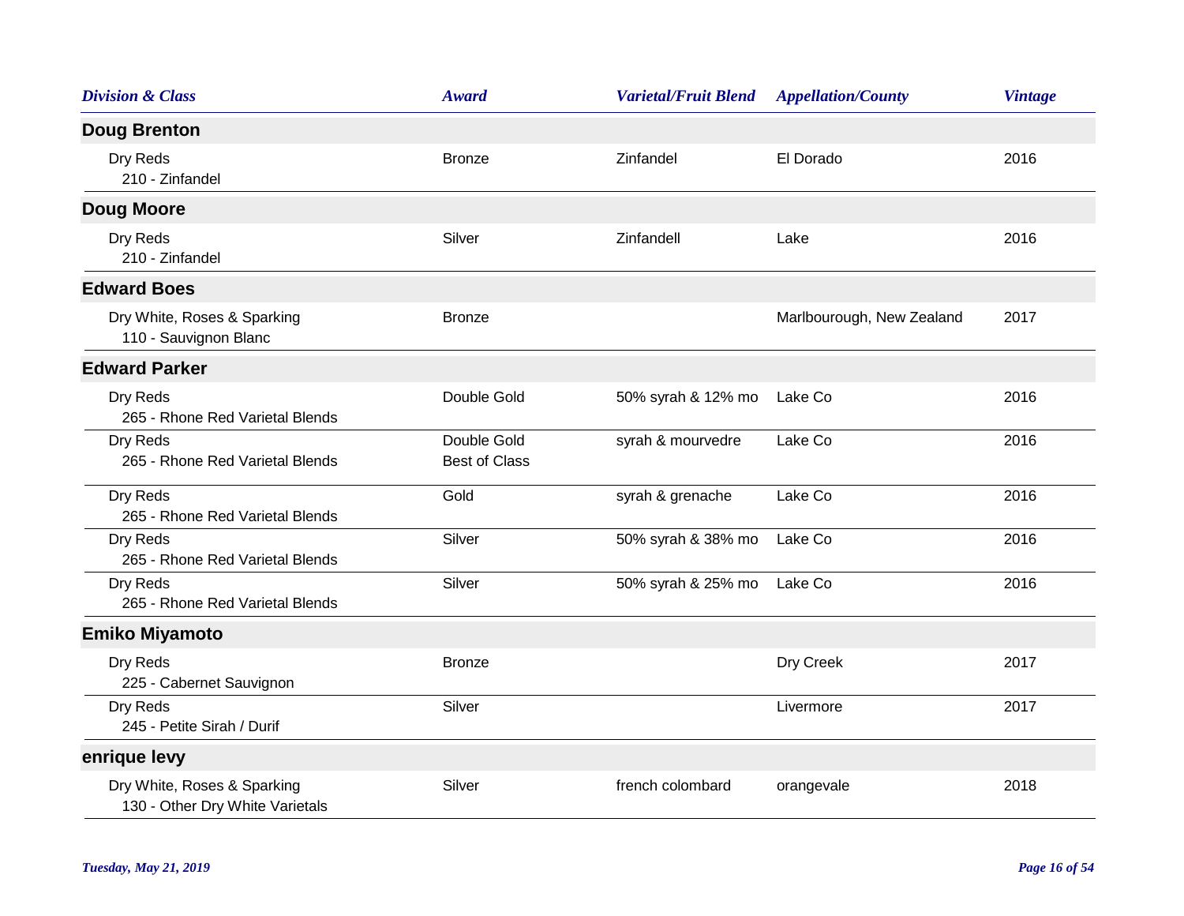| Division & Class | Award | Varietal/Fruit Blend | Appellation/County | Vintage |
|---|---|---|---|---|
| **Doug Brenton** | | | | |
| Dry Reds<br>210 - Zinfandel | Bronze | Zinfandel | El Dorado | 2016 |
| **Doug Moore** | | | | |
| Dry Reds<br>210 - Zinfandel | Silver | Zinfandell | Lake | 2016 |
| **Edward Boes** | | | | |
| Dry White, Roses & Sparking<br>110 - Sauvignon Blanc | Bronze | | Marlbourough, New Zealand | 2017 |
| **Edward Parker** | | | | |
| Dry Reds<br>265 - Rhone Red Varietal Blends | Double Gold | 50% syrah & 12% mo | Lake Co | 2016 |
| Dry Reds<br>265 - Rhone Red Varietal Blends | Double Gold<br>Best of Class | syrah & mourvedre | Lake Co | 2016 |
| Dry Reds<br>265 - Rhone Red Varietal Blends | Gold | syrah & grenache | Lake Co | 2016 |
| Dry Reds<br>265 - Rhone Red Varietal Blends | Silver | 50% syrah & 38% mo | Lake Co | 2016 |
| Dry Reds<br>265 - Rhone Red Varietal Blends | Silver | 50% syrah & 25% mo | Lake Co | 2016 |
| **Emiko Miyamoto** | | | | |
| Dry Reds<br>225 - Cabernet Sauvignon | Bronze | | Dry Creek | 2017 |
| Dry Reds<br>245 - Petite Sirah / Durif | Silver | | Livermore | 2017 |
| **enrique levy** | | | | |
| Dry White, Roses & Sparking<br>130 - Other Dry White Varietals | Silver | french colombard | orangevale | 2018 |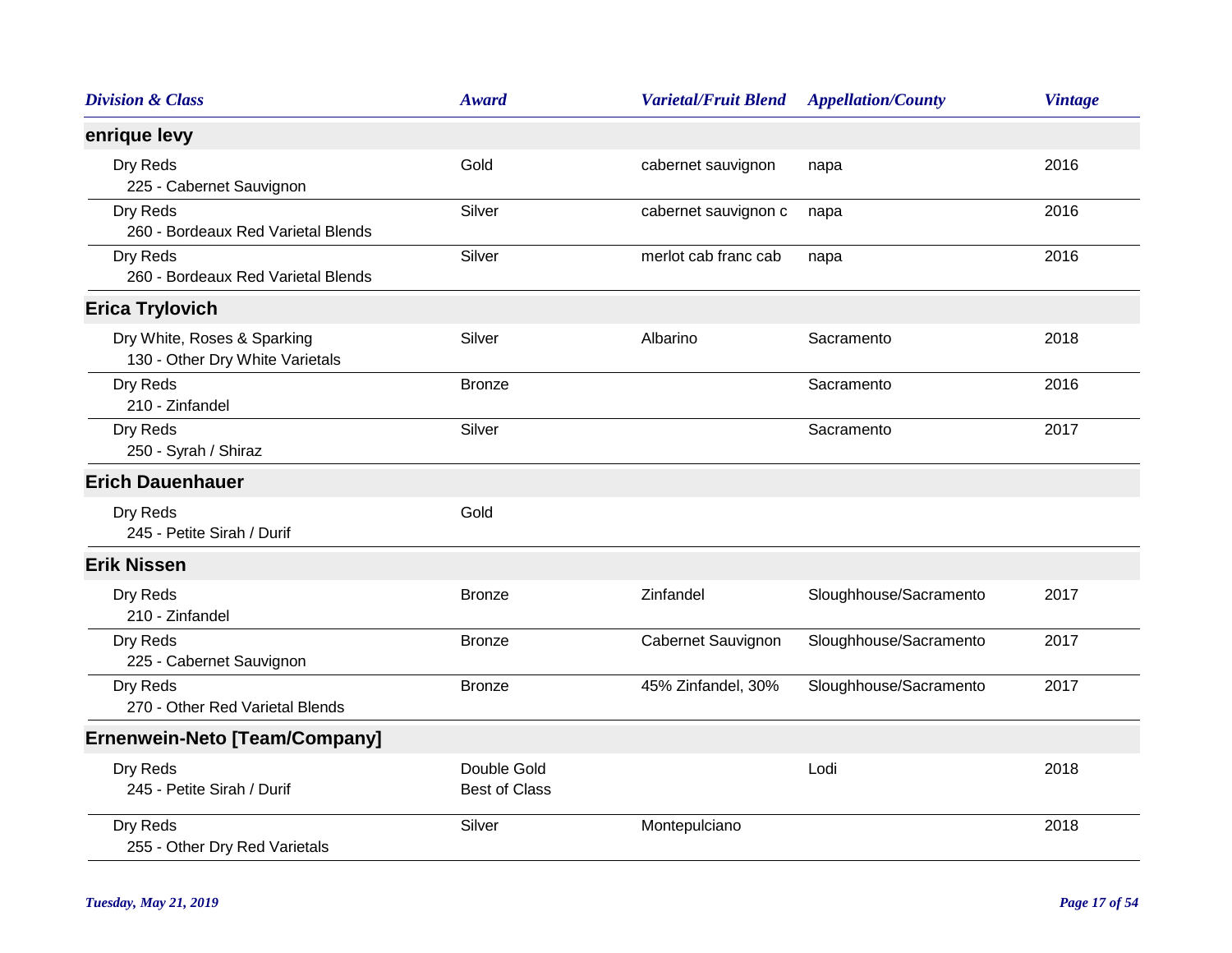| Division & Class | Award | Varietal/Fruit Blend | Appellation/County | Vintage |
|---|---|---|---|---|
| **enrique levy** | | | | |
| Dry Reds<br>225 - Cabernet Sauvignon | Gold | cabernet sauvignon | napa | 2016 |
| Dry Reds<br>260 - Bordeaux Red Varietal Blends | Silver | cabernet sauvignon c | napa | 2016 |
| Dry Reds<br>260 - Bordeaux Red Varietal Blends | Silver | merlot cab franc cab | napa | 2016 |
| **Erica Trylovich** | | | | |
| Dry White, Roses & Sparking<br>130 - Other Dry White Varietals | Silver | Albarino | Sacramento | 2018 |
| Dry Reds<br>210 - Zinfandel | Bronze | | Sacramento | 2016 |
| Dry Reds<br>250 - Syrah / Shiraz | Silver | | Sacramento | 2017 |
| **Erich Dauenhauer** | | | | |
| Dry Reds<br>245 - Petite Sirah / Durif | Gold | | | |
| **Erik Nissen** | | | | |
| Dry Reds<br>210 - Zinfandel | Bronze | Zinfandel | Sloughhouse/Sacramento | 2017 |
| Dry Reds<br>225 - Cabernet Sauvignon | Bronze | Cabernet Sauvignon | Sloughhouse/Sacramento | 2017 |
| Dry Reds<br>270 - Other Red Varietal Blends | Bronze | 45% Zinfandel, 30% | Sloughhouse/Sacramento | 2017 |
| **Ernenwein-Neto [Team/Company]** | | | | |
| Dry Reds<br>245 - Petite Sirah / Durif | Double Gold<br>Best of Class | | Lodi | 2018 |
| Dry Reds<br>255 - Other Dry Red Varietals | Silver | Montepulciano | | 2018 |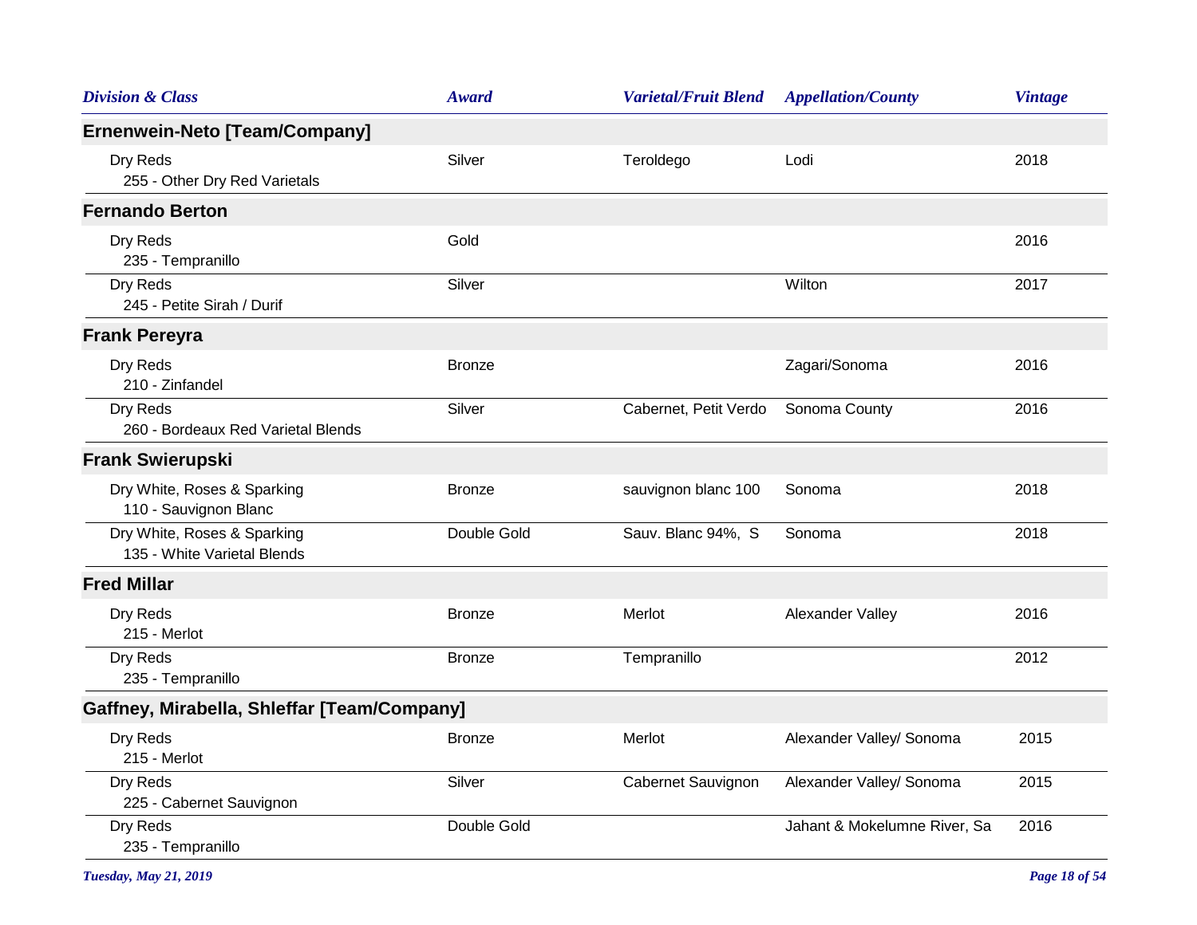| Division & Class | Award | Varietal/Fruit Blend | Appellation/County | Vintage |
|---|---|---|---|---|
| **Ernenwein-Neto [Team/Company]** | | | | |
| Dry Reds<br>255 - Other Dry Red Varietals | Silver | Teroldego | Lodi | 2018 |
| **Fernando Berton** | | | | |
| Dry Reds<br>235 - Tempranillo | Gold | | | 2016 |
| Dry Reds<br>245 - Petite Sirah / Durif | Silver | | Wilton | 2017 |
| **Frank Pereyra** | | | | |
| Dry Reds<br>210 - Zinfandel | Bronze | | Zagari/Sonoma | 2016 |
| Dry Reds<br>260 - Bordeaux Red Varietal Blends | Silver | Cabernet, Petit Verdo | Sonoma County | 2016 |
| **Frank Swierupski** | | | | |
| Dry White, Roses & Sparking<br>110 - Sauvignon Blanc | Bronze | sauvignon blanc 100 | Sonoma | 2018 |
| Dry White, Roses & Sparking<br>135 - White Varietal Blends | Double Gold | Sauv. Blanc 94%, S | Sonoma | 2018 |
| **Fred Millar** | | | | |
| Dry Reds<br>215 - Merlot | Bronze | Merlot | Alexander Valley | 2016 |
| Dry Reds<br>235 - Tempranillo | Bronze | Tempranillo | | 2012 |
| **Gaffney, Mirabella, Shleffar [Team/Company]** | | | | |
| Dry Reds<br>215 - Merlot | Bronze | Merlot | Alexander Valley/ Sonoma | 2015 |
| Dry Reds<br>225 - Cabernet Sauvignon | Silver | Cabernet Sauvignon | Alexander Valley/ Sonoma | 2015 |
| Dry Reds<br>235 - Tempranillo | Double Gold | | Jahant & Mokelumne River, Sa | 2016 |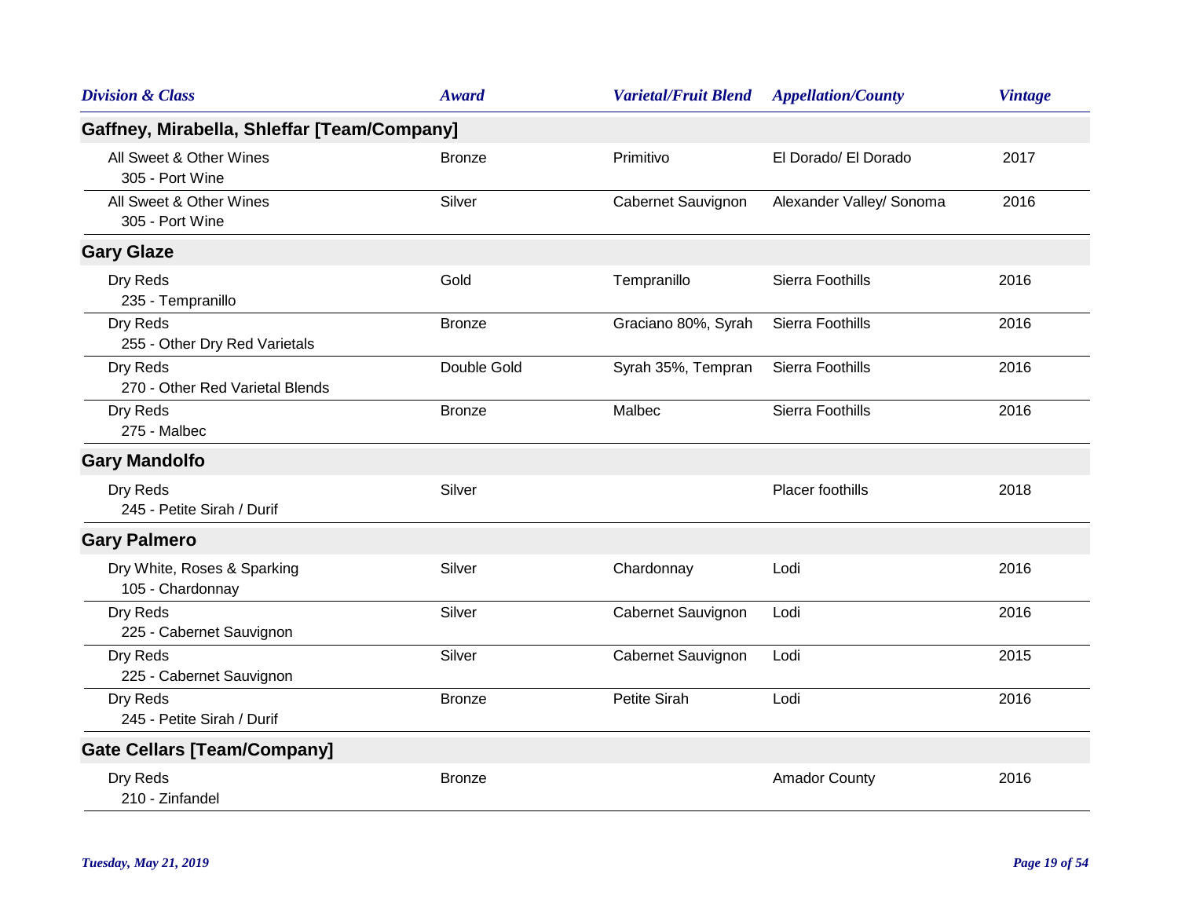| Division & Class | Award | Varietal/Fruit Blend | Appellation/County | Vintage |
|---|---|---|---|---|
| **Gaffney, Mirabella, Shleffar [Team/Company]** | | | | |
| All Sweet & Other Wines<br>305 - Port Wine | Bronze | Primitivo | El Dorado/ El Dorado | 2017 |
| All Sweet & Other Wines<br>305 - Port Wine | Silver | Cabernet Sauvignon | Alexander Valley/ Sonoma | 2016 |
| **Gary Glaze** | | | | |
| Dry Reds<br>235 - Tempranillo | Gold | Tempranillo | Sierra Foothills | 2016 |
| Dry Reds<br>255 - Other Dry Red Varietals | Bronze | Graciano 80%, Syrah | Sierra Foothills | 2016 |
| Dry Reds<br>270 - Other Red Varietal Blends | Double Gold | Syrah 35%, Tempran | Sierra Foothills | 2016 |
| Dry Reds<br>275 - Malbec | Bronze | Malbec | Sierra Foothills | 2016 |
| **Gary Mandolfo** | | | | |
| Dry Reds<br>245 - Petite Sirah / Durif | Silver | | Placer foothills | 2018 |
| **Gary Palmero** | | | | |
| Dry White, Roses & Sparking<br>105 - Chardonnay | Silver | Chardonnay | Lodi | 2016 |
| Dry Reds<br>225 - Cabernet Sauvignon | Silver | Cabernet Sauvignon | Lodi | 2016 |
| Dry Reds<br>225 - Cabernet Sauvignon | Silver | Cabernet Sauvignon | Lodi | 2015 |
| Dry Reds<br>245 - Petite Sirah / Durif | Bronze | Petite Sirah | Lodi | 2016 |
| **Gate Cellars [Team/Company]** | | | | |
| Dry Reds<br>210 - Zinfandel | Bronze | | Amador County | 2016 |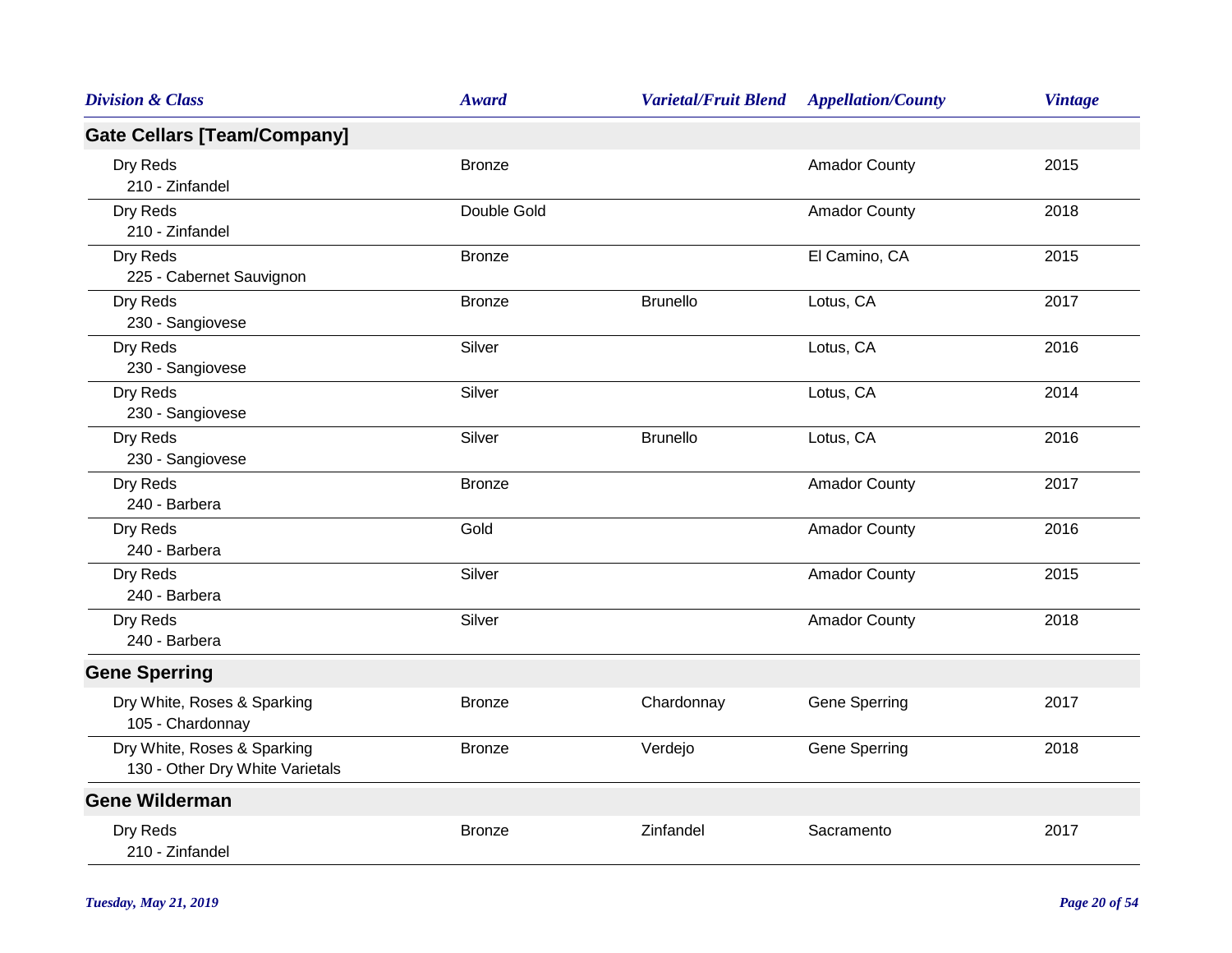| Division & Class | Award | Varietal/Fruit Blend | Appellation/County | Vintage |
|---|---|---|---|---|
| **Gate Cellars [Team/Company]** | | | | |
| Dry Reds<br>210 - Zinfandel | Bronze | | Amador County | 2015 |
| Dry Reds<br>210 - Zinfandel | Double Gold | | Amador County | 2018 |
| Dry Reds<br>225 - Cabernet Sauvignon | Bronze | | El Camino, CA | 2015 |
| Dry Reds<br>230 - Sangiovese | Bronze | Brunello | Lotus, CA | 2017 |
| Dry Reds<br>230 - Sangiovese | Silver | | Lotus, CA | 2016 |
| Dry Reds<br>230 - Sangiovese | Silver | | Lotus, CA | 2014 |
| Dry Reds<br>230 - Sangiovese | Silver | Brunello | Lotus, CA | 2016 |
| Dry Reds<br>240 - Barbera | Bronze | | Amador County | 2017 |
| Dry Reds<br>240 - Barbera | Gold | | Amador County | 2016 |
| Dry Reds<br>240 - Barbera | Silver | | Amador County | 2015 |
| Dry Reds<br>240 - Barbera | Silver | | Amador County | 2018 |
| **Gene Sperring** | | | | |
| Dry White, Roses & Sparking<br>105 - Chardonnay | Bronze | Chardonnay | Gene Sperring | 2017 |
| Dry White, Roses & Sparking<br>130 - Other Dry White Varietals | Bronze | Verdejo | Gene Sperring | 2018 |
| **Gene Wilderman** | | | | |
| Dry Reds<br>210 - Zinfandel | Bronze | Zinfandel | Sacramento | 2017 |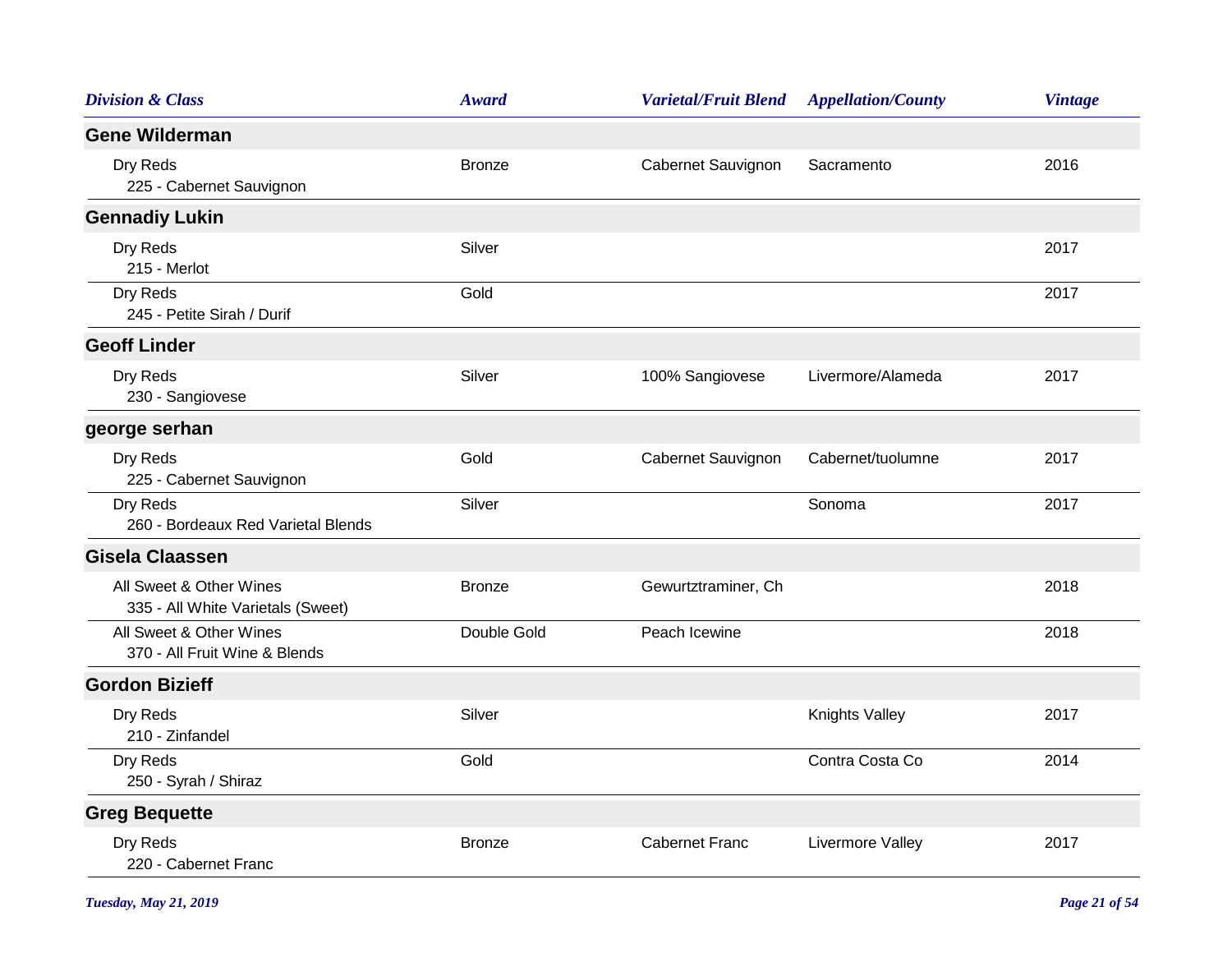| Division & Class | Award | Varietal/Fruit Blend | Appellation/County | Vintage |
|---|---|---|---|---|
| **Gene Wilderman** | | | | |
| Dry Reds<br>225 - Cabernet Sauvignon | Bronze | Cabernet Sauvignon | Sacramento | 2016 |
| **Gennadiy Lukin** | | | | |
| Dry Reds<br>215 - Merlot | Silver | | | 2017 |
| Dry Reds<br>245 - Petite Sirah / Durif | Gold | | | 2017 |
| **Geoff Linder** | | | | |
| Dry Reds<br>230 - Sangiovese | Silver | 100% Sangiovese | Livermore/Alameda | 2017 |
| **george serhan** | | | | |
| Dry Reds<br>225 - Cabernet Sauvignon | Gold | Cabernet Sauvignon | Cabernet/tuolumne | 2017 |
| Dry Reds<br>260 - Bordeaux Red Varietal Blends | Silver | | Sonoma | 2017 |
| **Gisela Claassen** | | | | |
| All Sweet & Other Wines<br>335 - All White Varietals (Sweet) | Bronze | Gewurztraminer, Ch | | 2018 |
| All Sweet & Other Wines<br>370 - All Fruit Wine & Blends | Double Gold | Peach Icewine | | 2018 |
| **Gordon Bizieff** | | | | |
| Dry Reds<br>210 - Zinfandel | Silver | | Knights Valley | 2017 |
| Dry Reds<br>250 - Syrah / Shiraz | Gold | | Contra Costa Co | 2014 |
| **Greg Bequette** | | | | |
| Dry Reds<br>220 - Cabernet Franc | Bronze | Cabernet Franc | Livermore Valley | 2017 |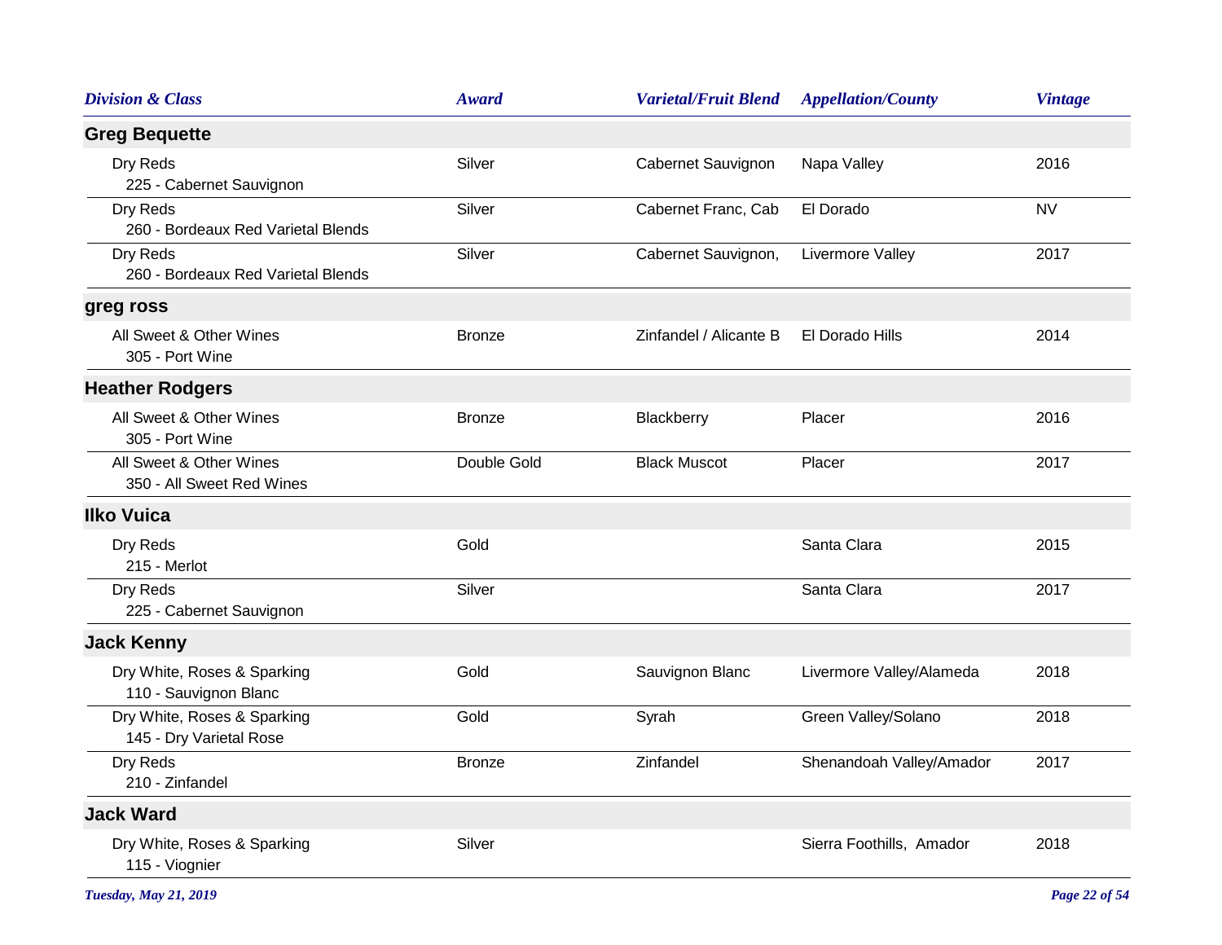| Division & Class | Award | Varietal/Fruit Blend | Appellation/County | Vintage |
|---|---|---|---|---|
| **Greg Bequette** | | | | |
| Dry Reds<br>225 - Cabernet Sauvignon | Silver | Cabernet Sauvignon | Napa Valley | 2016 |
| Dry Reds<br>260 - Bordeaux Red Varietal Blends | Silver | Cabernet Franc, Cab | El Dorado | NV |
| Dry Reds<br>260 - Bordeaux Red Varietal Blends | Silver | Cabernet Sauvignon, | Livermore Valley | 2017 |
| **greg ross** | | | | |
| All Sweet & Other Wines<br>305 - Port Wine | Bronze | Zinfandel / Alicante B | El Dorado Hills | 2014 |
| **Heather Rodgers** | | | | |
| All Sweet & Other Wines<br>305 - Port Wine | Bronze | Blackberry | Placer | 2016 |
| All Sweet & Other Wines<br>350 - All Sweet Red Wines | Double Gold | Black Muscot | Placer | 2017 |
| **Ilko Vuica** | | | | |
| Dry Reds<br>215 - Merlot | Gold | | Santa Clara | 2015 |
| Dry Reds<br>225 - Cabernet Sauvignon | Silver | | Santa Clara | 2017 |
| **Jack Kenny** | | | | |
| Dry White, Roses & Sparking<br>110 - Sauvignon Blanc | Gold | Sauvignon Blanc | Livermore Valley/Alameda | 2018 |
| Dry White, Roses & Sparking<br>145 - Dry Varietal Rose | Gold | Syrah | Green Valley/Solano | 2018 |
| Dry Reds<br>210 - Zinfandel | Bronze | Zinfandel | Shenandoah Valley/Amador | 2017 |
| **Jack Ward** | | | | |
| Dry White, Roses & Sparking<br>115 - Viognier | Silver | | Sierra Foothills, Amador | 2018 |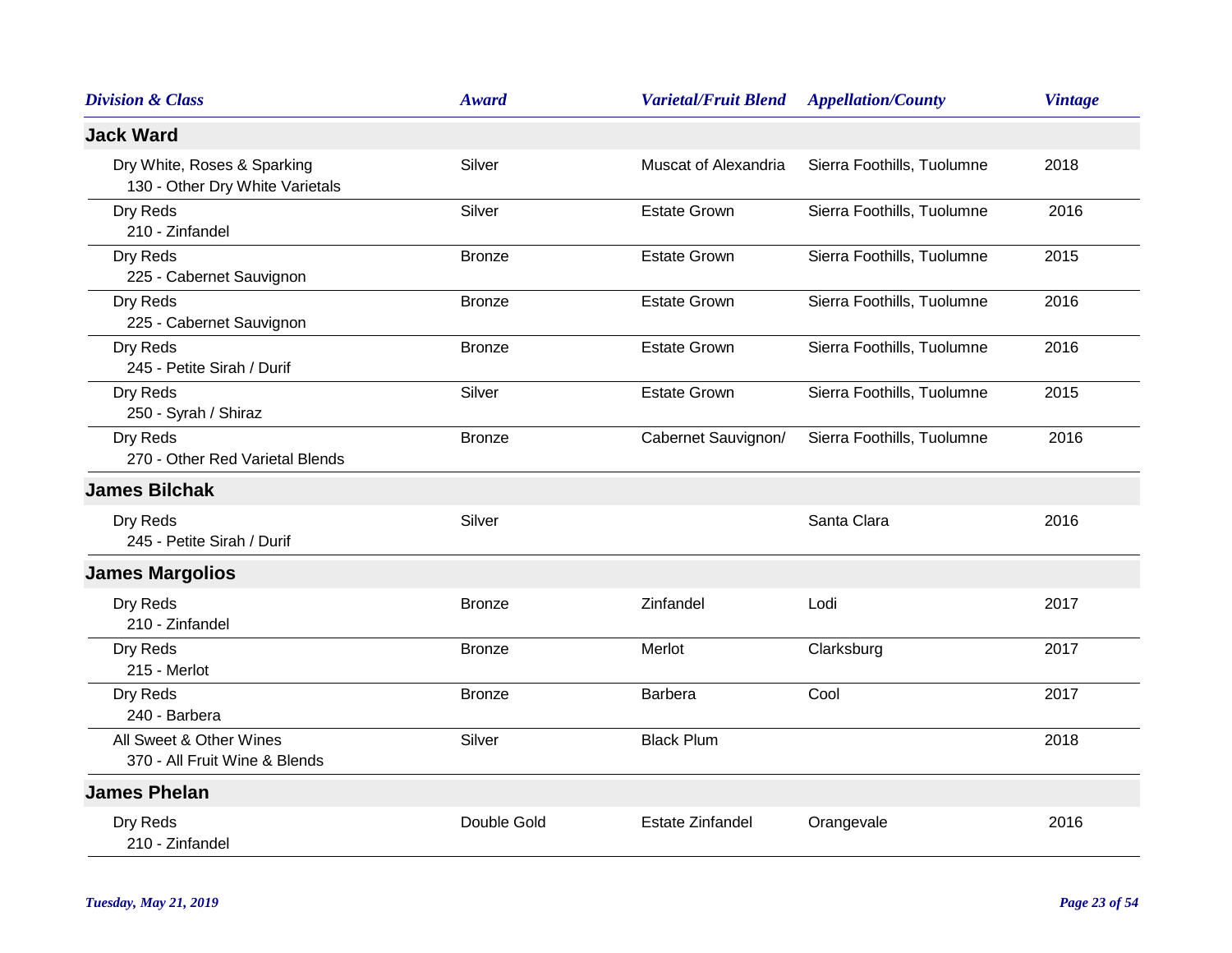| Division & Class | Award | Varietal/Fruit Blend | Appellation/County | Vintage |
|---|---|---|---|---|
| **Jack Ward** | | | | |
| Dry White, Roses & Sparking<br>130 - Other Dry White Varietals | Silver | Muscat of Alexandria | Sierra Foothills, Tuolumne | 2018 |
| Dry Reds<br>210 - Zinfandel | Silver | Estate Grown | Sierra Foothills, Tuolumne | 2016 |
| Dry Reds<br>225 - Cabernet Sauvignon | Bronze | Estate Grown | Sierra Foothills, Tuolumne | 2015 |
| Dry Reds<br>225 - Cabernet Sauvignon | Bronze | Estate Grown | Sierra Foothills, Tuolumne | 2016 |
| Dry Reds<br>245 - Petite Sirah / Durif | Bronze | Estate Grown | Sierra Foothills, Tuolumne | 2016 |
| Dry Reds<br>250 - Syrah / Shiraz | Silver | Estate Grown | Sierra Foothills, Tuolumne | 2015 |
| Dry Reds<br>270 - Other Red Varietal Blends | Bronze | Cabernet Sauvignon/ | Sierra Foothills, Tuolumne | 2016 |
| **James Bilchak** | | | | |
| Dry Reds<br>245 - Petite Sirah / Durif | Silver | | Santa Clara | 2016 |
| **James Margolios** | | | | |
| Dry Reds<br>210 - Zinfandel | Bronze | Zinfandel | Lodi | 2017 |
| Dry Reds<br>215 - Merlot | Bronze | Merlot | Clarksburg | 2017 |
| Dry Reds<br>240 - Barbera | Bronze | Barbera | Cool | 2017 |
| All Sweet & Other Wines<br>370 - All Fruit Wine & Blends | Silver | Black Plum | | 2018 |
| **James Phelan** | | | | |
| Dry Reds<br>210 - Zinfandel | Double Gold | Estate Zinfandel | Orangevale | 2016 |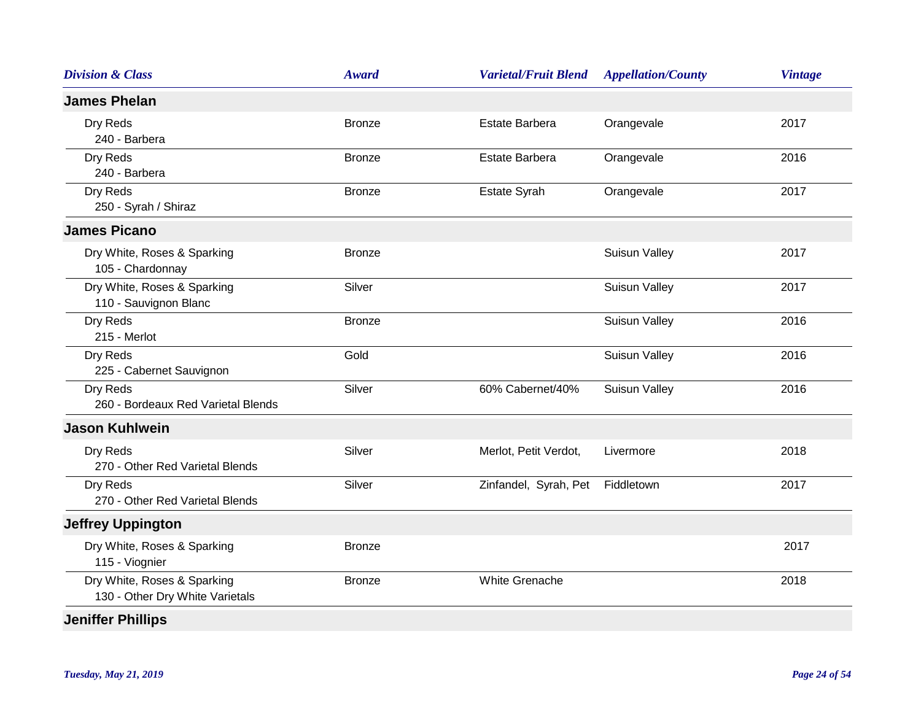| Division & Class | Award | Varietal/Fruit Blend | Appellation/County | Vintage |
|---|---|---|---|---|
| **James Phelan** | | | | |
| Dry Reds<br>240 - Barbera | Bronze | Estate Barbera | Orangevale | 2017 |
| Dry Reds<br>240 - Barbera | Bronze | Estate Barbera | Orangevale | 2016 |
| Dry Reds<br>250 - Syrah / Shiraz | Bronze | Estate Syrah | Orangevale | 2017 |
| **James Picano** | | | | |
| Dry White, Roses & Sparking<br>105 - Chardonnay | Bronze | | Suisun Valley | 2017 |
| Dry White, Roses & Sparking<br>110 - Sauvignon Blanc | Silver | | Suisun Valley | 2017 |
| Dry Reds<br>215 - Merlot | Bronze | | Suisun Valley | 2016 |
| Dry Reds<br>225 - Cabernet Sauvignon | Gold | | Suisun Valley | 2016 |
| Dry Reds<br>260 - Bordeaux Red Varietal Blends | Silver | 60% Cabernet/40% | Suisun Valley | 2016 |
| **Jason Kuhlwein** | | | | |
| Dry Reds<br>270 - Other Red Varietal Blends | Silver | Merlot, Petit Verdot, | Livermore | 2018 |
| Dry Reds<br>270 - Other Red Varietal Blends | Silver | Zinfandel, Syrah, Pet | Fiddletown | 2017 |
| **Jeffrey Uppington** | | | | |
| Dry White, Roses & Sparking<br>115 - Viognier | Bronze | | | 2017 |
| Dry White, Roses & Sparking<br>130 - Other Dry White Varietals | Bronze | White Grenache | | 2018 |
| **Jeniffer Phillips** | | | | |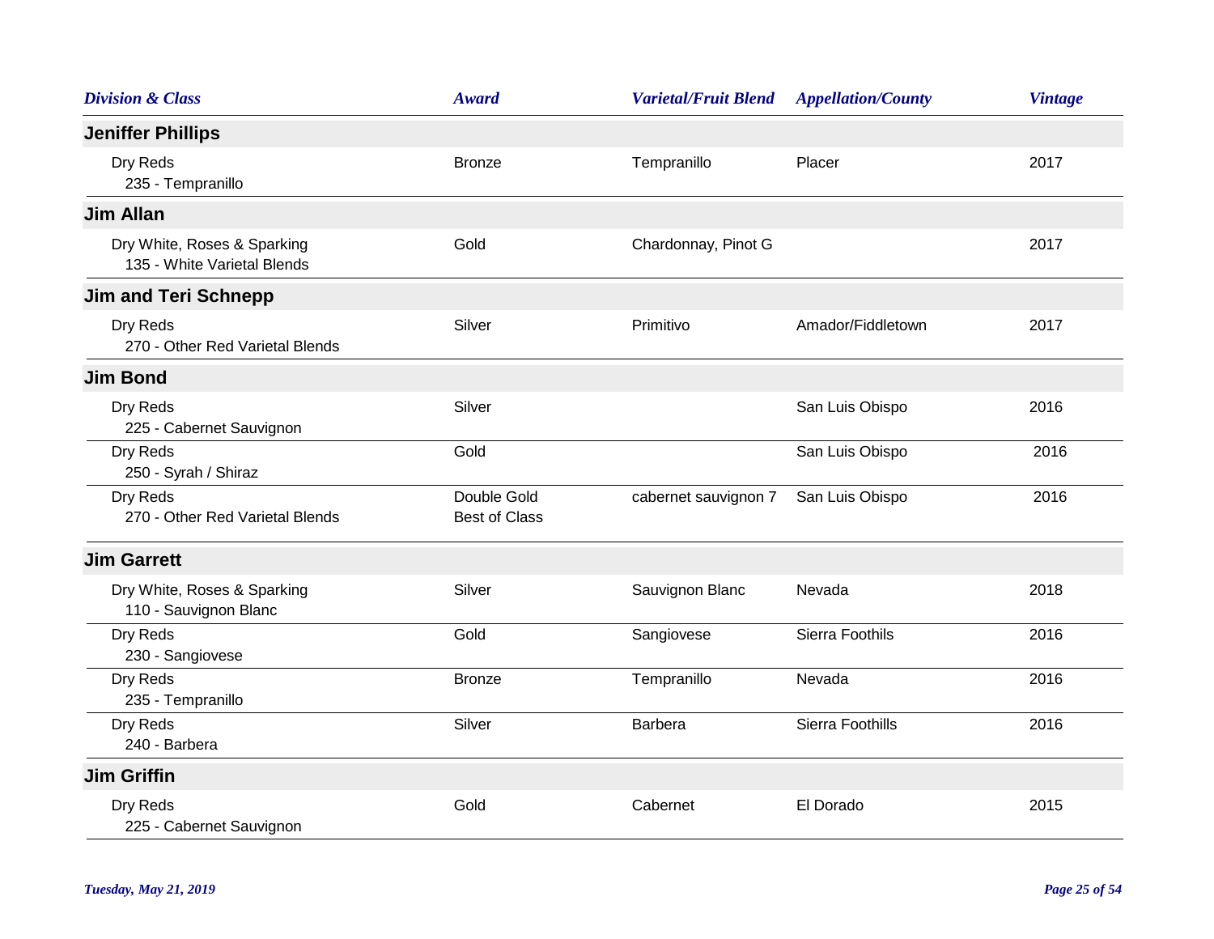| Division & Class | Award | Varietal/Fruit Blend | Appellation/County | Vintage |
|---|---|---|---|---|
| **Jeniffer Phillips** | | | | |
| Dry Reds<br>235 - Tempranillo | Bronze | Tempranillo | Placer | 2017 |
| **Jim Allan** | | | | |
| Dry White, Roses & Sparking<br>135 - White Varietal Blends | Gold | Chardonnay, Pinot G | | 2017 |
| **Jim and Teri Schnepp** | | | | |
| Dry Reds<br>270 - Other Red Varietal Blends | Silver | Primitivo | Amador/Fiddletown | 2017 |
| **Jim Bond** | | | | |
| Dry Reds<br>225 - Cabernet Sauvignon | Silver | | San Luis Obispo | 2016 |
| Dry Reds<br>250 - Syrah / Shiraz | Gold | | San Luis Obispo | 2016 |
| Dry Reds<br>270 - Other Red Varietal Blends | Double Gold<br>Best of Class | cabernet sauvignon 7 | San Luis Obispo | 2016 |
| **Jim Garrett** | | | | |
| Dry White, Roses & Sparking<br>110 - Sauvignon Blanc | Silver | Sauvignon Blanc | Nevada | 2018 |
| Dry Reds<br>230 - Sangiovese | Gold | Sangiovese | Sierra Foothils | 2016 |
| Dry Reds<br>235 - Tempranillo | Bronze | Tempranillo | Nevada | 2016 |
| Dry Reds<br>240 - Barbera | Silver | Barbera | Sierra Foothills | 2016 |
| **Jim Griffin** | | | | |
| Dry Reds<br>225 - Cabernet Sauvignon | Gold | Cabernet | El Dorado | 2015 |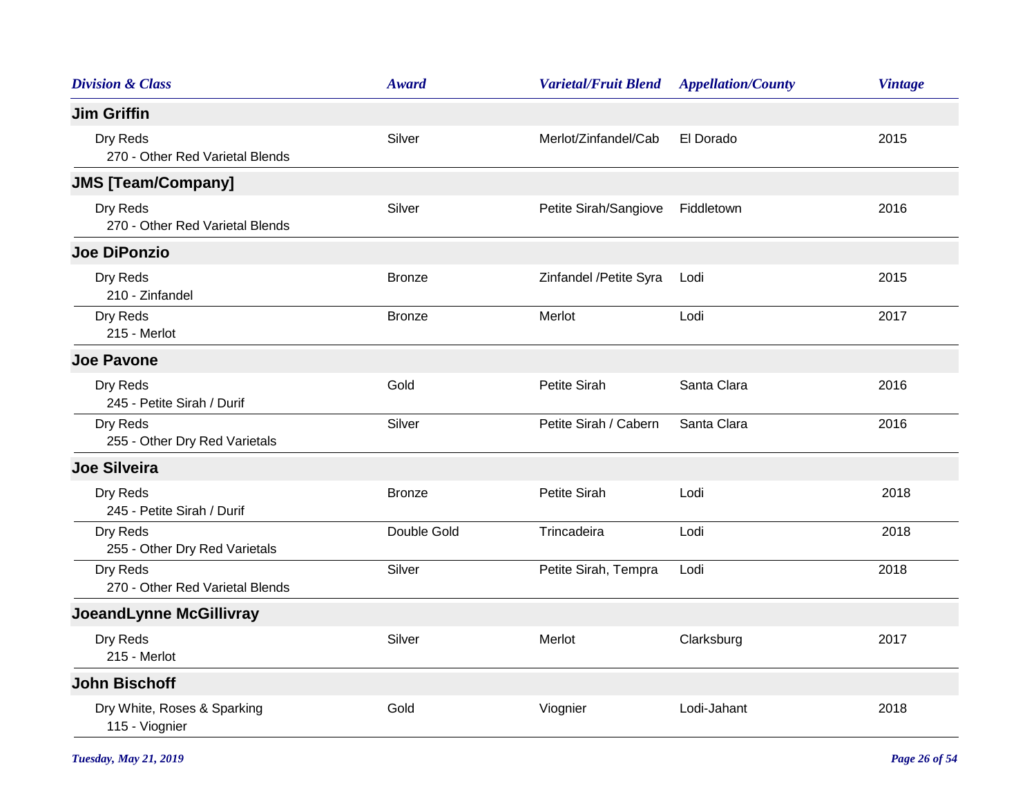| Division & Class | Award | Varietal/Fruit Blend | Appellation/County | Vintage |
|---|---|---|---|---|
| **Jim Griffin** | | | | |
| Dry Reds<br>270 - Other Red Varietal Blends | Silver | Merlot/Zinfandel/Cab | El Dorado | 2015 |
| **JMS [Team/Company]** | | | | |
| Dry Reds<br>270 - Other Red Varietal Blends | Silver | Petite Sirah/Sangiove | Fiddletown | 2016 |
| **Joe DiPonzio** | | | | |
| Dry Reds<br>210 - Zinfandel | Bronze | Zinfandel /Petite Syra | Lodi | 2015 |
| Dry Reds<br>215 - Merlot | Bronze | Merlot | Lodi | 2017 |
| **Joe Pavone** | | | | |
| Dry Reds<br>245 - Petite Sirah / Durif | Gold | Petite Sirah | Santa Clara | 2016 |
| Dry Reds<br>255 - Other Dry Red Varietals | Silver | Petite Sirah / Cabern | Santa Clara | 2016 |
| **Joe Silveira** | | | | |
| Dry Reds<br>245 - Petite Sirah / Durif | Bronze | Petite Sirah | Lodi | 2018 |
| Dry Reds<br>255 - Other Dry Red Varietals | Double Gold | Trincadeira | Lodi | 2018 |
| Dry Reds<br>270 - Other Red Varietal Blends | Silver | Petite Sirah, Tempra | Lodi | 2018 |
| **JoeandLynne McGillivray** | | | | |
| Dry Reds<br>215 - Merlot | Silver | Merlot | Clarksburg | 2017 |
| **John Bischoff** | | | | |
| Dry White, Roses & Sparking<br>115 - Viognier | Gold | Viognier | Lodi-Jahant | 2018 |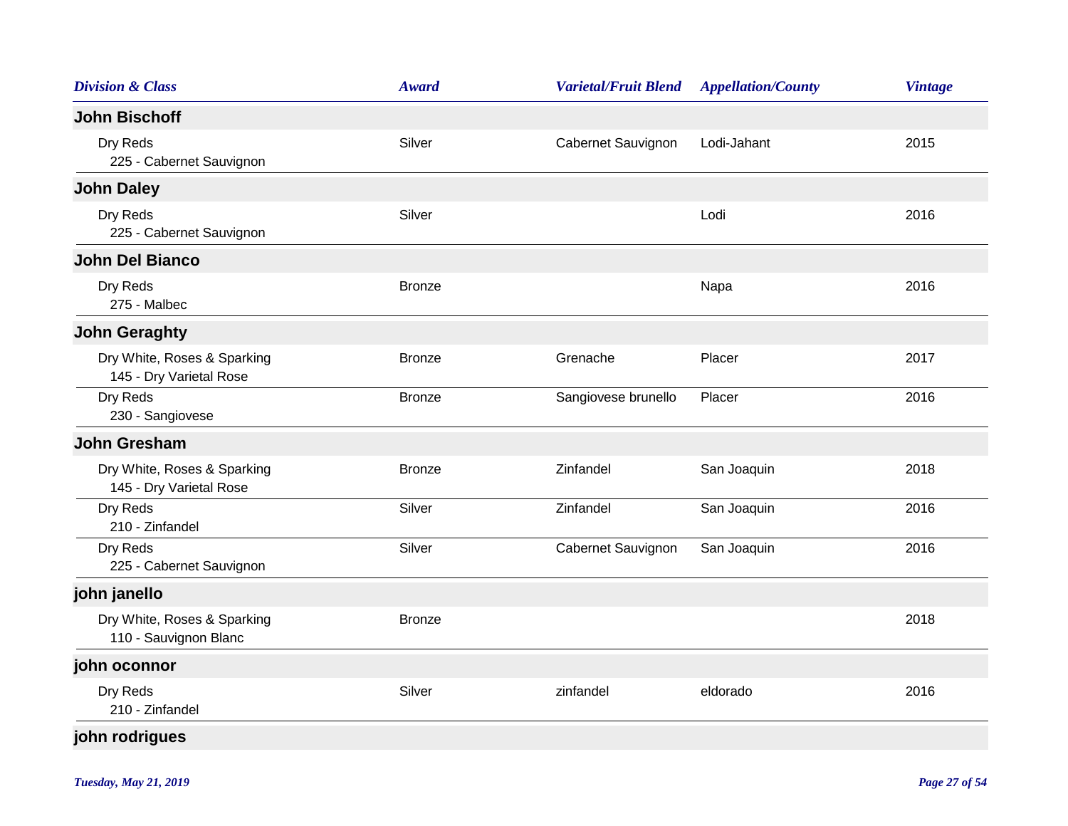| Division & Class | Award | Varietal/Fruit Blend | Appellation/County | Vintage |
|---|---|---|---|---|
| **John Bischoff** | | | | |
| Dry Reds<br>225 - Cabernet Sauvignon | Silver | Cabernet Sauvignon | Lodi-Jahant | 2015 |
| **John Daley** | | | | |
| Dry Reds<br>225 - Cabernet Sauvignon | Silver | | Lodi | 2016 |
| **John Del Bianco** | | | | |
| Dry Reds<br>275 - Malbec | Bronze | | Napa | 2016 |
| **John Geraghty** | | | | |
| Dry White, Roses & Sparking<br>145 - Dry Varietal Rose | Bronze | Grenache | Placer | 2017 |
| Dry Reds<br>230 - Sangiovese | Bronze | Sangiovese brunello | Placer | 2016 |
| **John Gresham** | | | | |
| Dry White, Roses & Sparking<br>145 - Dry Varietal Rose | Bronze | Zinfandel | San Joaquin | 2018 |
| Dry Reds<br>210 - Zinfandel | Silver | Zinfandel | San Joaquin | 2016 |
| Dry Reds<br>225 - Cabernet Sauvignon | Silver | Cabernet Sauvignon | San Joaquin | 2016 |
| **john janello** | | | | |
| Dry White, Roses & Sparking<br>110 - Sauvignon Blanc | Bronze | | | 2018 |
| **john oconnor** | | | | |
| Dry Reds<br>210 - Zinfandel | Silver | zinfandel | eldorado | 2016 |
| **john rodrigues** | | | | |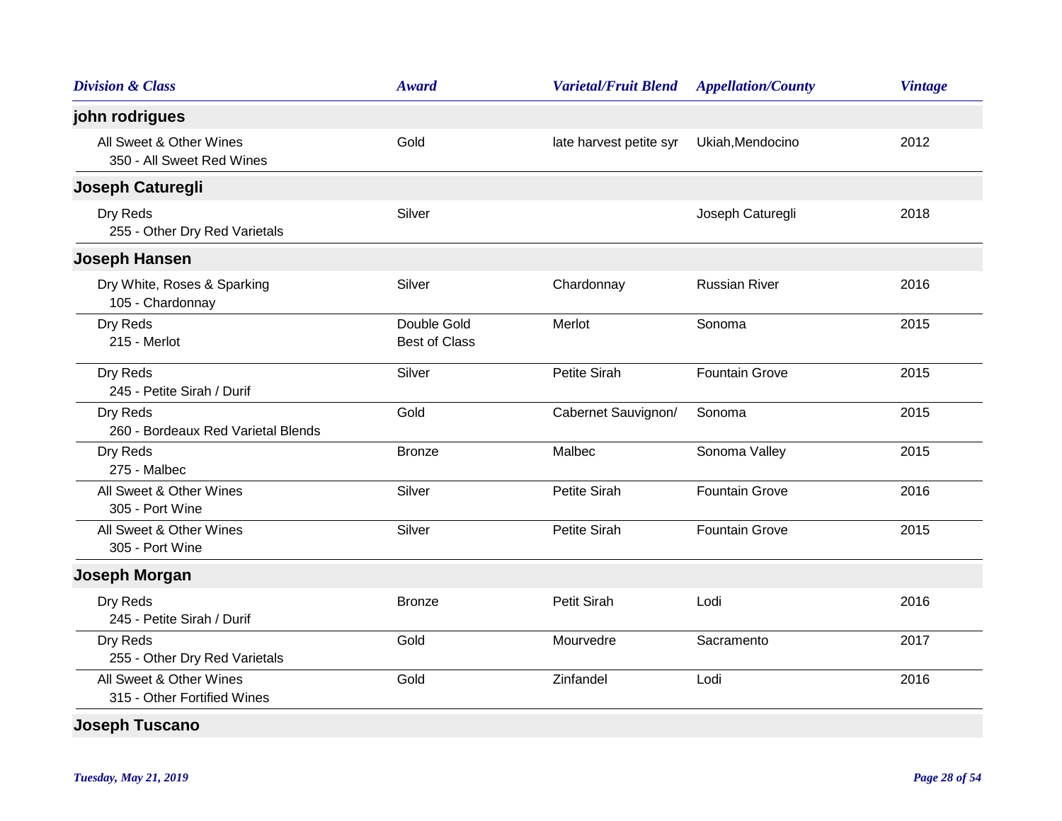| Division & Class | Award | Varietal/Fruit Blend | Appellation/County | Vintage |
|---|---|---|---|---|
| **john rodrigues** | | | | |
| All Sweet & Other Wines<br>350 - All Sweet Red Wines | Gold | late harvest petite syr | Ukiah,Mendocino | 2012 |
| **Joseph Caturegli** | | | | |
| Dry Reds<br>255 - Other Dry Red Varietals | Silver | | Joseph Caturegli | 2018 |
| **Joseph Hansen** | | | | |
| Dry White, Roses & Sparking<br>105 - Chardonnay | Silver | Chardonnay | Russian River | 2016 |
| Dry Reds<br>215 - Merlot | Double Gold<br>Best of Class | Merlot | Sonoma | 2015 |
| Dry Reds<br>245 - Petite Sirah / Durif | Silver | Petite Sirah | Fountain Grove | 2015 |
| Dry Reds<br>260 - Bordeaux Red Varietal Blends | Gold | Cabernet Sauvignon/ | Sonoma | 2015 |
| Dry Reds<br>275 - Malbec | Bronze | Malbec | Sonoma Valley | 2015 |
| All Sweet & Other Wines<br>305 - Port Wine | Silver | Petite Sirah | Fountain Grove | 2016 |
| All Sweet & Other Wines<br>305 - Port Wine | Silver | Petite Sirah | Fountain Grove | 2015 |
| **Joseph Morgan** | | | | |
| Dry Reds<br>245 - Petite Sirah / Durif | Bronze | Petit Sirah | Lodi | 2016 |
| Dry Reds<br>255 - Other Dry Red Varietals | Gold | Mourvedre | Sacramento | 2017 |
| All Sweet & Other Wines<br>315 - Other Fortified Wines | Gold | Zinfandel | Lodi | 2016 |
| **Joseph Tuscano** | | | | |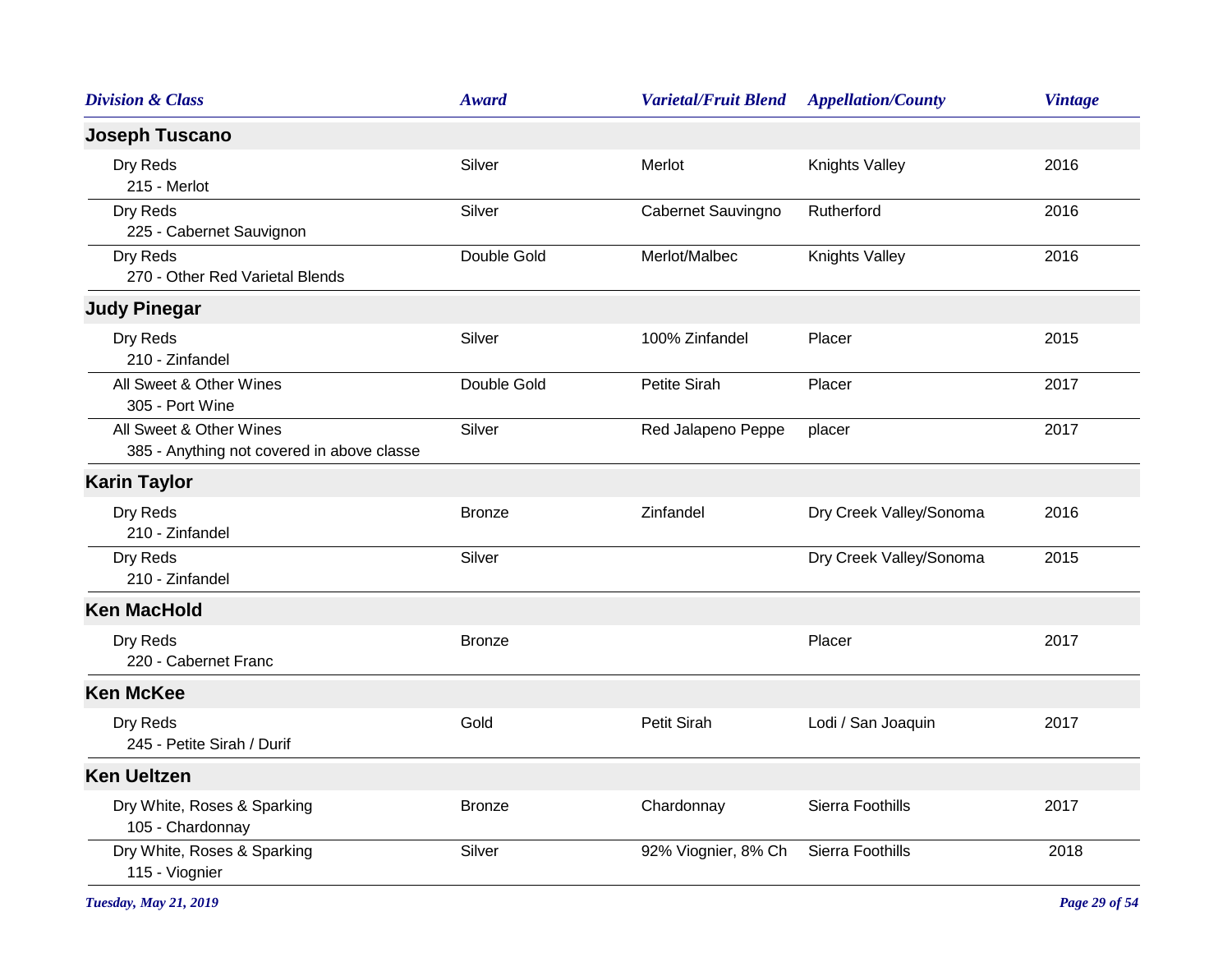| Division & Class | Award | Varietal/Fruit Blend | Appellation/County | Vintage |
|---|---|---|---|---|
| **Joseph Tuscano** | | | | |
| Dry Reds<br>215 - Merlot | Silver | Merlot | Knights Valley | 2016 |
| Dry Reds<br>225 - Cabernet Sauvignon | Silver | Cabernet Sauvingno | Rutherford | 2016 |
| Dry Reds<br>270 - Other Red Varietal Blends | Double Gold | Merlot/Malbec | Knights Valley | 2016 |
| **Judy Pinegar** | | | | |
| Dry Reds<br>210 - Zinfandel | Silver | 100% Zinfandel | Placer | 2015 |
| All Sweet & Other Wines<br>305 - Port Wine | Double Gold | Petite Sirah | Placer | 2017 |
| All Sweet & Other Wines<br>385 - Anything not covered in above classe | Silver | Red Jalapeno Peppe | placer | 2017 |
| **Karin Taylor** | | | | |
| Dry Reds<br>210 - Zinfandel | Bronze | Zinfandel | Dry Creek Valley/Sonoma | 2016 |
| Dry Reds<br>210 - Zinfandel | Silver | | Dry Creek Valley/Sonoma | 2015 |
| **Ken MacHold** | | | | |
| Dry Reds<br>220 - Cabernet Franc | Bronze | | Placer | 2017 |
| **Ken McKee** | | | | |
| Dry Reds<br>245 - Petite Sirah / Durif | Gold | Petit Sirah | Lodi / San Joaquin | 2017 |
| **Ken Ueltzen** | | | | |
| Dry White, Roses & Sparking<br>105 - Chardonnay | Bronze | Chardonnay | Sierra Foothills | 2017 |
| Dry White, Roses & Sparking<br>115 - Viognier | Silver | 92% Viognier, 8% Ch | Sierra Foothills | 2018 |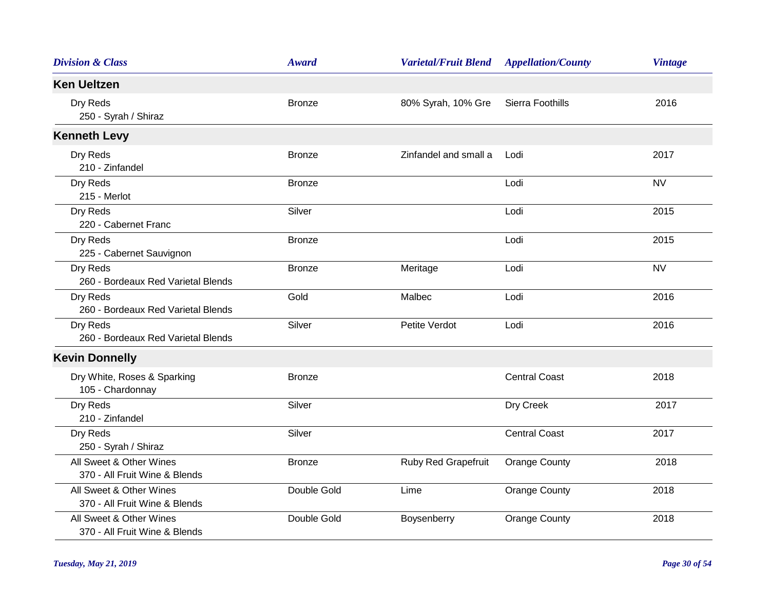| Division & Class | Award | Varietal/Fruit Blend | Appellation/County | Vintage |
|---|---|---|---|---|
| **Ken Ueltzen** | | | | |
| Dry Reds<br>250 - Syrah / Shiraz | Bronze | 80% Syrah, 10% Gre | Sierra Foothills | 2016 |
| **Kenneth Levy** | | | | |
| Dry Reds<br>210 - Zinfandel | Bronze | Zinfandel and small a | Lodi | 2017 |
| Dry Reds<br>215 - Merlot | Bronze | | Lodi | NV |
| Dry Reds<br>220 - Cabernet Franc | Silver | | Lodi | 2015 |
| Dry Reds<br>225 - Cabernet Sauvignon | Bronze | | Lodi | 2015 |
| Dry Reds<br>260 - Bordeaux Red Varietal Blends | Bronze | Meritage | Lodi | NV |
| Dry Reds<br>260 - Bordeaux Red Varietal Blends | Gold | Malbec | Lodi | 2016 |
| Dry Reds<br>260 - Bordeaux Red Varietal Blends | Silver | Petite Verdot | Lodi | 2016 |
| **Kevin Donnelly** | | | | |
| Dry White, Roses & Sparking<br>105 - Chardonnay | Bronze | | Central Coast | 2018 |
| Dry Reds<br>210 - Zinfandel | Silver | | Dry Creek | 2017 |
| Dry Reds<br>250 - Syrah / Shiraz | Silver | | Central Coast | 2017 |
| All Sweet & Other Wines<br>370 - All Fruit Wine & Blends | Bronze | Ruby Red Grapefruit | Orange County | 2018 |
| All Sweet & Other Wines<br>370 - All Fruit Wine & Blends | Double Gold | Lime | Orange County | 2018 |
| All Sweet & Other Wines<br>370 - All Fruit Wine & Blends | Double Gold | Boysenberry | Orange County | 2018 |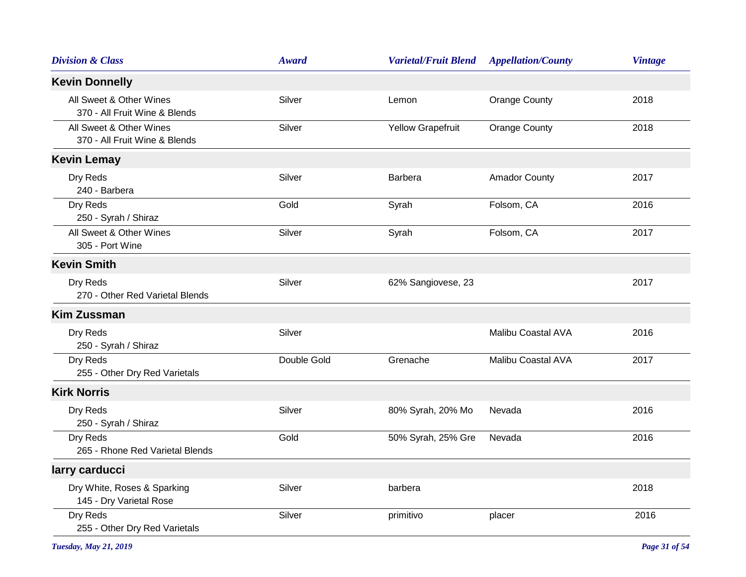| Division & Class | Award | Varietal/Fruit Blend | Appellation/County | Vintage |
|---|---|---|---|---|
| **Kevin Donnelly** | | | | |
| All Sweet & Other Wines<br>370 - All Fruit Wine & Blends | Silver | Lemon | Orange County | 2018 |
| All Sweet & Other Wines<br>370 - All Fruit Wine & Blends | Silver | Yellow Grapefruit | Orange County | 2018 |
| **Kevin Lemay** | | | | |
| Dry Reds<br>240 - Barbera | Silver | Barbera | Amador County | 2017 |
| Dry Reds<br>250 - Syrah / Shiraz | Gold | Syrah | Folsom, CA | 2016 |
| All Sweet & Other Wines<br>305 - Port Wine | Silver | Syrah | Folsom, CA | 2017 |
| **Kevin Smith** | | | | |
| Dry Reds<br>270 - Other Red Varietal Blends | Silver | 62% Sangiovese, 23 | | 2017 |
| **Kim Zussman** | | | | |
| Dry Reds<br>250 - Syrah / Shiraz | Silver | | Malibu Coastal AVA | 2016 |
| Dry Reds<br>255 - Other Dry Red Varietals | Double Gold | Grenache | Malibu Coastal AVA | 2017 |
| **Kirk Norris** | | | | |
| Dry Reds<br>250 - Syrah / Shiraz | Silver | 80% Syrah, 20% Mo | Nevada | 2016 |
| Dry Reds<br>265 - Rhone Red Varietal Blends | Gold | 50% Syrah, 25% Gre | Nevada | 2016 |
| **larry carducci** | | | | |
| Dry White, Roses & Sparking<br>145 - Dry Varietal Rose | Silver | barbera | | 2018 |
| Dry Reds<br>255 - Other Dry Red Varietals | Silver | primitivo | placer | 2016 |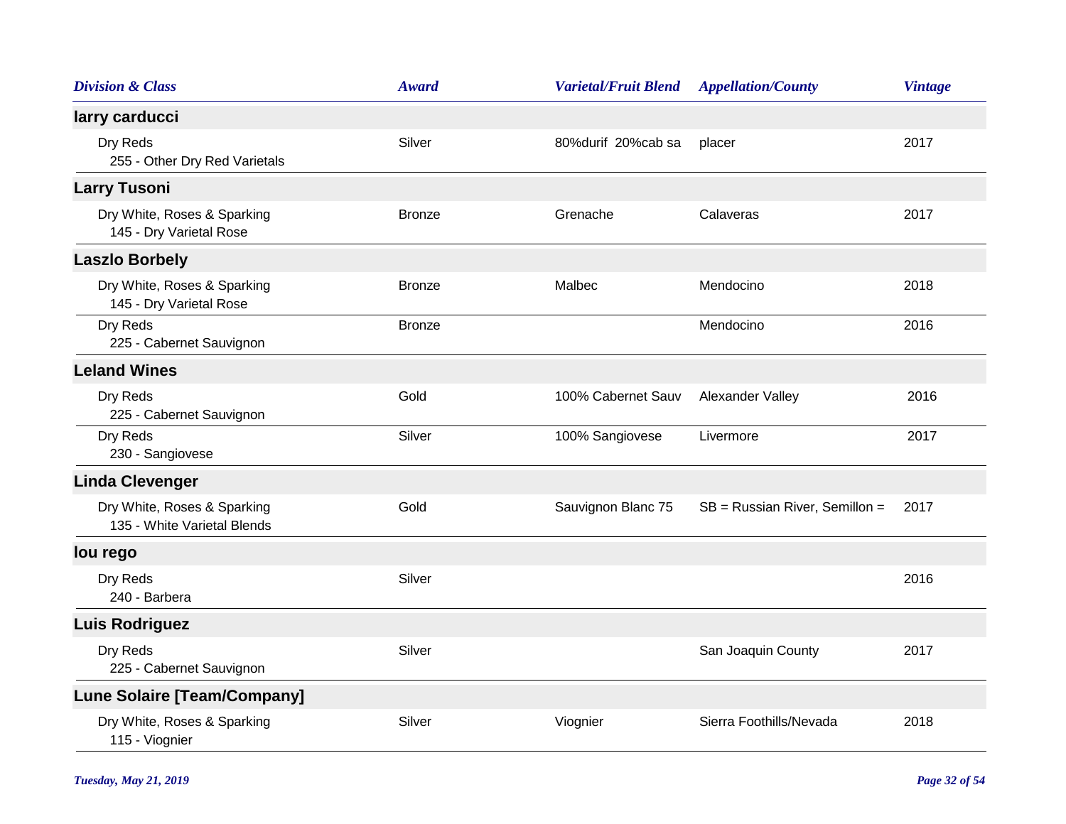| Division & Class | Award | Varietal/Fruit Blend | Appellation/County | Vintage |
|---|---|---|---|---|
| **larry carducci** | | | | |
| Dry Reds<br>255 - Other Dry Red Varietals | Silver | 80%durif 20%cab sa | placer | 2017 |
| **Larry Tusoni** | | | | |
| Dry White, Roses & Sparking<br>145 - Dry Varietal Rose | Bronze | Grenache | Calaveras | 2017 |
| **Laszlo Borbely** | | | | |
| Dry White, Roses & Sparking<br>145 - Dry Varietal Rose | Bronze | Malbec | Mendocino | 2018 |
| Dry Reds<br>225 - Cabernet Sauvignon | Bronze | | Mendocino | 2016 |
| **Leland Wines** | | | | |
| Dry Reds<br>225 - Cabernet Sauvignon | Gold | 100% Cabernet Sauv | Alexander Valley | 2016 |
| Dry Reds<br>230 - Sangiovese | Silver | 100% Sangiovese | Livermore | 2017 |
| **Linda Clevenger** | | | | |
| Dry White, Roses & Sparking<br>135 - White Varietal Blends | Gold | Sauvignon Blanc 75 | SB = Russian River, Semillon = | 2017 |
| **lou rego** | | | | |
| Dry Reds<br>240 - Barbera | Silver | | | 2016 |
| **Luis Rodriguez** | | | | |
| Dry Reds<br>225 - Cabernet Sauvignon | Silver | | San Joaquin County | 2017 |
| **Lune Solaire [Team/Company]** | | | | |
| Dry White, Roses & Sparking<br>115 - Viognier | Silver | Viognier | Sierra Foothills/Nevada | 2018 |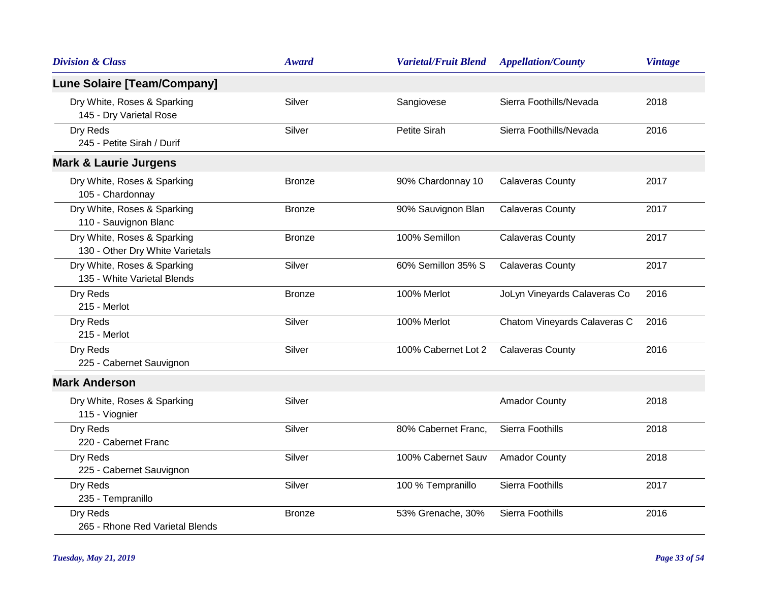| Division & Class | Award | Varietal/Fruit Blend | Appellation/County | Vintage |
|---|---|---|---|---|
| **Lune Solaire [Team/Company]** | | | | |
| Dry White, Roses & Sparking<br>145 - Dry Varietal Rose | Silver | Sangiovese | Sierra Foothills/Nevada | 2018 |
| Dry Reds<br>245 - Petite Sirah / Durif | Silver | Petite Sirah | Sierra Foothills/Nevada | 2016 |
| **Mark & Laurie Jurgens** | | | | |
| Dry White, Roses & Sparking<br>105 - Chardonnay | Bronze | 90% Chardonnay 10 | Calaveras County | 2017 |
| Dry White, Roses & Sparking<br>110 - Sauvignon Blanc | Bronze | 90% Sauvignon Blan | Calaveras County | 2017 |
| Dry White, Roses & Sparking<br>130 - Other Dry White Varietals | Bronze | 100% Semillon | Calaveras County | 2017 |
| Dry White, Roses & Sparking<br>135 - White Varietal Blends | Silver | 60% Semillon 35% S | Calaveras County | 2017 |
| Dry Reds<br>215 - Merlot | Bronze | 100% Merlot | JoLyn Vineyards Calaveras Co | 2016 |
| Dry Reds<br>215 - Merlot | Silver | 100% Merlot | Chatom Vineyards Calaveras C | 2016 |
| Dry Reds<br>225 - Cabernet Sauvignon | Silver | 100% Cabernet Lot 2 | Calaveras County | 2016 |
| **Mark Anderson** | | | | |
| Dry White, Roses & Sparking<br>115 - Viognier | Silver | | Amador County | 2018 |
| Dry Reds<br>220 - Cabernet Franc | Silver | 80% Cabernet Franc, | Sierra Foothills | 2018 |
| Dry Reds<br>225 - Cabernet Sauvignon | Silver | 100% Cabernet Sauv | Amador County | 2018 |
| Dry Reds<br>235 - Tempranillo | Silver | 100 % Tempranillo | Sierra Foothills | 2017 |
| Dry Reds<br>265 - Rhone Red Varietal Blends | Bronze | 53% Grenache, 30% | Sierra Foothills | 2016 |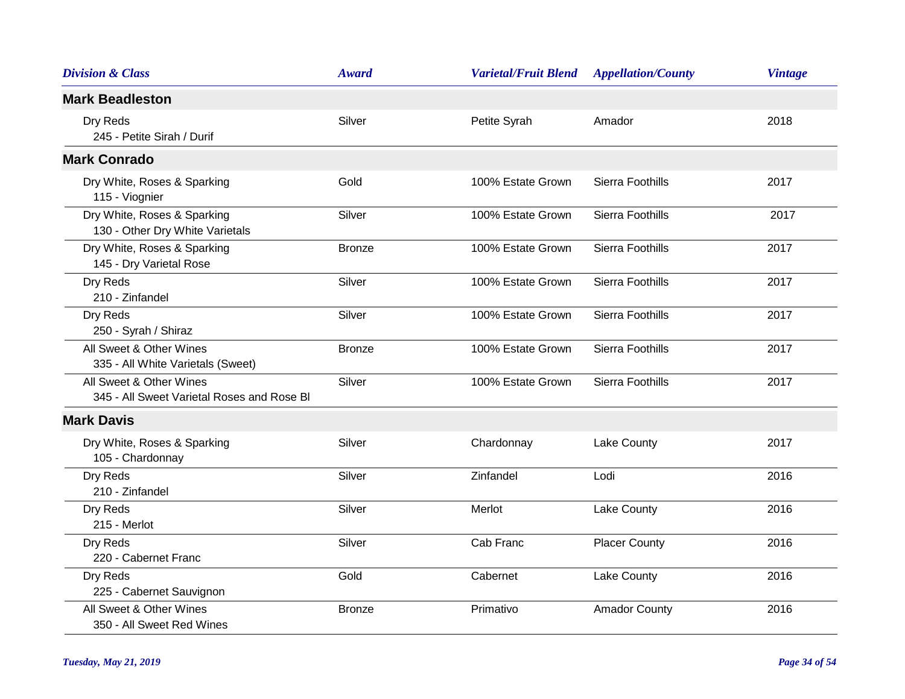| Division & Class | Award | Varietal/Fruit Blend | Appellation/County | Vintage |
|---|---|---|---|---|
| **Mark Beadleston** | | | | |
| Dry Reds<br>245 - Petite Sirah / Durif | Silver | Petite Syrah | Amador | 2018 |
| **Mark Conrado** | | | | |
| Dry White, Roses & Sparking<br>115 - Viognier | Gold | 100% Estate Grown | Sierra Foothills | 2017 |
| Dry White, Roses & Sparking<br>130 - Other Dry White Varietals | Silver | 100% Estate Grown | Sierra Foothills | 2017 |
| Dry White, Roses & Sparking<br>145 - Dry Varietal Rose | Bronze | 100% Estate Grown | Sierra Foothills | 2017 |
| Dry Reds<br>210 - Zinfandel | Silver | 100% Estate Grown | Sierra Foothills | 2017 |
| Dry Reds<br>250 - Syrah / Shiraz | Silver | 100% Estate Grown | Sierra Foothills | 2017 |
| All Sweet & Other Wines<br>335 - All White Varietals (Sweet) | Bronze | 100% Estate Grown | Sierra Foothills | 2017 |
| All Sweet & Other Wines<br>345 - All Sweet Varietal Roses and Rose Bl | Silver | 100% Estate Grown | Sierra Foothills | 2017 |
| **Mark Davis** | | | | |
| Dry White, Roses & Sparking<br>105 - Chardonnay | Silver | Chardonnay | Lake County | 2017 |
| Dry Reds<br>210 - Zinfandel | Silver | Zinfandel | Lodi | 2016 |
| Dry Reds<br>215 - Merlot | Silver | Merlot | Lake County | 2016 |
| Dry Reds<br>220 - Cabernet Franc | Silver | Cab Franc | Placer County | 2016 |
| Dry Reds<br>225 - Cabernet Sauvignon | Gold | Cabernet | Lake County | 2016 |
| All Sweet & Other Wines<br>350 - All Sweet Red Wines | Bronze | Primativo | Amador County | 2016 |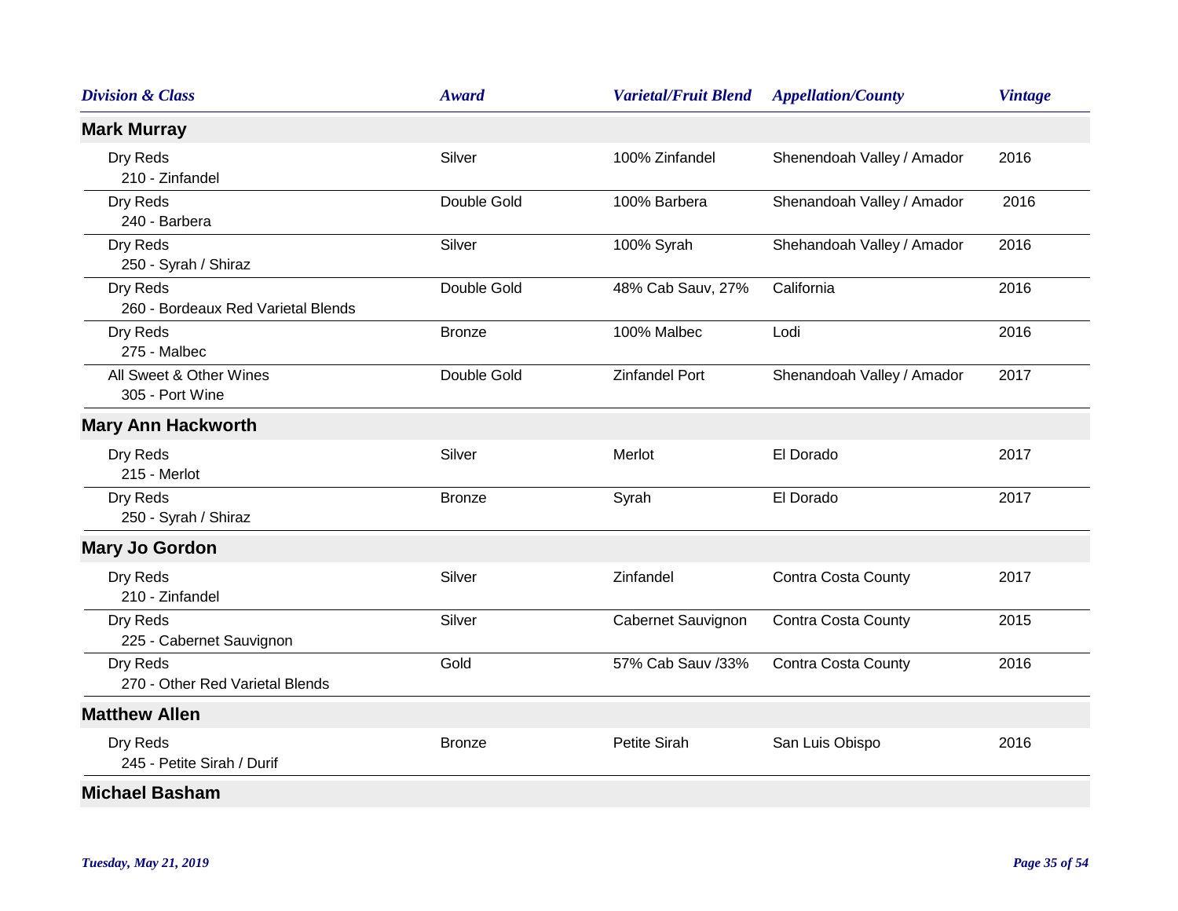| Division & Class | Award | Varietal/Fruit Blend | Appellation/County | Vintage |
|---|---|---|---|---|
| **Mark Murray** | | | | |
| Dry Reds<br>210 - Zinfandel | Silver | 100% Zinfandel | Shenendoah Valley / Amador | 2016 |
| Dry Reds<br>240 - Barbera | Double Gold | 100% Barbera | Shenandoah Valley / Amador | 2016 |
| Dry Reds<br>250 - Syrah / Shiraz | Silver | 100% Syrah | Shehandoah Valley / Amador | 2016 |
| Dry Reds<br>260 - Bordeaux Red Varietal Blends | Double Gold | 48% Cab Sauv, 27% | California | 2016 |
| Dry Reds<br>275 - Malbec | Bronze | 100% Malbec | Lodi | 2016 |
| All Sweet & Other Wines<br>305 - Port Wine | Double Gold | Zinfandel Port | Shenandoah Valley / Amador | 2017 |
| **Mary Ann Hackworth** | | | | |
| Dry Reds<br>215 - Merlot | Silver | Merlot | El Dorado | 2017 |
| Dry Reds<br>250 - Syrah / Shiraz | Bronze | Syrah | El Dorado | 2017 |
| **Mary Jo Gordon** | | | | |
| Dry Reds<br>210 - Zinfandel | Silver | Zinfandel | Contra Costa County | 2017 |
| Dry Reds<br>225 - Cabernet Sauvignon | Silver | Cabernet Sauvignon | Contra Costa County | 2015 |
| Dry Reds<br>270 - Other Red Varietal Blends | Gold | 57% Cab Sauv /33% | Contra Costa County | 2016 |
| **Matthew Allen** | | | | |
| Dry Reds<br>245 - Petite Sirah / Durif | Bronze | Petite Sirah | San Luis Obispo | 2016 |
| **Michael Basham** | | | | |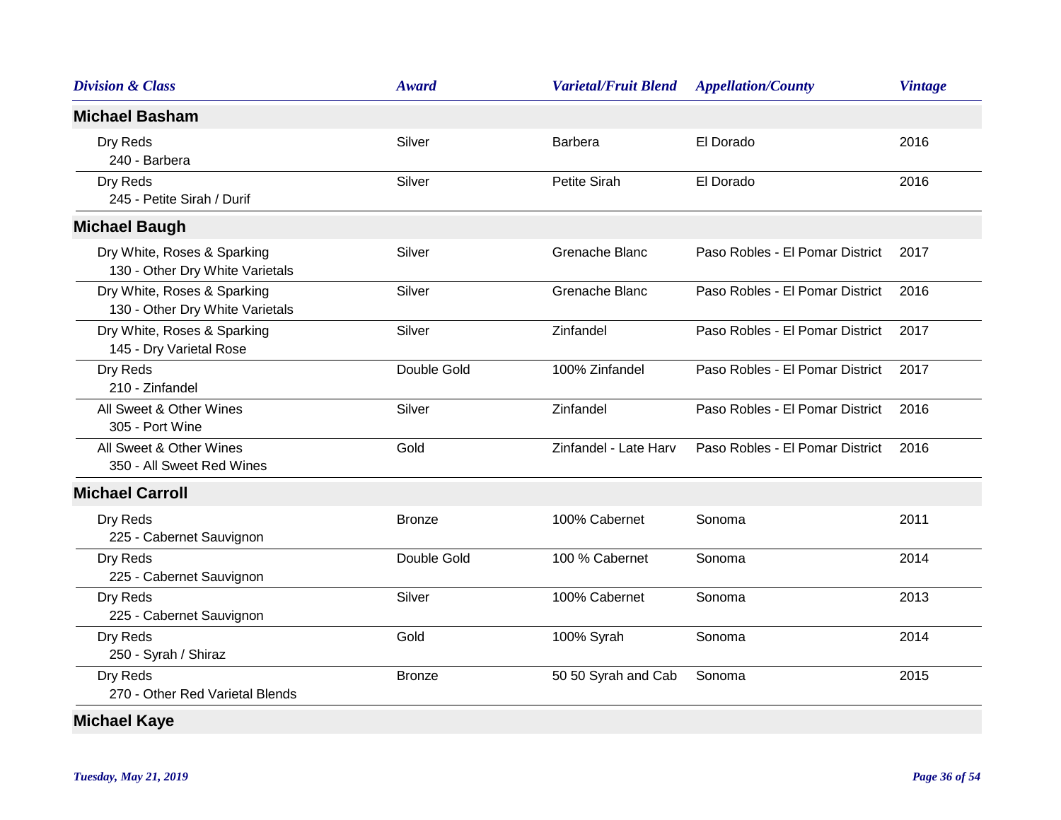| Division & Class | Award | Varietal/Fruit Blend | Appellation/County | Vintage |
|---|---|---|---|---|
| **Michael Basham** | | | | |
| Dry Reds<br>240 - Barbera | Silver | Barbera | El Dorado | 2016 |
| Dry Reds<br>245 - Petite Sirah / Durif | Silver | Petite Sirah | El Dorado | 2016 |
| **Michael Baugh** | | | | |
| Dry White, Roses & Sparking<br>130 - Other Dry White Varietals | Silver | Grenache Blanc | Paso Robles - El Pomar District | 2017 |
| Dry White, Roses & Sparking<br>130 - Other Dry White Varietals | Silver | Grenache Blanc | Paso Robles - El Pomar District | 2016 |
| Dry White, Roses & Sparking<br>145 - Dry Varietal Rose | Silver | Zinfandel | Paso Robles - El Pomar District | 2017 |
| Dry Reds<br>210 - Zinfandel | Double Gold | 100% Zinfandel | Paso Robles - El Pomar District | 2017 |
| All Sweet & Other Wines<br>305 - Port Wine | Silver | Zinfandel | Paso Robles - El Pomar District | 2016 |
| All Sweet & Other Wines<br>350 - All Sweet Red Wines | Gold | Zinfandel - Late Harv | Paso Robles - El Pomar District | 2016 |
| **Michael Carroll** | | | | |
| Dry Reds<br>225 - Cabernet Sauvignon | Bronze | 100% Cabernet | Sonoma | 2011 |
| Dry Reds<br>225 - Cabernet Sauvignon | Double Gold | 100 % Cabernet | Sonoma | 2014 |
| Dry Reds<br>225 - Cabernet Sauvignon | Silver | 100% Cabernet | Sonoma | 2013 |
| Dry Reds<br>250 - Syrah / Shiraz | Gold | 100% Syrah | Sonoma | 2014 |
| Dry Reds<br>270 - Other Red Varietal Blends | Bronze | 50 50 Syrah and Cab | Sonoma | 2015 |
| **Michael Kaye** | | | | |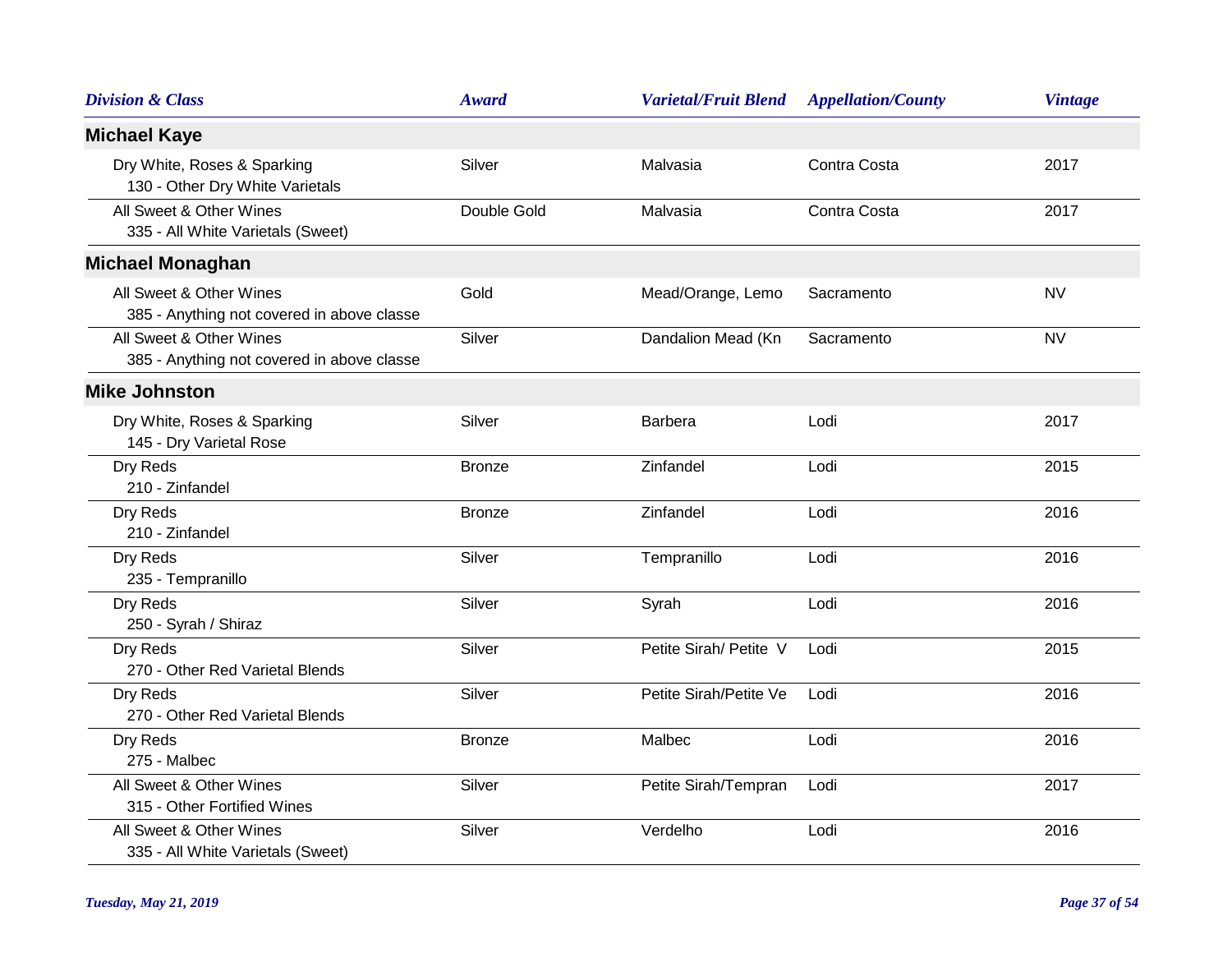| Division & Class | Award | Varietal/Fruit Blend | Appellation/County | Vintage |
|---|---|---|---|---|
| **Michael Kaye** | | | | |
| Dry White, Roses & Sparking<br>130 - Other Dry White Varietals | Silver | Malvasia | Contra Costa | 2017 |
| All Sweet & Other Wines<br>335 - All White Varietals (Sweet) | Double Gold | Malvasia | Contra Costa | 2017 |
| **Michael Monaghan** | | | | |
| All Sweet & Other Wines<br>385 - Anything not covered in above classe | Gold | Mead/Orange, Lemo | Sacramento | NV |
| All Sweet & Other Wines<br>385 - Anything not covered in above classe | Silver | Dandalion Mead (Kn | Sacramento | NV |
| **Mike Johnston** | | | | |
| Dry White, Roses & Sparking<br>145 - Dry Varietal Rose | Silver | Barbera | Lodi | 2017 |
| Dry Reds<br>210 - Zinfandel | Bronze | Zinfandel | Lodi | 2015 |
| Dry Reds<br>210 - Zinfandel | Bronze | Zinfandel | Lodi | 2016 |
| Dry Reds<br>235 - Tempranillo | Silver | Tempranillo | Lodi | 2016 |
| Dry Reds<br>250 - Syrah / Shiraz | Silver | Syrah | Lodi | 2016 |
| Dry Reds<br>270 - Other Red Varietal Blends | Silver | Petite Sirah/ Petite V | Lodi | 2015 |
| Dry Reds<br>270 - Other Red Varietal Blends | Silver | Petite Sirah/Petite Ve | Lodi | 2016 |
| Dry Reds<br>275 - Malbec | Bronze | Malbec | Lodi | 2016 |
| All Sweet & Other Wines<br>315 - Other Fortified Wines | Silver | Petite Sirah/Tempran | Lodi | 2017 |
| All Sweet & Other Wines<br>335 - All White Varietals (Sweet) | Silver | Verdelho | Lodi | 2016 |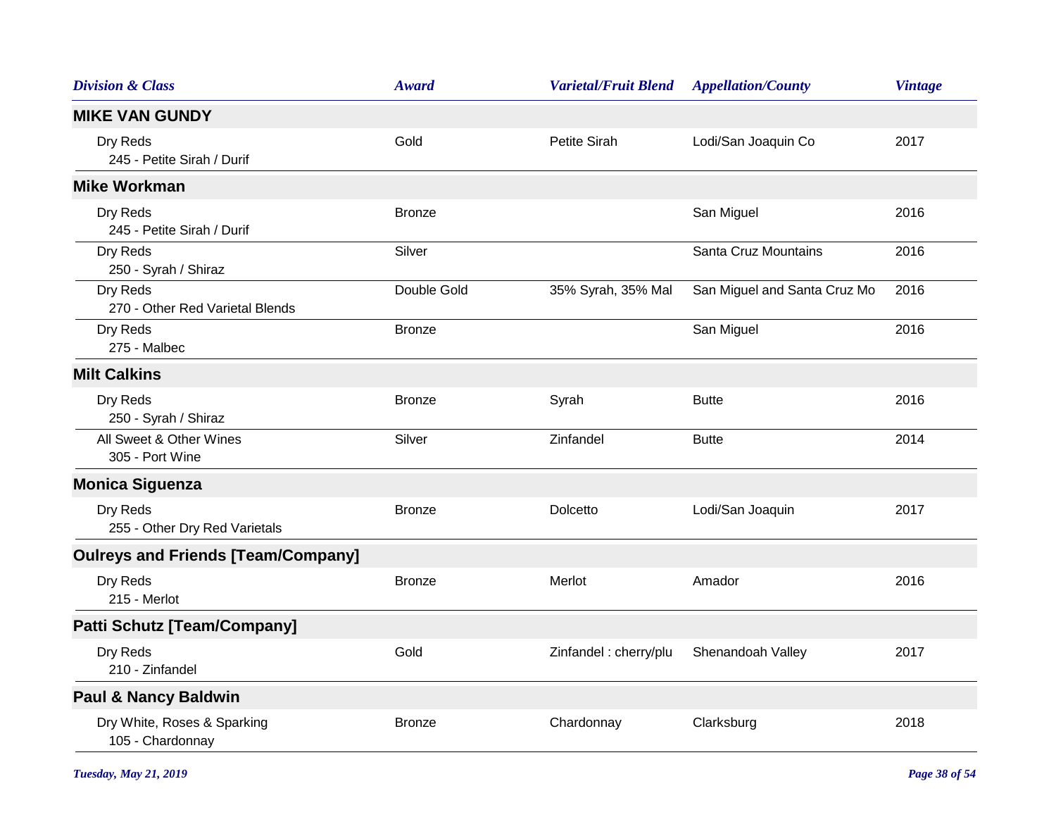| Division & Class | Award | Varietal/Fruit Blend | Appellation/County | Vintage |
|---|---|---|---|---|
| **MIKE VAN GUNDY** | | | | |
| Dry Reds<br>245 - Petite Sirah / Durif | Gold | Petite Sirah | Lodi/San Joaquin Co | 2017 |
| **Mike Workman** | | | | |
| Dry Reds<br>245 - Petite Sirah / Durif | Bronze | | San Miguel | 2016 |
| Dry Reds<br>250 - Syrah / Shiraz | Silver | | Santa Cruz Mountains | 2016 |
| Dry Reds<br>270 - Other Red Varietal Blends | Double Gold | 35% Syrah, 35% Mal | San Miguel and Santa Cruz Mo | 2016 |
| Dry Reds<br>275 - Malbec | Bronze | | San Miguel | 2016 |
| **Milt Calkins** | | | | |
| Dry Reds<br>250 - Syrah / Shiraz | Bronze | Syrah | Butte | 2016 |
| All Sweet & Other Wines<br>305 - Port Wine | Silver | Zinfandel | Butte | 2014 |
| **Monica Siguenza** | | | | |
| Dry Reds<br>255 - Other Dry Red Varietals | Bronze | Dolcetto | Lodi/San Joaquin | 2017 |
| **Oulreys and Friends [Team/Company]** | | | | |
| Dry Reds<br>215 - Merlot | Bronze | Merlot | Amador | 2016 |
| **Patti Schutz [Team/Company]** | | | | |
| Dry Reds<br>210 - Zinfandel | Gold | Zinfandel : cherry/plu | Shenandoah Valley | 2017 |
| **Paul & Nancy Baldwin** | | | | |
| Dry White, Roses & Sparking<br>105 - Chardonnay | Bronze | Chardonnay | Clarksburg | 2018 |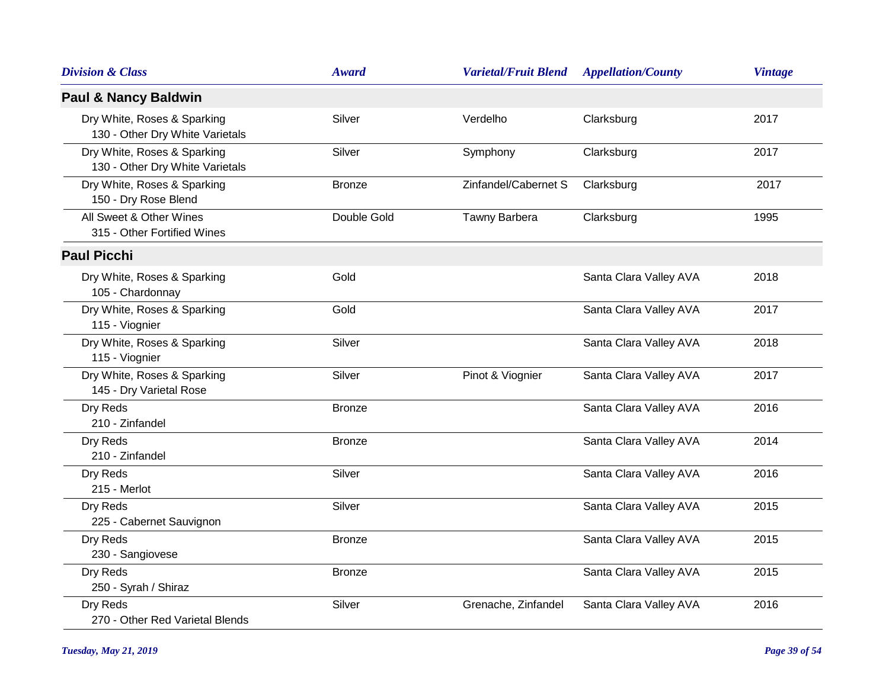| Division & Class | Award | Varietal/Fruit Blend | Appellation/County | Vintage |
|---|---|---|---|---|
| **Paul & Nancy Baldwin** | | | | |
| Dry White, Roses & Sparking<br>130 - Other Dry White Varietals | Silver | Verdelho | Clarksburg | 2017 |
| Dry White, Roses & Sparking<br>130 - Other Dry White Varietals | Silver | Symphony | Clarksburg | 2017 |
| Dry White, Roses & Sparking<br>150 - Dry Rose Blend | Bronze | Zinfandel/Cabernet S | Clarksburg | 2017 |
| All Sweet & Other Wines<br>315 - Other Fortified Wines | Double Gold | Tawny Barbera | Clarksburg | 1995 |
| **Paul Picchi** | | | | |
| Dry White, Roses & Sparking<br>105 - Chardonnay | Gold | | Santa Clara Valley AVA | 2018 |
| Dry White, Roses & Sparking<br>115 - Viognier | Gold | | Santa Clara Valley AVA | 2017 |
| Dry White, Roses & Sparking<br>115 - Viognier | Silver | | Santa Clara Valley AVA | 2018 |
| Dry White, Roses & Sparking<br>145 - Dry Varietal Rose | Silver | Pinot & Viognier | Santa Clara Valley AVA | 2017 |
| Dry Reds<br>210 - Zinfandel | Bronze | | Santa Clara Valley AVA | 2016 |
| Dry Reds<br>210 - Zinfandel | Bronze | | Santa Clara Valley AVA | 2014 |
| Dry Reds<br>215 - Merlot | Silver | | Santa Clara Valley AVA | 2016 |
| Dry Reds<br>225 - Cabernet Sauvignon | Silver | | Santa Clara Valley AVA | 2015 |
| Dry Reds<br>230 - Sangiovese | Bronze | | Santa Clara Valley AVA | 2015 |
| Dry Reds<br>250 - Syrah / Shiraz | Bronze | | Santa Clara Valley AVA | 2015 |
| Dry Reds<br>270 - Other Red Varietal Blends | Silver | Grenache, Zinfandel | Santa Clara Valley AVA | 2016 |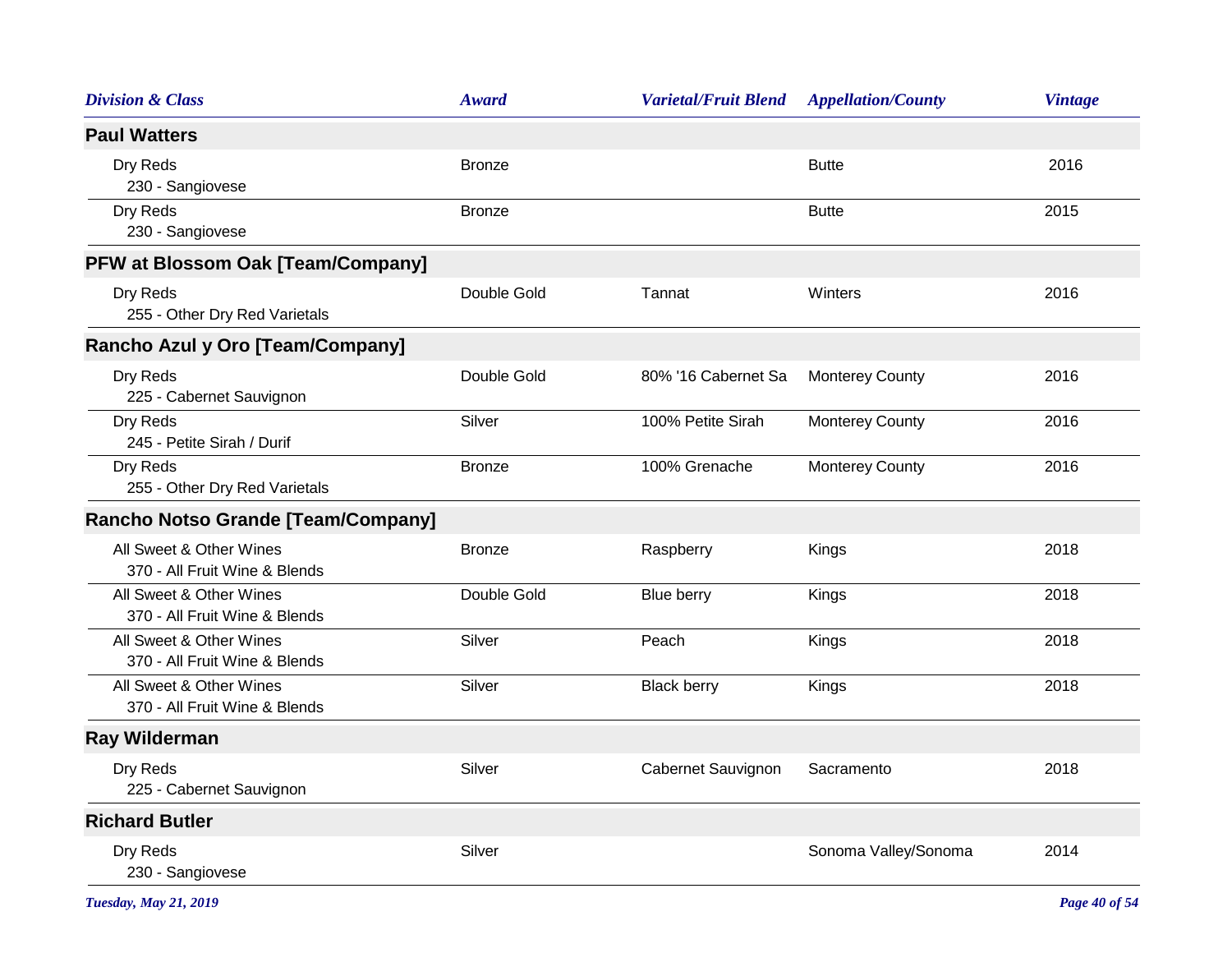| Division & Class | Award | Varietal/Fruit Blend | Appellation/County | Vintage |
|---|---|---|---|---|
| **Paul Watters** | | | | |
| Dry Reds<br>230 - Sangiovese | Bronze | | Butte | 2016 |
| Dry Reds<br>230 - Sangiovese | Bronze | | Butte | 2015 |
| **PFW at Blossom Oak [Team/Company]** | | | | |
| Dry Reds<br>255 - Other Dry Red Varietals | Double Gold | Tannat | Winters | 2016 |
| **Rancho Azul y Oro [Team/Company]** | | | | |
| Dry Reds<br>225 - Cabernet Sauvignon | Double Gold | 80% '16 Cabernet Sa | Monterey County | 2016 |
| Dry Reds<br>245 - Petite Sirah / Durif | Silver | 100% Petite Sirah | Monterey County | 2016 |
| Dry Reds<br>255 - Other Dry Red Varietals | Bronze | 100% Grenache | Monterey County | 2016 |
| **Rancho Notso Grande [Team/Company]** | | | | |
| All Sweet & Other Wines<br>370 - All Fruit Wine & Blends | Bronze | Raspberry | Kings | 2018 |
| All Sweet & Other Wines<br>370 - All Fruit Wine & Blends | Double Gold | Blue berry | Kings | 2018 |
| All Sweet & Other Wines<br>370 - All Fruit Wine & Blends | Silver | Peach | Kings | 2018 |
| All Sweet & Other Wines<br>370 - All Fruit Wine & Blends | Silver | Black berry | Kings | 2018 |
| **Ray Wilderman** | | | | |
| Dry Reds<br>225 - Cabernet Sauvignon | Silver | Cabernet Sauvignon | Sacramento | 2018 |
| **Richard Butler** | | | | |
| Dry Reds<br>230 - Sangiovese | Silver | | Sonoma Valley/Sonoma | 2014 |

*Tuesday, May 21, 2019*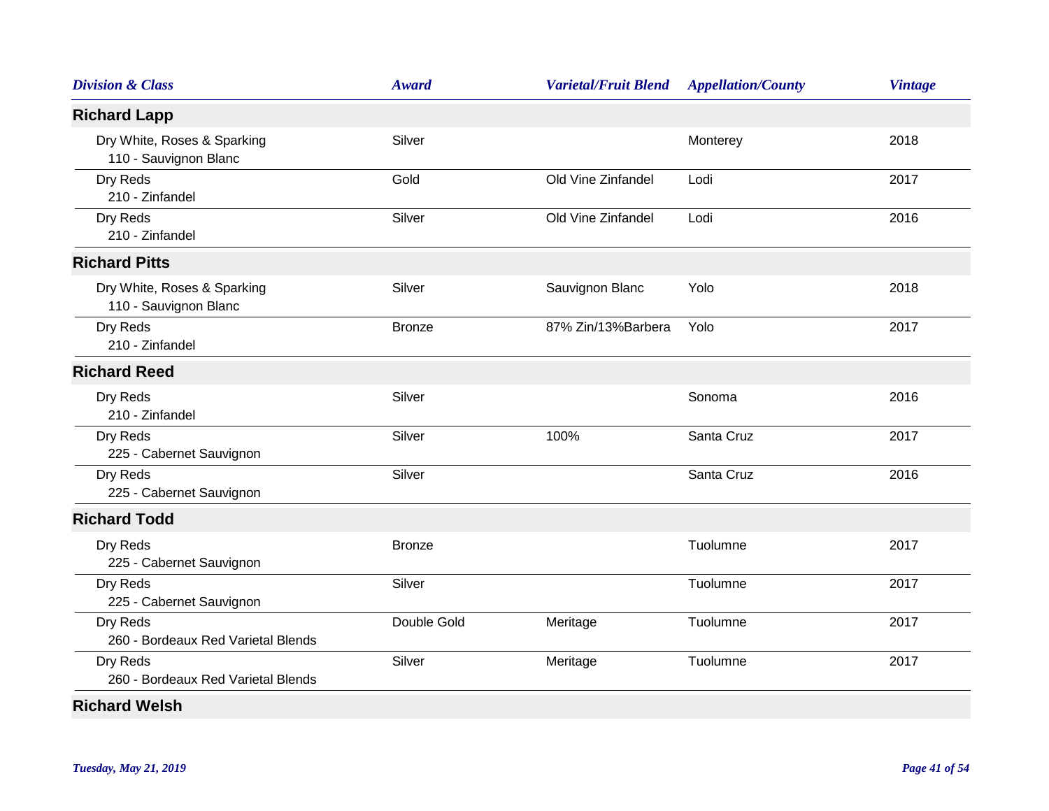| Division & Class | Award | Varietal/Fruit Blend | Appellation/County | Vintage |
|---|---|---|---|---|
| **Richard Lapp** | | | | |
| Dry White, Roses & Sparking<br>110 - Sauvignon Blanc | Silver | | Monterey | 2018 |
| Dry Reds<br>210 - Zinfandel | Gold | Old Vine Zinfandel | Lodi | 2017 |
| Dry Reds<br>210 - Zinfandel | Silver | Old Vine Zinfandel | Lodi | 2016 |
| **Richard Pitts** | | | | |
| Dry White, Roses & Sparking<br>110 - Sauvignon Blanc | Silver | Sauvignon Blanc | Yolo | 2018 |
| Dry Reds<br>210 - Zinfandel | Bronze | 87% Zin/13%Barbera | Yolo | 2017 |
| **Richard Reed** | | | | |
| Dry Reds<br>210 - Zinfandel | Silver | | Sonoma | 2016 |
| Dry Reds<br>225 - Cabernet Sauvignon | Silver | 100% | Santa Cruz | 2017 |
| Dry Reds<br>225 - Cabernet Sauvignon | Silver | | Santa Cruz | 2016 |
| **Richard Todd** | | | | |
| Dry Reds<br>225 - Cabernet Sauvignon | Bronze | | Tuolumne | 2017 |
| Dry Reds<br>225 - Cabernet Sauvignon | Silver | | Tuolumne | 2017 |
| Dry Reds<br>260 - Bordeaux Red Varietal Blends | Double Gold | Meritage | Tuolumne | 2017 |
| Dry Reds<br>260 - Bordeaux Red Varietal Blends | Silver | Meritage | Tuolumne | 2017 |
| **Richard Welsh** | | | | |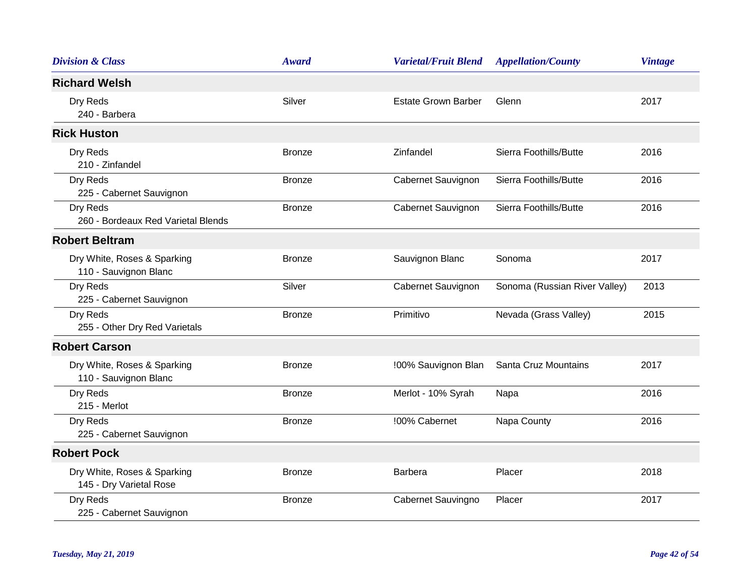| Division & Class | Award | Varietal/Fruit Blend | Appellation/County | Vintage |
|---|---|---|---|---|
| **Richard Welsh** | | | | |
| Dry Reds<br>240 - Barbera | Silver | Estate Grown Barber | Glenn | 2017 |
| **Rick Huston** | | | | |
| Dry Reds<br>210 - Zinfandel | Bronze | Zinfandel | Sierra Foothills/Butte | 2016 |
| Dry Reds<br>225 - Cabernet Sauvignon | Bronze | Cabernet Sauvignon | Sierra Foothills/Butte | 2016 |
| Dry Reds<br>260 - Bordeaux Red Varietal Blends | Bronze | Cabernet Sauvignon | Sierra Foothills/Butte | 2016 |
| **Robert Beltram** | | | | |
| Dry White, Roses & Sparking<br>110 - Sauvignon Blanc | Bronze | Sauvignon Blanc | Sonoma | 2017 |
| Dry Reds<br>225 - Cabernet Sauvignon | Silver | Cabernet Sauvignon | Sonoma (Russian River Valley) | 2013 |
| Dry Reds<br>255 - Other Dry Red Varietals | Bronze | Primitivo | Nevada (Grass Valley) | 2015 |
| **Robert Carson** | | | | |
| Dry White, Roses & Sparking<br>110 - Sauvignon Blanc | Bronze | !00% Sauvignon Blan | Santa Cruz Mountains | 2017 |
| Dry Reds<br>215 - Merlot | Bronze | Merlot - 10% Syrah | Napa | 2016 |
| Dry Reds<br>225 - Cabernet Sauvignon | Bronze | !00% Cabernet | Napa County | 2016 |
| **Robert Pock** | | | | |
| Dry White, Roses & Sparking<br>145 - Dry Varietal Rose | Bronze | Barbera | Placer | 2018 |
| Dry Reds<br>225 - Cabernet Sauvignon | Bronze | Cabernet Sauvingno | Placer | 2017 |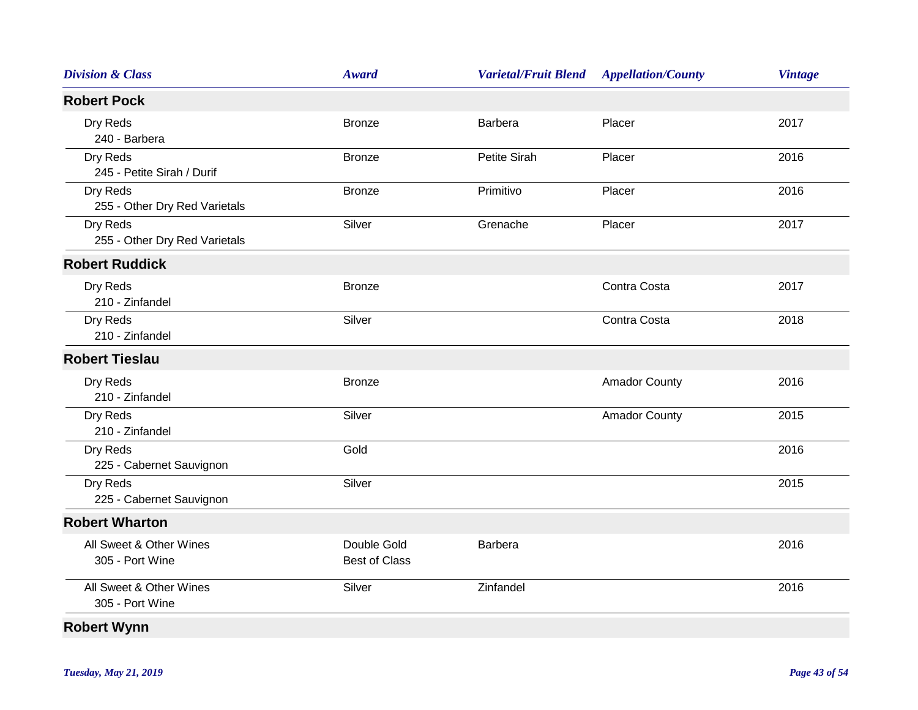| Division & Class | Award | Varietal/Fruit Blend | Appellation/County | Vintage |
|---|---|---|---|---|
| **Robert Pock** | | | | |
| Dry Reds<br>240 - Barbera | Bronze | Barbera | Placer | 2017 |
| Dry Reds<br>245 - Petite Sirah / Durif | Bronze | Petite Sirah | Placer | 2016 |
| Dry Reds<br>255 - Other Dry Red Varietals | Bronze | Primitivo | Placer | 2016 |
| Dry Reds<br>255 - Other Dry Red Varietals | Silver | Grenache | Placer | 2017 |
| **Robert Ruddick** | | | | |
| Dry Reds<br>210 - Zinfandel | Bronze | | Contra Costa | 2017 |
| Dry Reds<br>210 - Zinfandel | Silver | | Contra Costa | 2018 |
| **Robert Tieslau** | | | | |
| Dry Reds<br>210 - Zinfandel | Bronze | | Amador County | 2016 |
| Dry Reds<br>210 - Zinfandel | Silver | | Amador County | 2015 |
| Dry Reds<br>225 - Cabernet Sauvignon | Gold | | | 2016 |
| Dry Reds<br>225 - Cabernet Sauvignon | Silver | | | 2015 |
| **Robert Wharton** | | | | |
| All Sweet & Other Wines<br>305 - Port Wine | Double Gold<br>Best of Class | Barbera | | 2016 |
| All Sweet & Other Wines<br>305 - Port Wine | Silver | Zinfandel | | 2016 |
| **Robert Wynn** | | | | |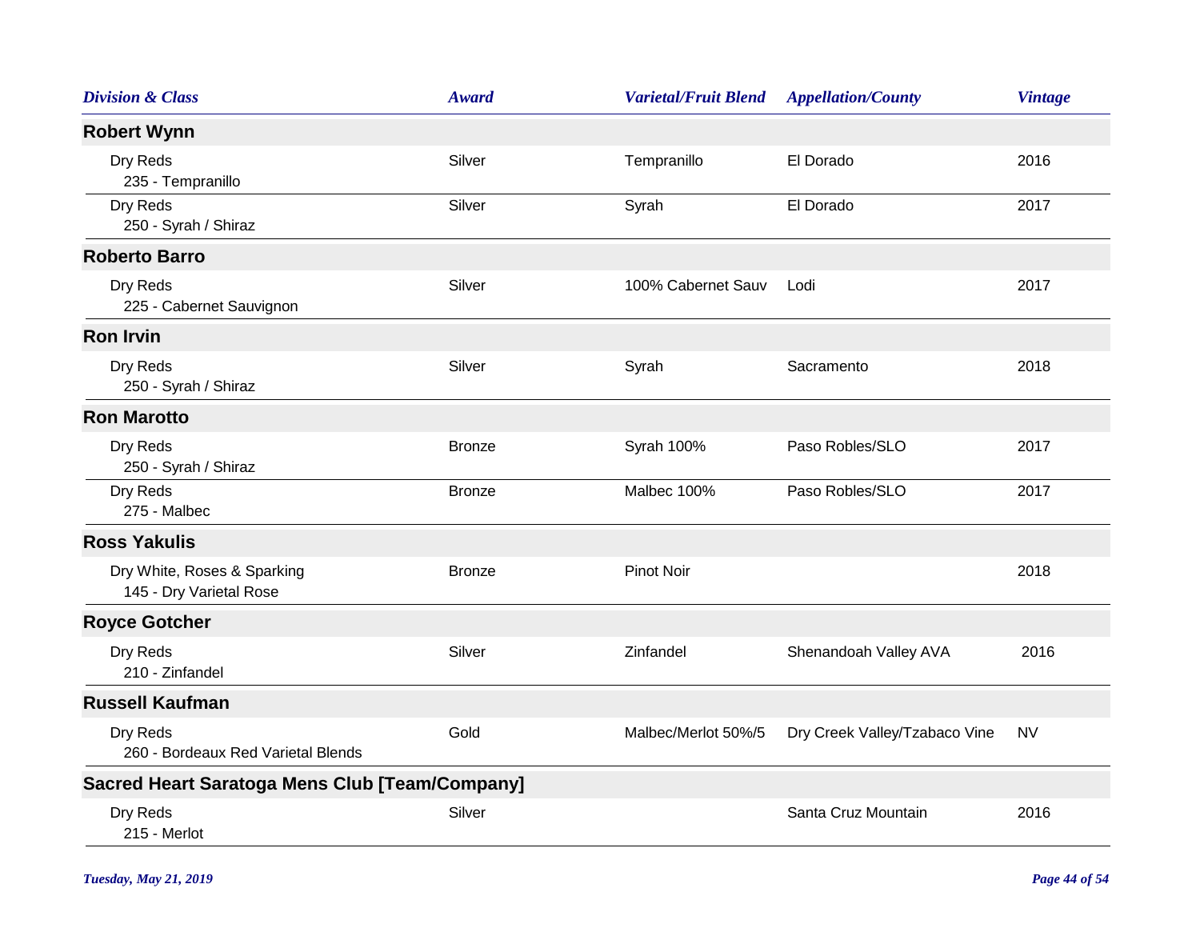| Division & Class | Award | Varietal/Fruit Blend | Appellation/County | Vintage |
|---|---|---|---|---|
| **Robert Wynn** | | | | |
| Dry Reds<br>235 - Tempranillo | Silver | Tempranillo | El Dorado | 2016 |
| Dry Reds<br>250 - Syrah / Shiraz | Silver | Syrah | El Dorado | 2017 |
| **Roberto Barro** | | | | |
| Dry Reds<br>225 - Cabernet Sauvignon | Silver | 100% Cabernet Sauv | Lodi | 2017 |
| **Ron Irvin** | | | | |
| Dry Reds<br>250 - Syrah / Shiraz | Silver | Syrah | Sacramento | 2018 |
| **Ron Marotto** | | | | |
| Dry Reds<br>250 - Syrah / Shiraz | Bronze | Syrah 100% | Paso Robles/SLO | 2017 |
| Dry Reds<br>275 - Malbec | Bronze | Malbec 100% | Paso Robles/SLO | 2017 |
| **Ross Yakulis** | | | | |
| Dry White, Roses & Sparking<br>145 - Dry Varietal Rose | Bronze | Pinot Noir | | 2018 |
| **Royce Gotcher** | | | | |
| Dry Reds<br>210 - Zinfandel | Silver | Zinfandel | Shenandoah Valley AVA | 2016 |
| **Russell Kaufman** | | | | |
| Dry Reds<br>260 - Bordeaux Red Varietal Blends | Gold | Malbec/Merlot 50%/5 | Dry Creek Valley/Tzabaco Vine | NV |
| **Sacred Heart Saratoga Mens Club [Team/Company]** | | | | |
| Dry Reds<br>215 - Merlot | Silver | | Santa Cruz Mountain | 2016 |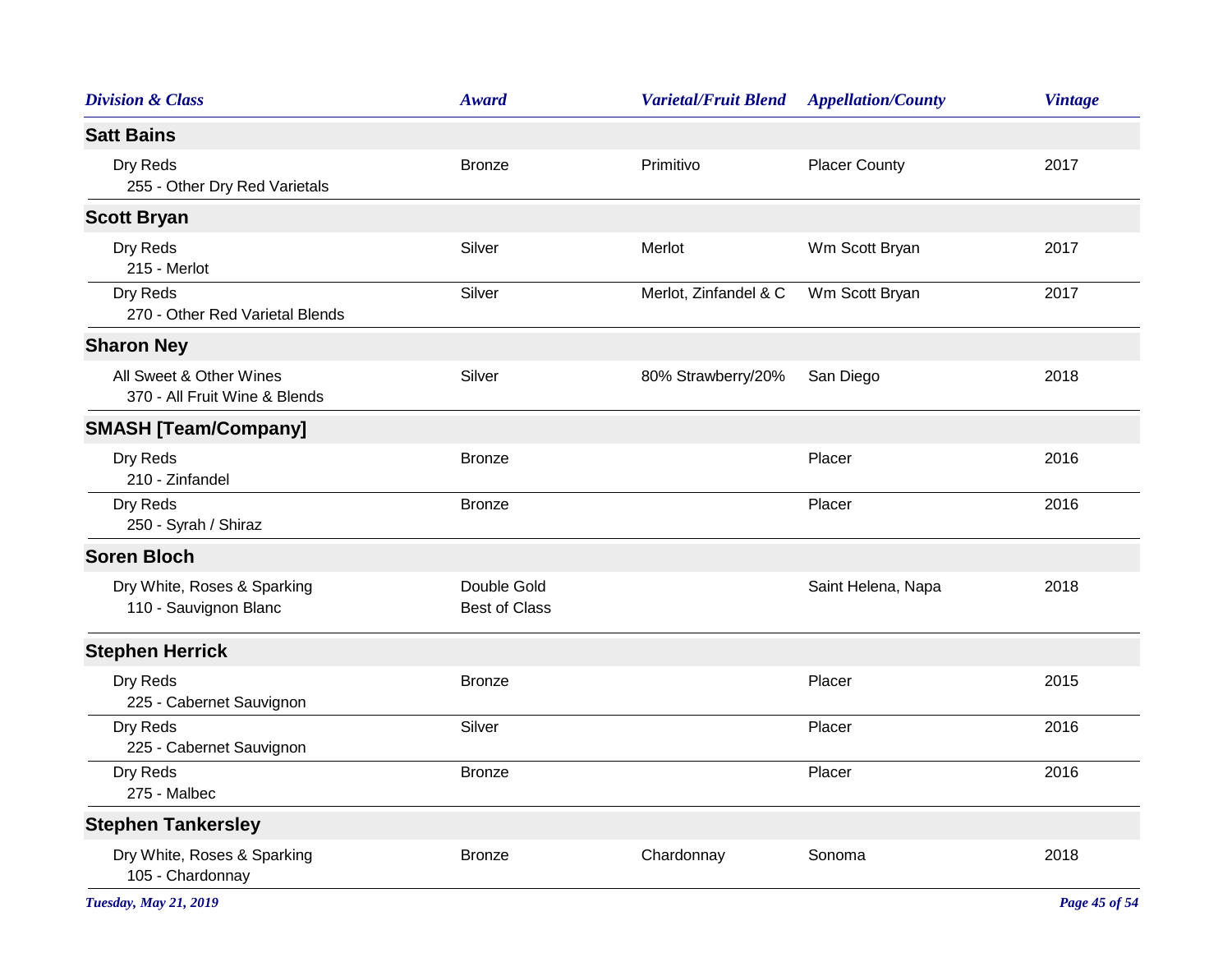| Division & Class | Award | Varietal/Fruit Blend | Appellation/County | Vintage |
|---|---|---|---|---|
| **Satt Bains** | | | | |
| Dry Reds<br>255 - Other Dry Red Varietals | Bronze | Primitivo | Placer County | 2017 |
| **Scott Bryan** | | | | |
| Dry Reds<br>215 - Merlot | Silver | Merlot | Wm Scott Bryan | 2017 |
| Dry Reds<br>270 - Other Red Varietal Blends | Silver | Merlot, Zinfandel & C | Wm Scott Bryan | 2017 |
| **Sharon Ney** | | | | |
| All Sweet & Other Wines<br>370 - All Fruit Wine & Blends | Silver | 80% Strawberry/20% | San Diego | 2018 |
| **SMASH [Team/Company]** | | | | |
| Dry Reds<br>210 - Zinfandel | Bronze | | Placer | 2016 |
| Dry Reds<br>250 - Syrah / Shiraz | Bronze | | Placer | 2016 |
| **Soren Bloch** | | | | |
| Dry White, Roses & Sparking<br>110 - Sauvignon Blanc | Double Gold<br>Best of Class | | Saint Helena, Napa | 2018 |
| **Stephen Herrick** | | | | |
| Dry Reds<br>225 - Cabernet Sauvignon | Bronze | | Placer | 2015 |
| Dry Reds<br>225 - Cabernet Sauvignon | Silver | | Placer | 2016 |
| Dry Reds<br>275 - Malbec | Bronze | | Placer | 2016 |
| **Stephen Tankersley** | | | | |
| Dry White, Roses & Sparking<br>105 - Chardonnay | Bronze | Chardonnay | Sonoma | 2018 |

*Tuesday, May 21, 2019*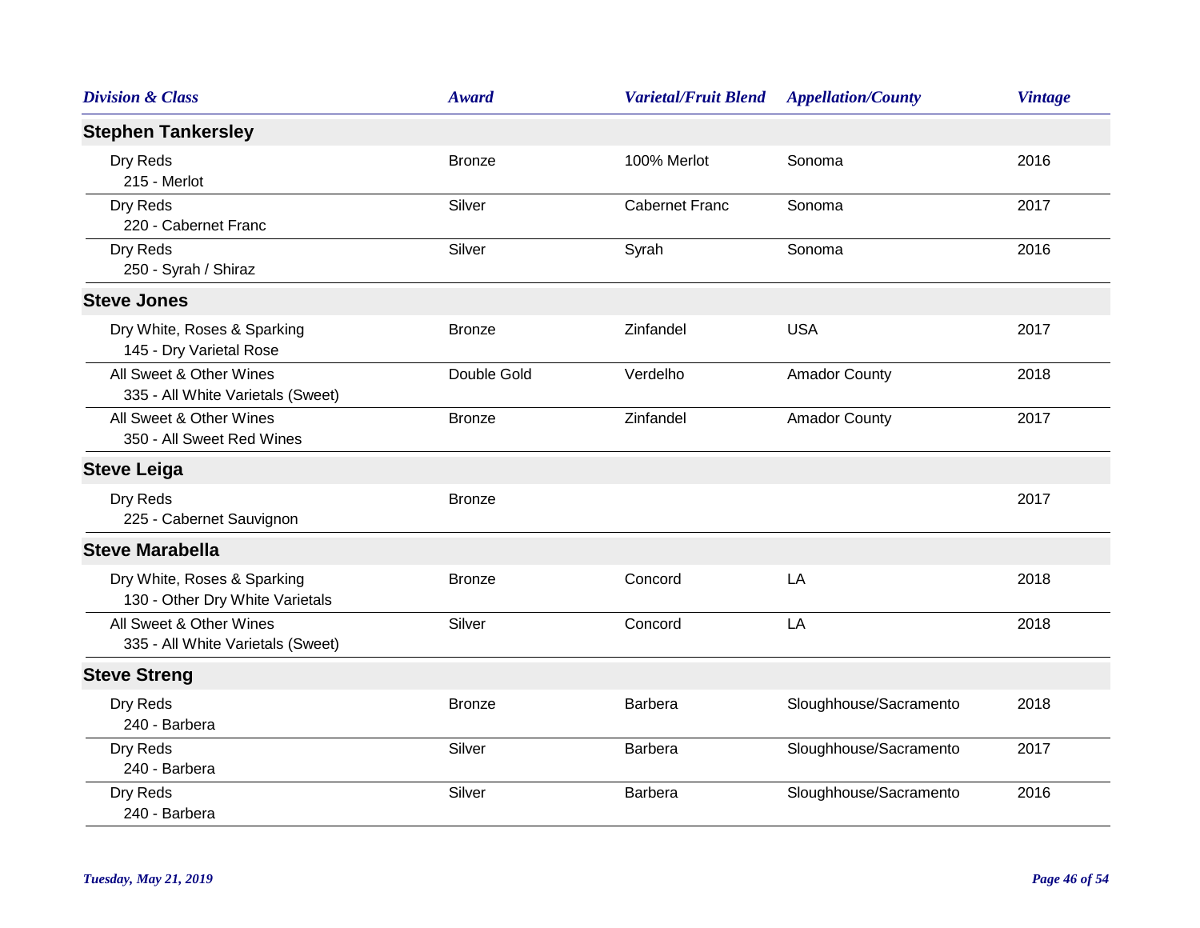| Division & Class | Award | Varietal/Fruit Blend | Appellation/County | Vintage |
|---|---|---|---|---|
| **Stephen Tankersley** | | | | |
| Dry Reds<br>215 - Merlot | Bronze | 100% Merlot | Sonoma | 2016 |
| Dry Reds<br>220 - Cabernet Franc | Silver | Cabernet Franc | Sonoma | 2017 |
| Dry Reds<br>250 - Syrah / Shiraz | Silver | Syrah | Sonoma | 2016 |
| **Steve Jones** | | | | |
| Dry White, Roses & Sparking<br>145 - Dry Varietal Rose | Bronze | Zinfandel | USA | 2017 |
| All Sweet & Other Wines<br>335 - All White Varietals (Sweet) | Double Gold | Verdelho | Amador County | 2018 |
| All Sweet & Other Wines<br>350 - All Sweet Red Wines | Bronze | Zinfandel | Amador County | 2017 |
| **Steve Leiga** | | | | |
| Dry Reds<br>225 - Cabernet Sauvignon | Bronze | | | 2017 |
| **Steve Marabella** | | | | |
| Dry White, Roses & Sparking<br>130 - Other Dry White Varietals | Bronze | Concord | LA | 2018 |
| All Sweet & Other Wines<br>335 - All White Varietals (Sweet) | Silver | Concord | LA | 2018 |
| **Steve Streng** | | | | |
| Dry Reds<br>240 - Barbera | Bronze | Barbera | Sloughhouse/Sacramento | 2018 |
| Dry Reds<br>240 - Barbera | Silver | Barbera | Sloughhouse/Sacramento | 2017 |
| Dry Reds<br>240 - Barbera | Silver | Barbera | Sloughhouse/Sacramento | 2016 |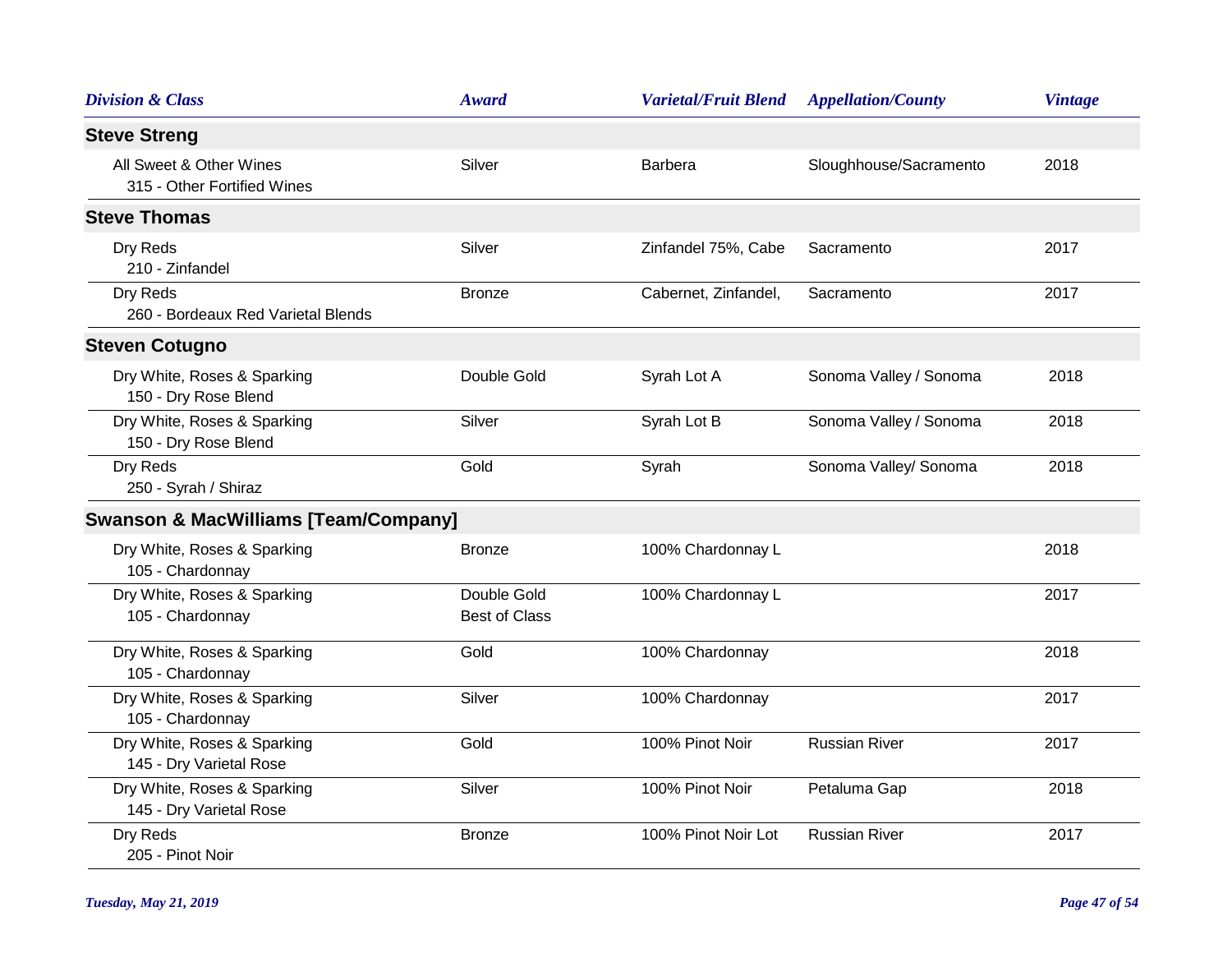| Division & Class | Award | Varietal/Fruit Blend | Appellation/County | Vintage |
|---|---|---|---|---|
| **Steve Streng** | | | | |
| All Sweet & Other Wines<br>315 - Other Fortified Wines | Silver | Barbera | Sloughhouse/Sacramento | 2018 |
| **Steve Thomas** | | | | |
| Dry Reds<br>210 - Zinfandel | Silver | Zinfandel 75%, Cabe | Sacramento | 2017 |
| Dry Reds<br>260 - Bordeaux Red Varietal Blends | Bronze | Cabernet, Zinfandel, | Sacramento | 2017 |
| **Steven Cotugno** | | | | |
| Dry White, Roses & Sparking<br>150 - Dry Rose Blend | Double Gold | Syrah Lot A | Sonoma Valley / Sonoma | 2018 |
| Dry White, Roses & Sparking<br>150 - Dry Rose Blend | Silver | Syrah Lot B | Sonoma Valley / Sonoma | 2018 |
| Dry Reds<br>250 - Syrah / Shiraz | Gold | Syrah | Sonoma Valley/ Sonoma | 2018 |
| **Swanson & MacWilliams [Team/Company]** | | | | |
| Dry White, Roses & Sparking<br>105 - Chardonnay | Bronze | 100% Chardonnay L | | 2018 |
| Dry White, Roses & Sparking<br>105 - Chardonnay | Double Gold<br>Best of Class | 100% Chardonnay L | | 2017 |
| Dry White, Roses & Sparking<br>105 - Chardonnay | Gold | 100% Chardonnay | | 2018 |
| Dry White, Roses & Sparking<br>105 - Chardonnay | Silver | 100% Chardonnay | | 2017 |
| Dry White, Roses & Sparking<br>145 - Dry Varietal Rose | Gold | 100% Pinot Noir | Russian River | 2017 |
| Dry White, Roses & Sparking<br>145 - Dry Varietal Rose | Silver | 100% Pinot Noir | Petaluma Gap | 2018 |
| Dry Reds<br>205 - Pinot Noir | Bronze | 100% Pinot Noir Lot | Russian River | 2017 |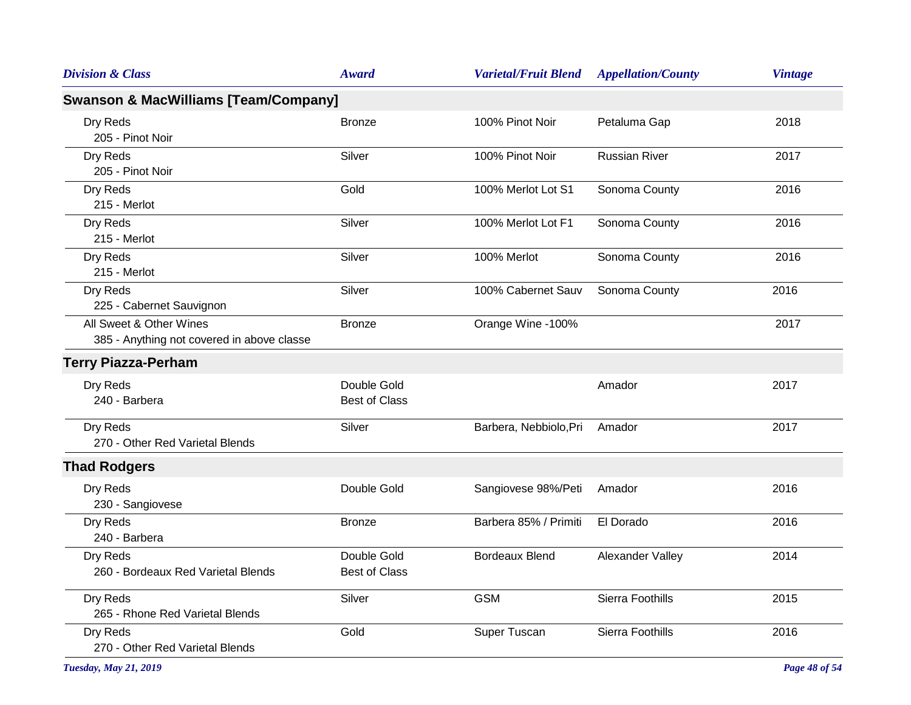| Division & Class | Award | Varietal/Fruit Blend | Appellation/County | Vintage |
|---|---|---|---|---|
| **Swanson & MacWilliams [Team/Company]** | | | | |
| Dry Reds<br>205 - Pinot Noir | Bronze | 100% Pinot Noir | Petaluma Gap | 2018 |
| Dry Reds<br>205 - Pinot Noir | Silver | 100% Pinot Noir | Russian River | 2017 |
| Dry Reds<br>215 - Merlot | Gold | 100% Merlot Lot S1 | Sonoma County | 2016 |
| Dry Reds<br>215 - Merlot | Silver | 100% Merlot Lot F1 | Sonoma County | 2016 |
| Dry Reds<br>215 - Merlot | Silver | 100% Merlot | Sonoma County | 2016 |
| Dry Reds<br>225 - Cabernet Sauvignon | Silver | 100% Cabernet Sauv | Sonoma County | 2016 |
| All Sweet & Other Wines<br>385 - Anything not covered in above classe | Bronze | Orange Wine -100% | | 2017 |
| **Terry Piazza-Perham** | | | | |
| Dry Reds<br>240 - Barbera | Double Gold<br>Best of Class | | Amador | 2017 |
| Dry Reds<br>270 - Other Red Varietal Blends | Silver | Barbera, Nebbiolo,Pri | Amador | 2017 |
| **Thad Rodgers** | | | | |
| Dry Reds<br>230 - Sangiovese | Double Gold | Sangiovese 98%/Peti | Amador | 2016 |
| Dry Reds<br>240 - Barbera | Bronze | Barbera 85% / Primiti | El Dorado | 2016 |
| Dry Reds<br>260 - Bordeaux Red Varietal Blends | Double Gold<br>Best of Class | Bordeaux Blend | Alexander Valley | 2014 |
| Dry Reds<br>265 - Rhone Red Varietal Blends | Silver | GSM | Sierra Foothills | 2015 |
| Dry Reds<br>270 - Other Red Varietal Blends | Gold | Super Tuscan | Sierra Foothills | 2016 |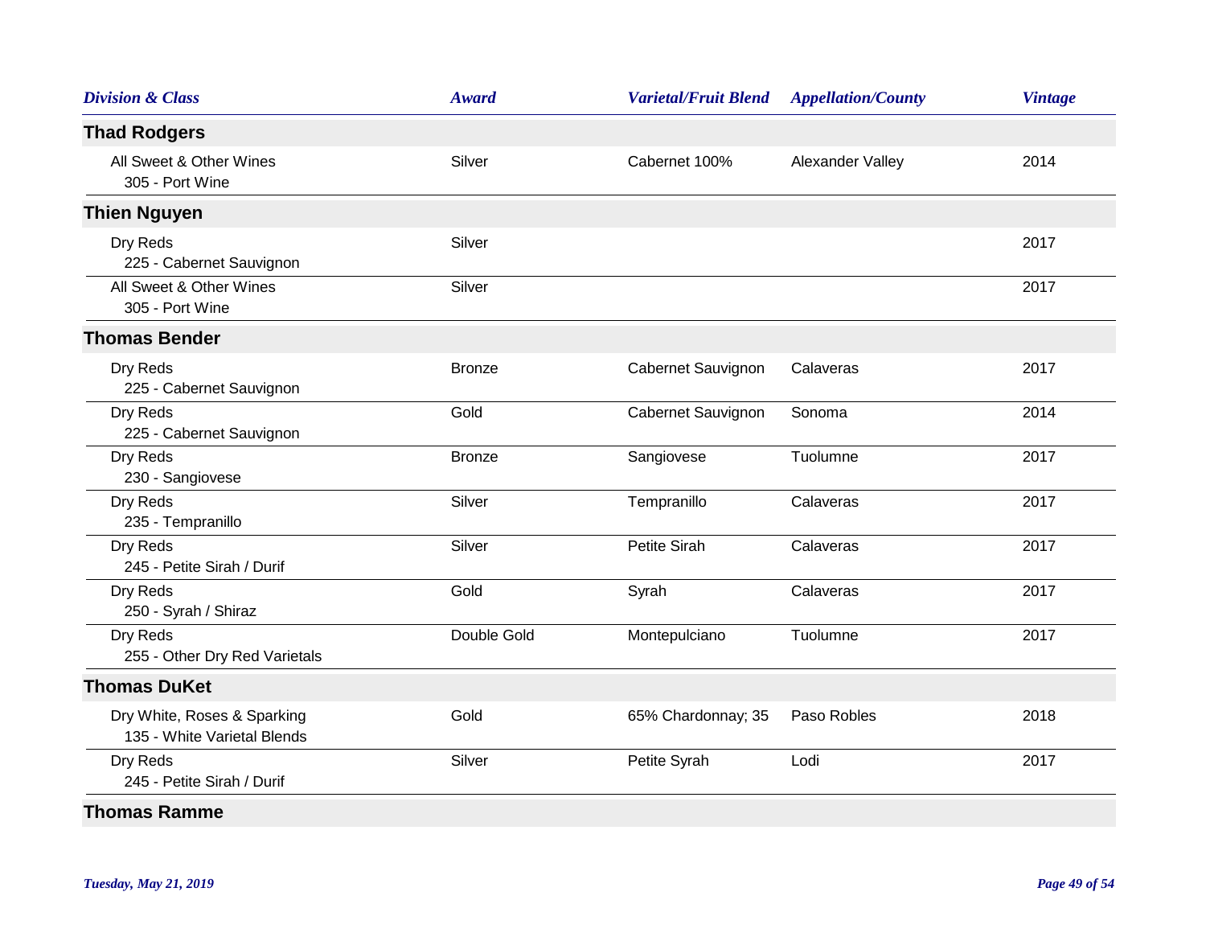| Division & Class | Award | Varietal/Fruit Blend | Appellation/County | Vintage |
|---|---|---|---|---|
| **Thad Rodgers** | | | | |
| All Sweet & Other Wines<br>305 - Port Wine | Silver | Cabernet 100% | Alexander Valley | 2014 |
| **Thien Nguyen** | | | | |
| Dry Reds<br>225 - Cabernet Sauvignon | Silver | | | 2017 |
| All Sweet & Other Wines<br>305 - Port Wine | Silver | | | 2017 |
| **Thomas Bender** | | | | |
| Dry Reds<br>225 - Cabernet Sauvignon | Bronze | Cabernet Sauvignon | Calaveras | 2017 |
| Dry Reds<br>225 - Cabernet Sauvignon | Gold | Cabernet Sauvignon | Sonoma | 2014 |
| Dry Reds<br>230 - Sangiovese | Bronze | Sangiovese | Tuolumne | 2017 |
| Dry Reds<br>235 - Tempranillo | Silver | Tempranillo | Calaveras | 2017 |
| Dry Reds<br>245 - Petite Sirah / Durif | Silver | Petite Sirah | Calaveras | 2017 |
| Dry Reds<br>250 - Syrah / Shiraz | Gold | Syrah | Calaveras | 2017 |
| Dry Reds<br>255 - Other Dry Red Varietals | Double Gold | Montepulciano | Tuolumne | 2017 |
| **Thomas DuKet** | | | | |
| Dry White, Roses & Sparking<br>135 - White Varietal Blends | Gold | 65% Chardonnay; 35 | Paso Robles | 2018 |
| Dry Reds<br>245 - Petite Sirah / Durif | Silver | Petite Syrah | Lodi | 2017 |
| **Thomas Ramme** | | | | |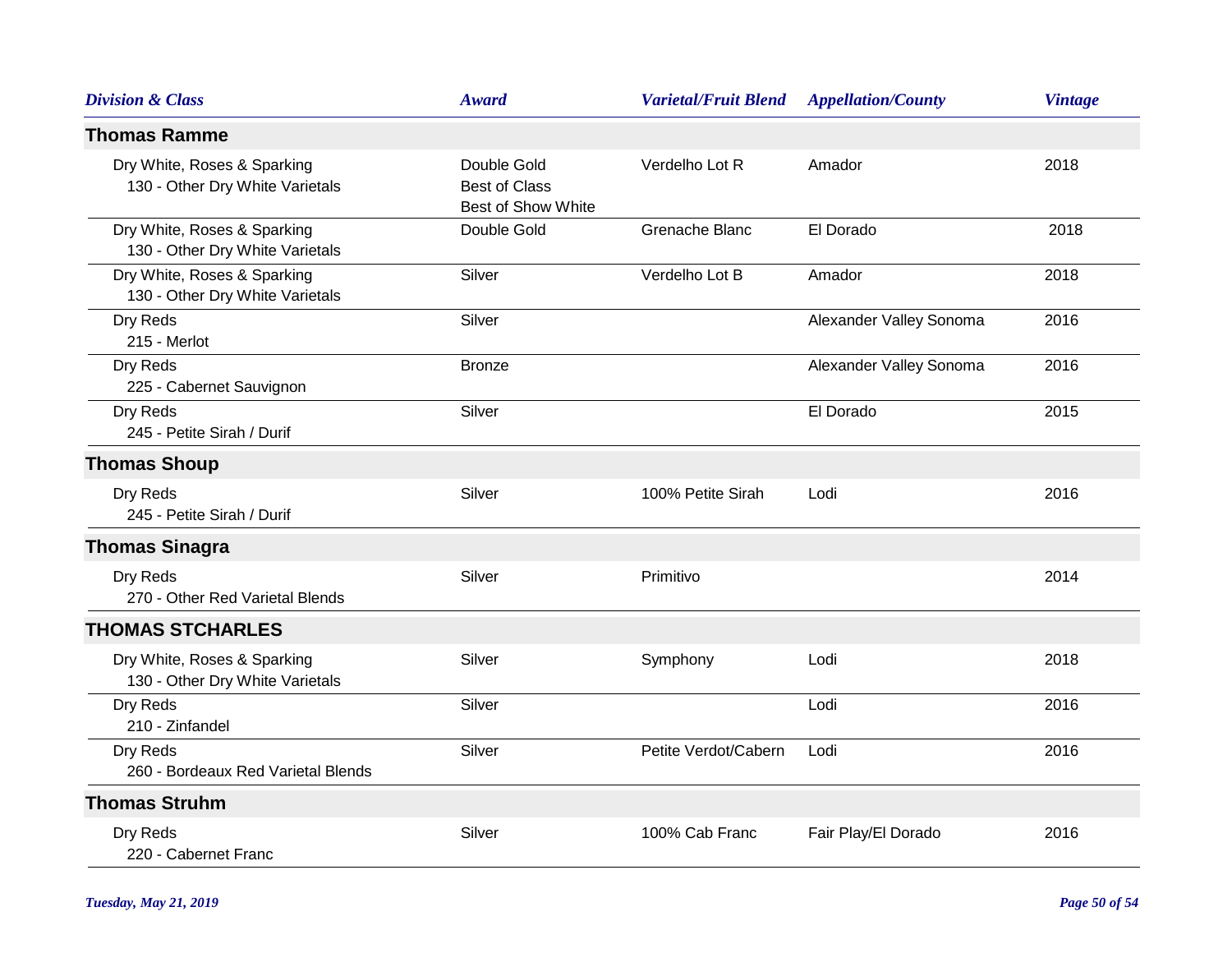| Division & Class | Award | Varietal/Fruit Blend | Appellation/County | Vintage |
|---|---|---|---|---|
| **Thomas Ramme** | | | | |
| Dry White, Roses & Sparking<br>130 - Other Dry White Varietals | Double Gold<br>Best of Class<br>Best of Show White | Verdelho Lot R | Amador | 2018 |
| Dry White, Roses & Sparking<br>130 - Other Dry White Varietals | Double Gold | Grenache Blanc | El Dorado | 2018 |
| Dry White, Roses & Sparking<br>130 - Other Dry White Varietals | Silver | Verdelho Lot B | Amador | 2018 |
| Dry Reds<br>215 - Merlot | Silver | | Alexander Valley Sonoma | 2016 |
| Dry Reds<br>225 - Cabernet Sauvignon | Bronze | | Alexander Valley Sonoma | 2016 |
| Dry Reds<br>245 - Petite Sirah / Durif | Silver | | El Dorado | 2015 |
| **Thomas Shoup** | | | | |
| Dry Reds<br>245 - Petite Sirah / Durif | Silver | 100% Petite Sirah | Lodi | 2016 |
| **Thomas Sinagra** | | | | |
| Dry Reds<br>270 - Other Red Varietal Blends | Silver | Primitivo | | 2014 |
| **THOMAS STCHARLES** | | | | |
| Dry White, Roses & Sparking<br>130 - Other Dry White Varietals | Silver | Symphony | Lodi | 2018 |
| Dry Reds<br>210 - Zinfandel | Silver | | Lodi | 2016 |
| Dry Reds<br>260 - Bordeaux Red Varietal Blends | Silver | Petite Verdot/Cabern | Lodi | 2016 |
| **Thomas Struhm** | | | | |
| Dry Reds<br>220 - Cabernet Franc | Silver | 100% Cab Franc | Fair Play/El Dorado | 2016 |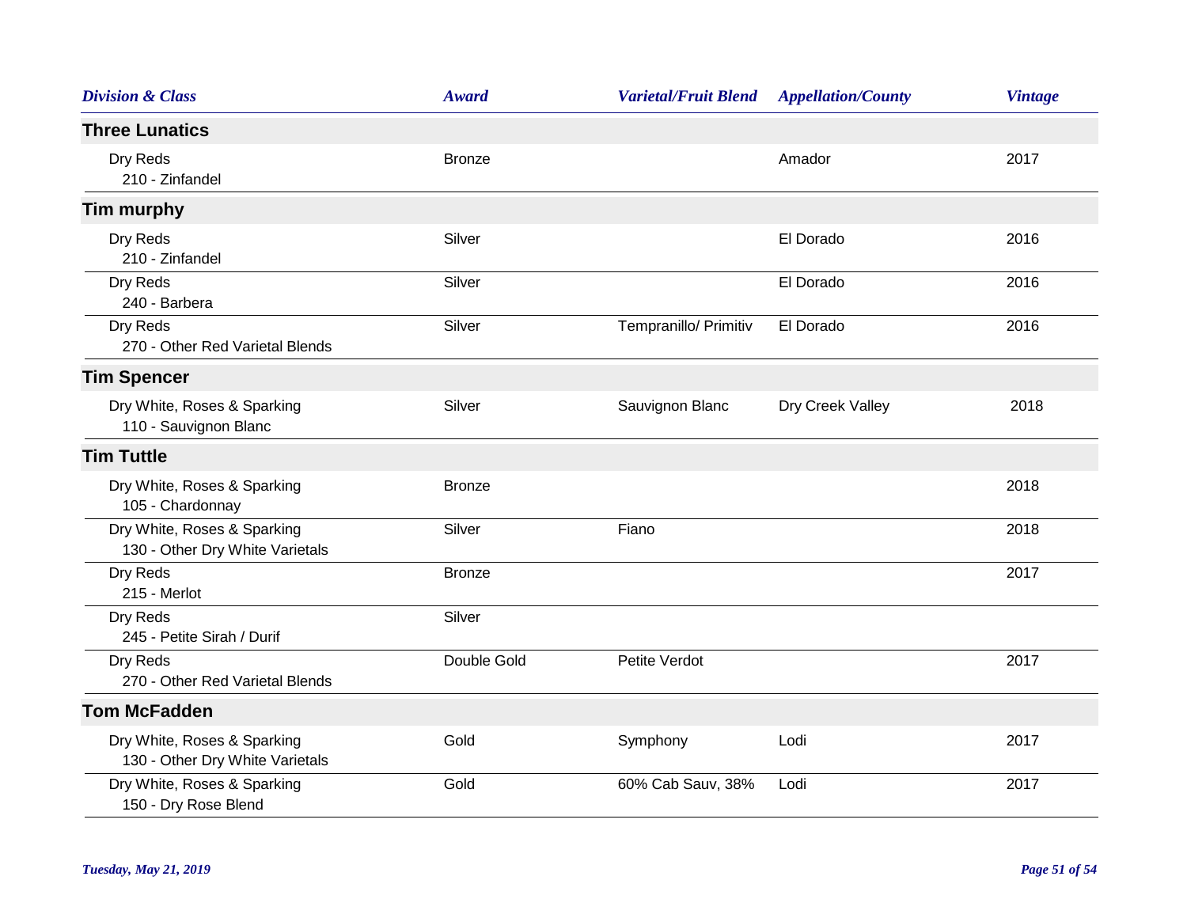| Division & Class | Award | Varietal/Fruit Blend | Appellation/County | Vintage |
|---|---|---|---|---|
| **Three Lunatics** | | | | |
| Dry Reds<br>210 - Zinfandel | Bronze | | Amador | 2017 |
| **Tim murphy** | | | | |
| Dry Reds<br>210 - Zinfandel | Silver | | El Dorado | 2016 |
| Dry Reds<br>240 - Barbera | Silver | | El Dorado | 2016 |
| Dry Reds<br>270 - Other Red Varietal Blends | Silver | Tempranillo/ Primitiv | El Dorado | 2016 |
| **Tim Spencer** | | | | |
| Dry White, Roses & Sparking<br>110 - Sauvignon Blanc | Silver | Sauvignon Blanc | Dry Creek Valley | 2018 |
| **Tim Tuttle** | | | | |
| Dry White, Roses & Sparking<br>105 - Chardonnay | Bronze | | | 2018 |
| Dry White, Roses & Sparking<br>130 - Other Dry White Varietals | Silver | Fiano | | 2018 |
| Dry Reds<br>215 - Merlot | Bronze | | | 2017 |
| Dry Reds<br>245 - Petite Sirah / Durif | Silver | | | |
| Dry Reds<br>270 - Other Red Varietal Blends | Double Gold | Petite Verdot | | 2017 |
| **Tom McFadden** | | | | |
| Dry White, Roses & Sparking<br>130 - Other Dry White Varietals | Gold | Symphony | Lodi | 2017 |
| Dry White, Roses & Sparking<br>150 - Dry Rose Blend | Gold | 60% Cab Sauv, 38% | Lodi | 2017 |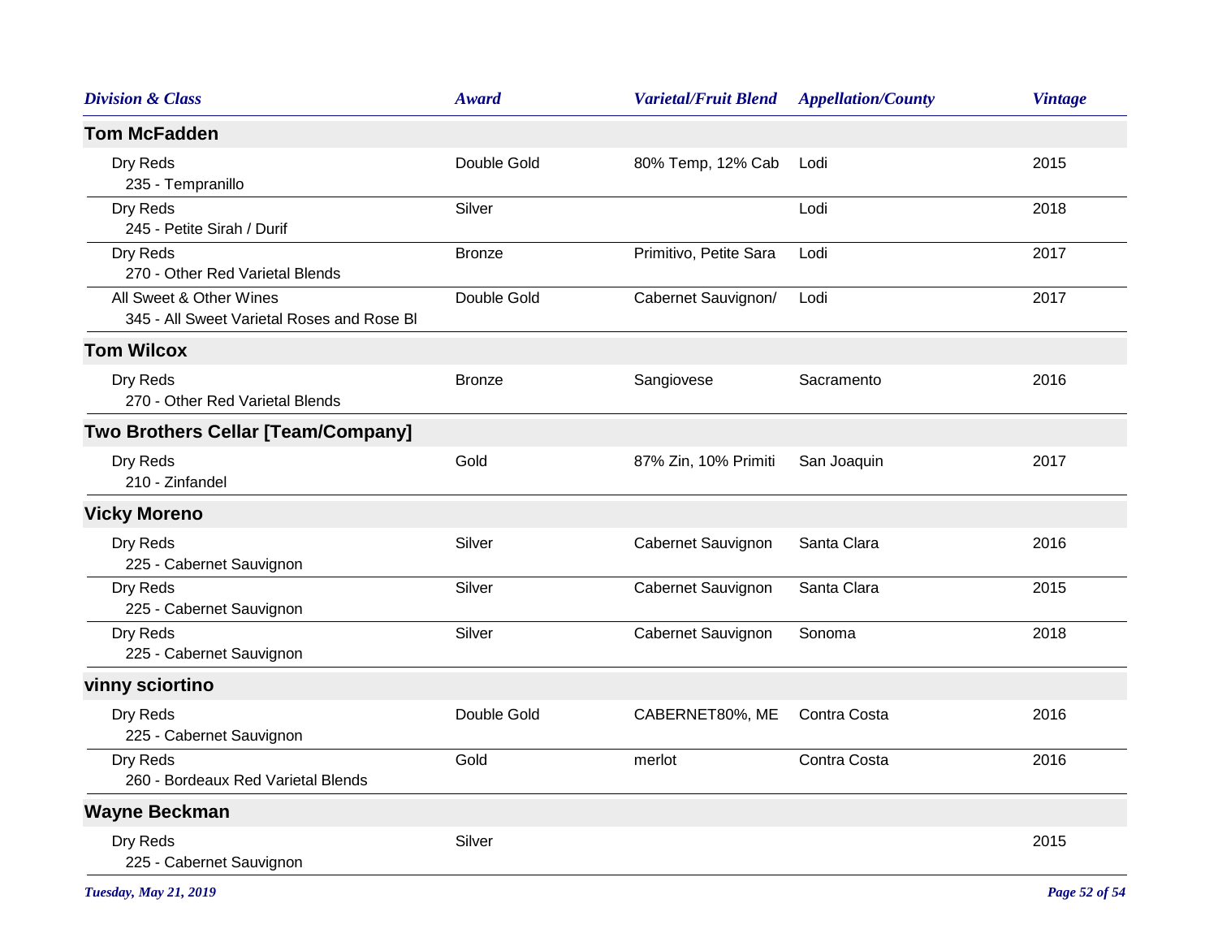| Division & Class | Award | Varietal/Fruit Blend | Appellation/County | Vintage |
|---|---|---|---|---|
| **Tom McFadden** | | | | |
| Dry Reds<br>235 - Tempranillo | Double Gold | 80% Temp, 12% Cab | Lodi | 2015 |
| Dry Reds<br>245 - Petite Sirah / Durif | Silver | | Lodi | 2018 |
| Dry Reds<br>270 - Other Red Varietal Blends | Bronze | Primitivo, Petite Sara | Lodi | 2017 |
| All Sweet & Other Wines<br>345 - All Sweet Varietal Roses and Rose Bl | Double Gold | Cabernet Sauvignon/ | Lodi | 2017 |
| **Tom Wilcox** | | | | |
| Dry Reds<br>270 - Other Red Varietal Blends | Bronze | Sangiovese | Sacramento | 2016 |
| **Two Brothers Cellar [Team/Company]** | | | | |
| Dry Reds<br>210 - Zinfandel | Gold | 87% Zin, 10% Primiti | San Joaquin | 2017 |
| **Vicky Moreno** | | | | |
| Dry Reds<br>225 - Cabernet Sauvignon | Silver | Cabernet Sauvignon | Santa Clara | 2016 |
| Dry Reds<br>225 - Cabernet Sauvignon | Silver | Cabernet Sauvignon | Santa Clara | 2015 |
| Dry Reds<br>225 - Cabernet Sauvignon | Silver | Cabernet Sauvignon | Sonoma | 2018 |
| **vinny sciortino** | | | | |
| Dry Reds<br>225 - Cabernet Sauvignon | Double Gold | CABERNET80%, ME | Contra Costa | 2016 |
| Dry Reds<br>260 - Bordeaux Red Varietal Blends | Gold | merlot | Contra Costa | 2016 |
| **Wayne Beckman** | | | | |
| Dry Reds<br>225 - Cabernet Sauvignon | Silver | | | 2015 |

*Tuesday, May 21, 2019*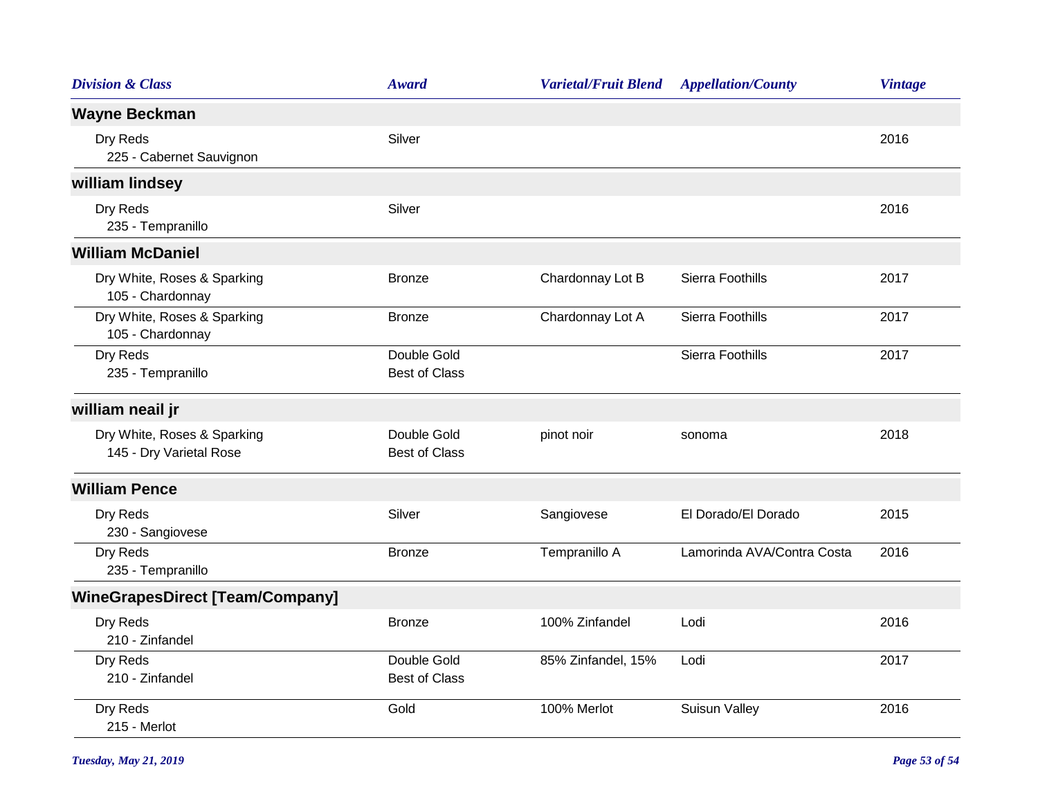| Division & Class | Award | Varietal/Fruit Blend | Appellation/County | Vintage |
|---|---|---|---|---|
| **Wayne Beckman** | | | | |
| Dry Reds<br>225 - Cabernet Sauvignon | Silver | | | 2016 |
| **william lindsey** | | | | |
| Dry Reds<br>235 - Tempranillo | Silver | | | 2016 |
| **William McDaniel** | | | | |
| Dry White, Roses & Sparking<br>105 - Chardonnay | Bronze | Chardonnay Lot B | Sierra Foothills | 2017 |
| Dry White, Roses & Sparking<br>105 - Chardonnay | Bronze | Chardonnay Lot A | Sierra Foothills | 2017 |
| Dry Reds<br>235 - Tempranillo | Double Gold<br>Best of Class | | Sierra Foothills | 2017 |
| **william neail jr** | | | | |
| Dry White, Roses & Sparking<br>145 - Dry Varietal Rose | Double Gold<br>Best of Class | pinot noir | sonoma | 2018 |
| **William Pence** | | | | |
| Dry Reds<br>230 - Sangiovese | Silver | Sangiovese | El Dorado/El Dorado | 2015 |
| Dry Reds<br>235 - Tempranillo | Bronze | Tempranillo A | Lamorinda AVA/Contra Costa | 2016 |
| **WineGrapesDirect [Team/Company]** | | | | |
| Dry Reds<br>210 - Zinfandel | Bronze | 100% Zinfandel | Lodi | 2016 |
| Dry Reds<br>210 - Zinfandel | Double Gold<br>Best of Class | 85% Zinfandel, 15% | Lodi | 2017 |
| Dry Reds<br>215 - Merlot | Gold | 100% Merlot | Suisun Valley | 2016 |

*Tuesday, May 21, 2019*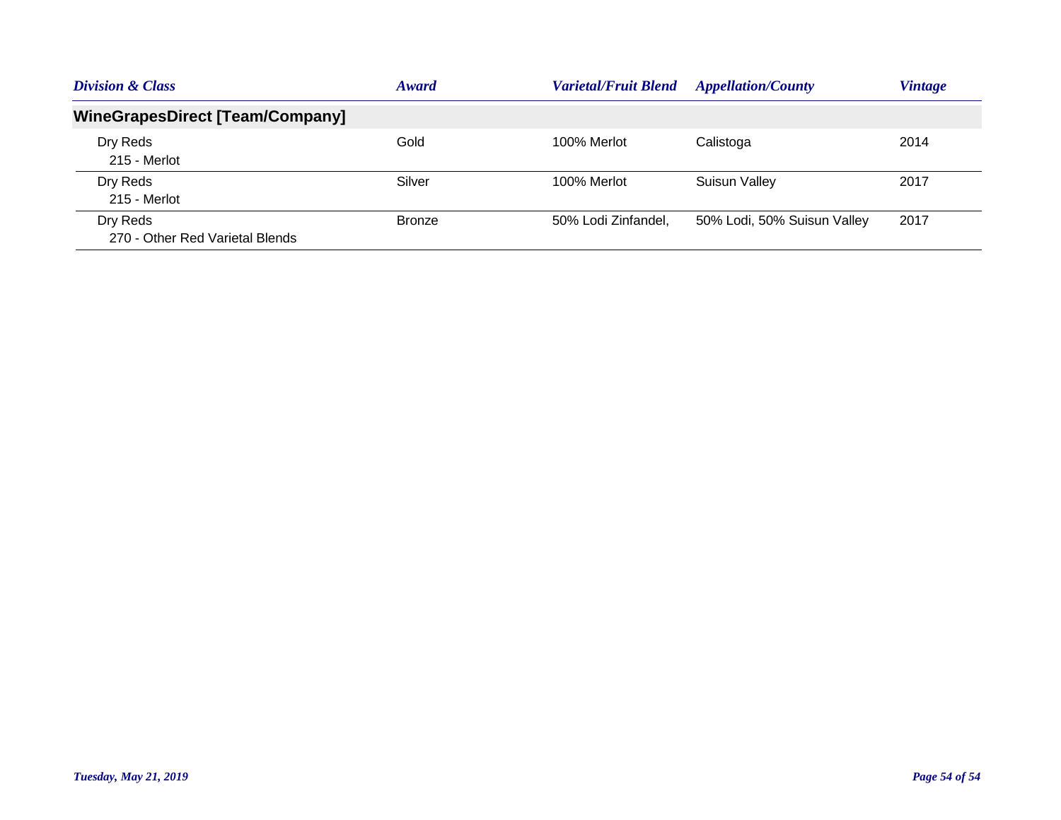| Division & Class | Award | Varietal/Fruit Blend | Appellation/County | Vintage |
|---|---|---|---|---|
| **WineGrapesDirect [Team/Company]** | | | | |
| Dry Reds<br>215 - Merlot | Gold | 100% Merlot | Calistoga | 2014 |
| Dry Reds<br>215 - Merlot | Silver | 100% Merlot | Suisun Valley | 2017 |
| Dry Reds<br>270 - Other Red Varietal Blends | Bronze | 50% Lodi Zinfandel, | 50% Lodi, 50% Suisun Valley | 2017 |